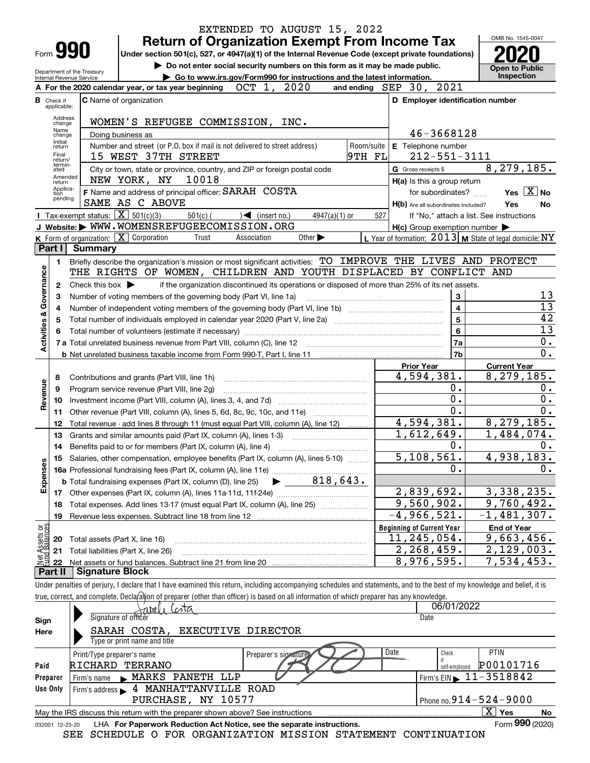EXTENDED TO AUGUST 15, 2022

# Form 990 — Return of Organization Exempt From Income Tax (2020)

Under section 501(c), 527, or 4947(a)(1) of the Internal Revenue Code (except private foundations)

▶ Do not enter social security numbers on this form as it may be made public.

▶ Go to www.irs.gov/Form990 for instructions and the latest information.

Department of the Treasury, Internal Revenue Service

OMB No. 1545-0047 — **Open to Public Inspection**

**A** For the 2020 calendar year, or tax year beginning OCT 1, 2020 and ending SEP 30, 2021

**B** Check if applicable: Address change, Name change, Initial return, Final return/terminated, Amended return, Application pending

**C** Name of organization: WOMEN'S REFUGEE COMMISSION, INC.

Doing business as

Number and street (or P.O. box if mail is not delivered to street address): 15 WEST 37TH STREET — Room/suite: 9TH FL

City or town, state or province, country, and ZIP or foreign postal code: NEW YORK, NY 10018

**D** Employer identification number: 46-3668128

**E** Telephone number: 212-551-3111

**G** Gross receipts $ 8,279,185.

**F** Name and address of principal officer: SARAH COSTA, SAME AS C ABOVE

**H(a)** Is this a group return for subordinates? Yes [ ] No [X]

**H(b)** Are all subordinates included? Yes No — If "No," attach a list. See instructions

**H(c)** Group exemption number ▶

**I** Tax-exempt status: [X] 501(c)(3) [ ] 501(c) ( ) ◀ (insert no.) [ ] 4947(a)(1) or [ ] 527

**J** Website: ▶ WWW.WOMENSREFUGEECOMISSION.ORG

**K** Form of organization: [X] Corporation [ ] Trust [ ] Association [ ] Other ▶

**L** Year of formation: 2013 **M** State of legal domicile: NY

## Part I Summary

**Activities & Governance**

1. Briefly describe the organization's mission or most significant activities: TO IMPROVE THE LIVES AND PROTECT THE RIGHTS OF WOMEN, CHILDREN AND YOUTH DISPLACED BY CONFLICT AND
2. Check this box ▶ [ ] if the organization discontinued its operations or disposed of more than 25% of its net assets.

| Line | Description | No. | Value |
|---|---|---|---|
| 3 | Number of voting members of the governing body (Part VI, line 1a) | 3 | 13 |
| 4 | Number of independent voting members of the governing body (Part VI, line 1b) | 4 | 13 |
| 5 | Total number of individuals employed in calendar year 2020 (Part V, line 2a) | 5 | 42 |
| 6 | Total number of volunteers (estimate if necessary) | 6 | 13 |
| 7a | Total unrelated business revenue from Part VIII, column (C), line 12 | 7a | 0. |
| 7b | Net unrelated business taxable income from Form 990-T, Part I, line 11 | 7b | 0. |

| Line | Description | Prior Year | Current Year |
|---|---|---|---|
| **Revenue** | | | |
| 8 | Contributions and grants (Part VIII, line 1h) | 4,594,381. | 8,279,185. |
| 9 | Program service revenue (Part VIII, line 2g) | 0. | 0. |
| 10 | Investment income (Part VIII, column (A), lines 3, 4, and 7d) | 0. | 0. |
| 11 | Other revenue (Part VIII, column (A), lines 5, 6d, 8c, 9c, 10c, and 11e) | 0. | 0. |
| 12 | Total revenue - add lines 8 through 11 (must equal Part VIII, column (A), line 12) | 4,594,381. | 8,279,185. |
| **Expenses** | | | |
| 13 | Grants and similar amounts paid (Part IX, column (A), lines 1-3) | 1,612,649. | 1,484,074. |
| 14 | Benefits paid to or for members (Part IX, column (A), line 4) | 0. | 0. |
| 15 | Salaries, other compensation, employee benefits (Part IX, column (A), lines 5-10) | 5,108,561. | 4,938,183. |
| 16a | Professional fundraising fees (Part IX, column (A), line 11e) | 0. | 0. |
| b | Total fundraising expenses (Part IX, column (D), line 25) ▶ 818,643. | | |
| 17 | Other expenses (Part IX, column (A), lines 11a-11d, 11f-24e) | 2,839,692. | 3,338,235. |
| 18 | Total expenses. Add lines 13-17 (must equal Part IX, column (A), line 25) | 9,560,902. | 9,760,492. |
| 19 | Revenue less expenses. Subtract line 18 from line 12 | -4,966,521. | -1,481,307. |

| Line | Net Assets or Fund Balances | Beginning of Current Year | End of Year |
|---|---|---|---|
| 20 | Total assets (Part X, line 16) | 11,245,054. | 9,663,456. |
| 21 | Total liabilities (Part X, line 26) | 2,268,459. | 2,129,003. |
| 22 | Net assets or fund balances. Subtract line 21 from line 20 | 8,976,595. | 7,534,453. |

## Part II Signature Block

Under penalties of perjury, I declare that I have examined this return, including accompanying schedules and statements, and to the best of my knowledge and belief, it is true, correct, and complete. Declaration of preparer (other than officer) is based on all information of which preparer has any knowledge.

**Sign Here**

Signature of officer: Sarah Costa — Date: 06/01/2022

SARAH COSTA, EXECUTIVE DIRECTOR — Type or print name and title

**Paid Preparer Use Only**

| Print/Type preparer's name | Preparer's signature | Date | Check if self-employed | PTIN |
|---|---|---|---|---|
| RICHARD TERRANO | | | | P00101716 |

Firm's name ▶ MARKS PANETH LLP — Firm's EIN ▶ 11-3518842

Firm's address ▶ 4 MANHATTANVILLE ROAD, PURCHASE, NY 10577 — Phone no. 914-524-9000

May the IRS discuss this return with the preparer shown above? See instructions [X] Yes [ ] No

032001 12-23-20 LHA For Paperwork Reduction Act Notice, see the separate instructions. Form **990** (2020)

SEE SCHEDULE O FOR ORGANIZATION MISSION STATEMENT CONTINUATION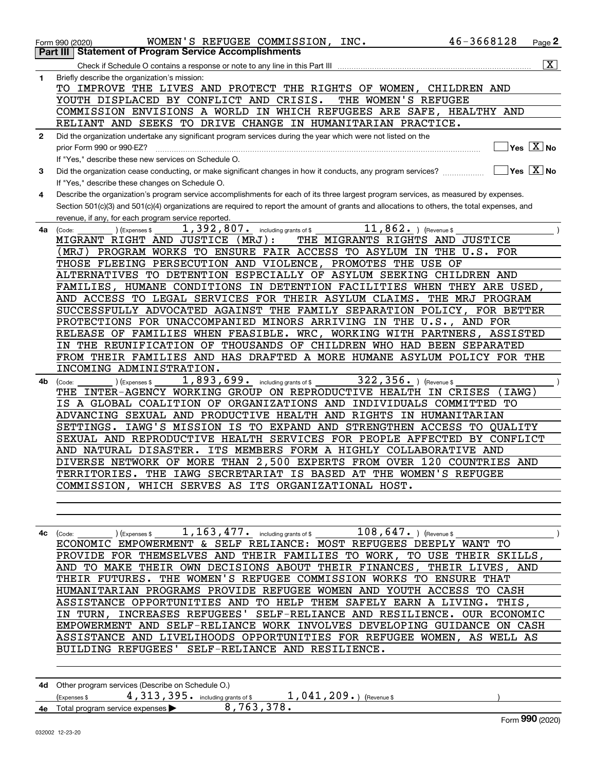Form 990 (2020) WOMEN'S REFUGEE COMMISSION, INC. 46-3668128 Page 2

## Part III Statement of Program Service Accomplishments

Check if Schedule O contains a response or note to any line in this Part III [X]

**1** Briefly describe the organization's mission:

TO IMPROVE THE LIVES AND PROTECT THE RIGHTS OF WOMEN, CHILDREN AND YOUTH DISPLACED BY CONFLICT AND CRISIS. THE WOMEN'S REFUGEE COMMISSION ENVISIONS A WORLD IN WHICH REFUGEES ARE SAFE, HEALTHY AND RELIANT AND SEEKS TO DRIVE CHANGE IN HUMANITARIAN PRACTICE.

**2** Did the organization undertake any significant program services during the year which were not listed on the prior Form 990 or 990-EZ? [ ] Yes [X] No

If "Yes," describe these new services on Schedule O.

**3** Did the organization cease conducting, or make significant changes in how it conducts, any program services? [ ] Yes [X] No

If "Yes," describe these changes on Schedule O.

**4** Describe the organization's program service accomplishments for each of its three largest program services, as measured by expenses. Section 501(c)(3) and 501(c)(4) organizations are required to report the amount of grants and allocations to others, the total expenses, and revenue, if any, for each program service reported.

**4a** (Code: ) (Expenses $ 1,392,807. including grants of $ 11,862. ) (Revenue $ )

MIGRANT RIGHT AND JUSTICE (MRJ): THE MIGRANTS RIGHTS AND JUSTICE (MRJ) PROGRAM WORKS TO ENSURE FAIR ACCESS TO ASYLUM IN THE U.S. FOR THOSE FLEEING PERSECUTION AND VIOLENCE, PROMOTES THE USE OF ALTERNATIVES TO DETENTION ESPECIALLY OF ASYLUM SEEKING CHILDREN AND FAMILIES, HUMANE CONDITIONS IN DETENTION FACILITIES WHEN THEY ARE USED, AND ACCESS TO LEGAL SERVICES FOR THEIR ASYLUM CLAIMS. THE MRJ PROGRAM SUCCESSFULLY ADVOCATED AGAINST THE FAMILY SEPARATION POLICY, FOR BETTER PROTECTIONS FOR UNACCOMPANIED MINORS ARRIVING IN THE U.S., AND FOR RELEASE OF FAMILIES WHEN FEASIBLE. WRC, WORKING WITH PARTNERS, ASSISTED IN THE REUNIFICATION OF THOUSANDS OF CHILDREN WHO HAD BEEN SEPARATED FROM THEIR FAMILIES AND HAS DRAFTED A MORE HUMANE ASYLUM POLICY FOR THE INCOMING ADMINISTRATION.

**4b** (Code: ) (Expenses $ 1,893,699. including grants of $ 322,356. ) (Revenue $ )

THE INTER-AGENCY WORKING GROUP ON REPRODUCTIVE HEALTH IN CRISES (IAWG) IS A GLOBAL COALITION OF ORGANIZATIONS AND INDIVIDUALS COMMITTED TO ADVANCING SEXUAL AND PRODUCTIVE HEALTH AND RIGHTS IN HUMANITARIAN SETTINGS. IAWG'S MISSION IS TO EXPAND AND STRENGTHEN ACCESS TO QUALITY SEXUAL AND REPRODUCTIVE HEALTH SERVICES FOR PEOPLE AFFECTED BY CONFLICT AND NATURAL DISASTER. ITS MEMBERS FORM A HIGHLY COLLABORATIVE AND DIVERSE NETWORK OF MORE THAN 2,500 EXPERTS FROM OVER 120 COUNTRIES AND TERRITORIES. THE IAWG SECRETARIAT IS BASED AT THE WOMEN'S REFUGEE COMMISSION, WHICH SERVES AS ITS ORGANIZATIONAL HOST.

**4c** (Code: ) (Expenses $ 1,163,477. including grants of $ 108,647. ) (Revenue $ )

ECONOMIC EMPOWERMENT & SELF RELIANCE: MOST REFUGEES DEEPLY WANT TO PROVIDE FOR THEMSELVES AND THEIR FAMILIES TO WORK, TO USE THEIR SKILLS, AND TO MAKE THEIR OWN DECISIONS ABOUT THEIR FINANCES, THEIR LIVES, AND THEIR FUTURES. THE WOMEN'S REFUGEE COMMISSION WORKS TO ENSURE THAT HUMANITARIAN PROGRAMS PROVIDE REFUGEE WOMEN AND YOUTH ACCESS TO CASH ASSISTANCE OPPORTUNITIES AND TO HELP THEM SAFELY EARN A LIVING. THIS, IN TURN, INCREASES REFUGEES' SELF-RELIANCE AND RESILIENCE. OUR ECONOMIC EMPOWERMENT AND SELF-RELIANCE WORK INVOLVES DEVELOPING GUIDANCE ON CASH ASSISTANCE AND LIVELIHOODS OPPORTUNITIES FOR REFUGEE WOMEN, AS WELL AS BUILDING REFUGEES' SELF-RELIANCE AND RESILIENCE.

**4d** Other program services (Describe on Schedule O.)

(Expenses $ 4,313,395. including grants of $ 1,041,209. ) (Revenue $ )

**4e** Total program service expenses ▶ 8,763,378.

Form **990** (2020)

032002 12-23-20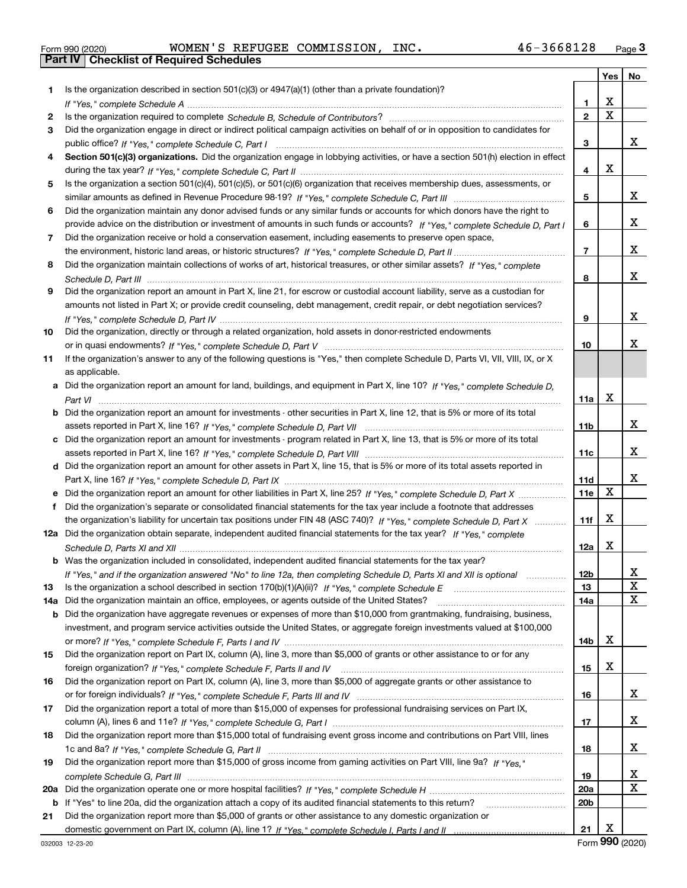Form 990 (2020) WOMEN'S REFUGEE COMMISSION, INC. 46-3668128 Page 3

## Part IV Checklist of Required Schedules

| | | | Yes | No |
|---|---|---|---|---|
| 1 | Is the organization described in section 501(c)(3) or 4947(a)(1) (other than a private foundation)? *If "Yes," complete Schedule A* | 1 | X | |
| 2 | Is the organization required to complete *Schedule B, Schedule of Contributors*? | 2 | X | |
| 3 | Did the organization engage in direct or indirect political campaign activities on behalf of or in opposition to candidates for public office? *If "Yes," complete Schedule C, Part I* | 3 | | X |
| 4 | **Section 501(c)(3) organizations.** Did the organization engage in lobbying activities, or have a section 501(h) election in effect during the tax year? *If "Yes," complete Schedule C, Part II* | 4 | X | |
| 5 | Is the organization a section 501(c)(4), 501(c)(5), or 501(c)(6) organization that receives membership dues, assessments, or similar amounts as defined in Revenue Procedure 98-19? *If "Yes," complete Schedule C, Part III* | 5 | | X |
| 6 | Did the organization maintain any donor advised funds or any similar funds or accounts for which donors have the right to provide advice on the distribution or investment of amounts in such funds or accounts? *If "Yes," complete Schedule D, Part I* | 6 | | X |
| 7 | Did the organization receive or hold a conservation easement, including easements to preserve open space, the environment, historic land areas, or historic structures? *If "Yes," complete Schedule D, Part II* | 7 | | X |
| 8 | Did the organization maintain collections of works of art, historical treasures, or other similar assets? *If "Yes," complete Schedule D, Part III* | 8 | | X |
| 9 | Did the organization report an amount in Part X, line 21, for escrow or custodial account liability, serve as a custodian for amounts not listed in Part X; or provide credit counseling, debt management, credit repair, or debt negotiation services? *If "Yes," complete Schedule D, Part IV* | 9 | | X |
| 10 | Did the organization, directly or through a related organization, hold assets in donor-restricted endowments or in quasi endowments? *If "Yes," complete Schedule D, Part V* | 10 | | X |
| 11 | If the organization's answer to any of the following questions is "Yes," then complete Schedule D, Parts VI, VII, VIII, IX, or X as applicable. | | | |
| a | Did the organization report an amount for land, buildings, and equipment in Part X, line 10? *If "Yes," complete Schedule D, Part VI* | 11a | X | |
| b | Did the organization report an amount for investments - other securities in Part X, line 12, that is 5% or more of its total assets reported in Part X, line 16? *If "Yes," complete Schedule D, Part VII* | 11b | | X |
| c | Did the organization report an amount for investments - program related in Part X, line 13, that is 5% or more of its total assets reported in Part X, line 16? *If "Yes," complete Schedule D, Part VIII* | 11c | | X |
| d | Did the organization report an amount for other assets in Part X, line 15, that is 5% or more of its total assets reported in Part X, line 16? *If "Yes," complete Schedule D, Part IX* | 11d | | X |
| e | Did the organization report an amount for other liabilities in Part X, line 25? *If "Yes," complete Schedule D, Part X* | 11e | X | |
| f | Did the organization's separate or consolidated financial statements for the tax year include a footnote that addresses the organization's liability for uncertain tax positions under FIN 48 (ASC 740)? *If "Yes," complete Schedule D, Part X* | 11f | X | |
| 12a | Did the organization obtain separate, independent audited financial statements for the tax year? *If "Yes," complete Schedule D, Parts XI and XII* | 12a | X | |
| b | Was the organization included in consolidated, independent audited financial statements for the tax year? *If "Yes," and if the organization answered "No" to line 12a, then completing Schedule D, Parts XI and XII is optional* | 12b | | X |
| 13 | Is the organization a school described in section 170(b)(1)(A)(ii)? *If "Yes," complete Schedule E* | 13 | | X |
| 14a | Did the organization maintain an office, employees, or agents outside of the United States? | 14a | | X |
| b | Did the organization have aggregate revenues or expenses of more than $10,000 from grantmaking, fundraising, business, investment, and program service activities outside the United States, or aggregate foreign investments valued at $100,000 or more? *If "Yes," complete Schedule F, Parts I and IV* | 14b | X | |
| 15 | Did the organization report on Part IX, column (A), line 3, more than $5,000 of grants or other assistance to or for any foreign organization? *If "Yes," complete Schedule F, Parts II and IV* | 15 | X | |
| 16 | Did the organization report on Part IX, column (A), line 3, more than $5,000 of aggregate grants or other assistance to or for foreign individuals? *If "Yes," complete Schedule F, Parts III and IV* | 16 | | X |
| 17 | Did the organization report a total of more than $15,000 of expenses for professional fundraising services on Part IX, column (A), lines 6 and 11e? *If "Yes," complete Schedule G, Part I* | 17 | | X |
| 18 | Did the organization report more than $15,000 total of fundraising event gross income and contributions on Part VIII, lines 1c and 8a? *If "Yes," complete Schedule G, Part II* | 18 | | X |
| 19 | Did the organization report more than $15,000 of gross income from gaming activities on Part VIII, line 9a? *If "Yes," complete Schedule G, Part III* | 19 | | X |
| 20a | Did the organization operate one or more hospital facilities? *If "Yes," complete Schedule H* | 20a | | X |
| b | If "Yes" to line 20a, did the organization attach a copy of its audited financial statements to this return? | 20b | | |
| 21 | Did the organization report more than $5,000 of grants or other assistance to any domestic organization or domestic government on Part IX, column (A), line 1? *If "Yes," complete Schedule I, Parts I and II* | 21 | X | |

032003 12-23-20 Form **990** (2020)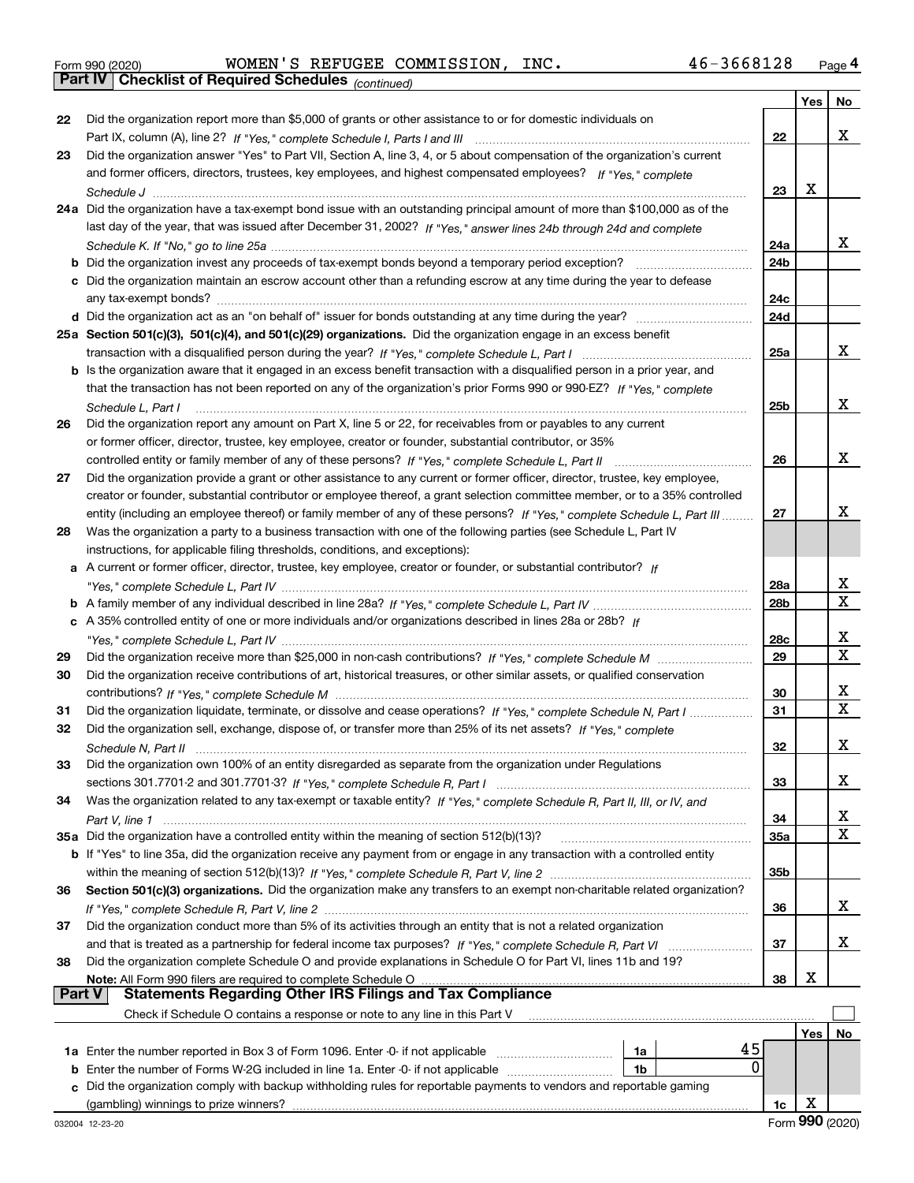Form 990 (2020) WOMEN'S REFUGEE COMMISSION, INC. 46-3668128 Page 4

**Part IV | Checklist of Required Schedules** *(continued)*

| | | | Yes | No |
|---|---|---|---|---|
| 22 | Did the organization report more than $5,000 of grants or other assistance to or for domestic individuals on Part IX, column (A), line 2? *If "Yes," complete Schedule I, Parts I and III* | 22 | | X |
| 23 | Did the organization answer "Yes" to Part VII, Section A, line 3, 4, or 5 about compensation of the organization's current and former officers, directors, trustees, key employees, and highest compensated employees? *If "Yes," complete Schedule J* | 23 | X | |
| 24a | Did the organization have a tax-exempt bond issue with an outstanding principal amount of more than $100,000 as of the last day of the year, that was issued after December 31, 2002? *If "Yes," answer lines 24b through 24d and complete Schedule K. If "No," go to line 25a* | 24a | | X |
| b | Did the organization invest any proceeds of tax-exempt bonds beyond a temporary period exception? | 24b | | |
| c | Did the organization maintain an escrow account other than a refunding escrow at any time during the year to defease any tax-exempt bonds? | 24c | | |
| d | Did the organization act as an "on behalf of" issuer for bonds outstanding at any time during the year? | 24d | | |
| 25a | **Section 501(c)(3), 501(c)(4), and 501(c)(29) organizations.** Did the organization engage in an excess benefit transaction with a disqualified person during the year? *If "Yes," complete Schedule L, Part I* | 25a | | X |
| b | Is the organization aware that it engaged in an excess benefit transaction with a disqualified person in a prior year, and that the transaction has not been reported on any of the organization's prior Forms 990 or 990-EZ? *If "Yes," complete Schedule L, Part I* | 25b | | X |
| 26 | Did the organization report any amount on Part X, line 5 or 22, for receivables from or payables to any current or former officer, director, trustee, key employee, creator or founder, substantial contributor, or 35% controlled entity or family member of any of these persons? *If "Yes," complete Schedule L, Part II* | 26 | | X |
| 27 | Did the organization provide a grant or other assistance to any current or former officer, director, trustee, key employee, creator or founder, substantial contributor or employee thereof, a grant selection committee member, or to a 35% controlled entity (including an employee thereof) or family member of any of these persons? *If "Yes," complete Schedule L, Part III* | 27 | | X |
| 28 | Was the organization a party to a business transaction with one of the following parties (see Schedule L, Part IV instructions, for applicable filing thresholds, conditions, and exceptions): | | | |
| a | A current or former officer, director, trustee, key employee, creator or founder, or substantial contributor? *If "Yes," complete Schedule L, Part IV* | 28a | | X |
| b | A family member of any individual described in line 28a? *If "Yes," complete Schedule L, Part IV* | 28b | | X |
| c | A 35% controlled entity of one or more individuals and/or organizations described in lines 28a or 28b? *If "Yes," complete Schedule L, Part IV* | 28c | | X |
| 29 | Did the organization receive more than $25,000 in non-cash contributions? *If "Yes," complete Schedule M* | 29 | | X |
| 30 | Did the organization receive contributions of art, historical treasures, or other similar assets, or qualified conservation contributions? *If "Yes," complete Schedule M* | 30 | | X |
| 31 | Did the organization liquidate, terminate, or dissolve and cease operations? *If "Yes," complete Schedule N, Part I* | 31 | | X |
| 32 | Did the organization sell, exchange, dispose of, or transfer more than 25% of its net assets? *If "Yes," complete Schedule N, Part II* | 32 | | X |
| 33 | Did the organization own 100% of an entity disregarded as separate from the organization under Regulations sections 301.7701-2 and 301.7701-3? *If "Yes," complete Schedule R, Part I* | 33 | | X |
| 34 | Was the organization related to any tax-exempt or taxable entity? *If "Yes," complete Schedule R, Part II, III, or IV, and Part V, line 1* | 34 | | X |
| 35a | Did the organization have a controlled entity within the meaning of section 512(b)(13)? | 35a | | X |
| b | If "Yes" to line 35a, did the organization receive any payment from or engage in any transaction with a controlled entity within the meaning of section 512(b)(13)? *If "Yes," complete Schedule R, Part V, line 2* | 35b | | |
| 36 | **Section 501(c)(3) organizations.** Did the organization make any transfers to an exempt non-charitable related organization? *If "Yes," complete Schedule R, Part V, line 2* | 36 | | X |
| 37 | Did the organization conduct more than 5% of its activities through an entity that is not a related organization and that is treated as a partnership for federal income tax purposes? *If "Yes," complete Schedule R, Part VI* | 37 | | X |
| 38 | Did the organization complete Schedule O and provide explanations in Schedule O for Part VI, lines 11b and 19? **Note:** All Form 990 filers are required to complete Schedule O | 38 | X | |

**Part V | Statements Regarding Other IRS Filings and Tax Compliance**

Check if Schedule O contains a response or note to any line in this Part V ☐

| | | | | | Yes | No |
|---|---|---|---|---|---|---|
| 1a | Enter the number reported in Box 3 of Form 1096. Enter -0- if not applicable | 1a | 45 | | | |
| b | Enter the number of Forms W-2G included in line 1a. Enter -0- if not applicable | 1b | 0 | | | |
| c | Did the organization comply with backup withholding rules for reportable payments to vendors and reportable gaming (gambling) winnings to prize winners? | | | 1c | X | |

032004 12-23-20 Form **990** (2020)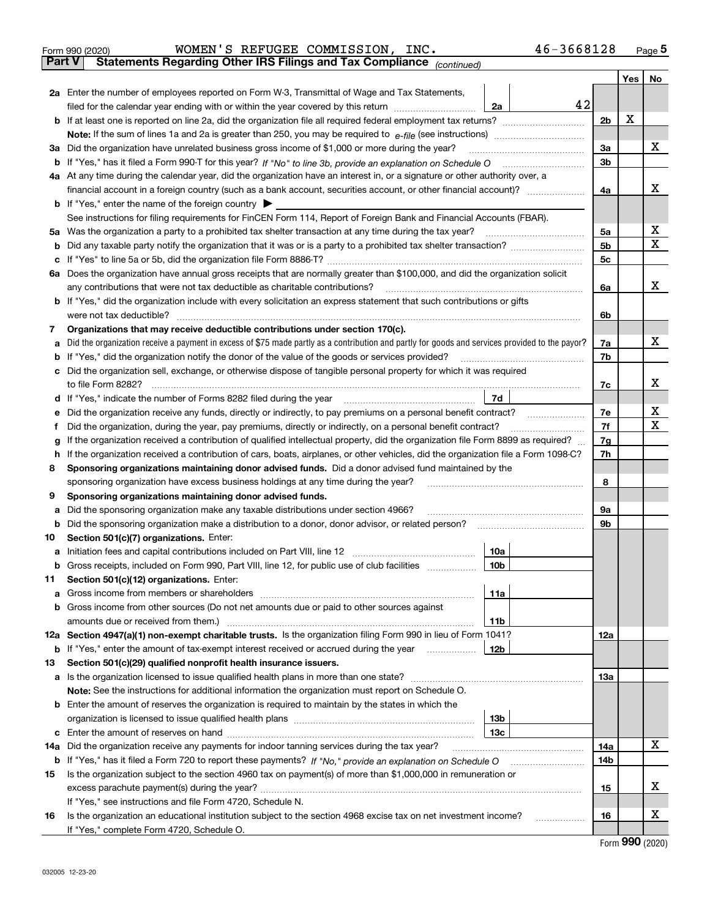Form 990 (2020) WOMEN'S REFUGEE COMMISSION, INC. 46-3668128

## Part V Statements Regarding Other IRS Filings and Tax Compliance *(continued)*

| | | | | | Yes | No |
|---|---|---|---|---|---|---|
| **2a** | Enter the number of employees reported on Form W-3, Transmittal of Wage and Tax Statements, filed for the calendar year ending with or within the year covered by this return | 2a | 42 | | | |
| **b** | If at least one is reported on line 2a, did the organization file all required federal employment tax returns? | | | 2b | X | |
| | **Note:** If the sum of lines 1a and 2a is greater than 250, you may be required to *e-file* (see instructions) | | | | | |
| **3a** | Did the organization have unrelated business gross income of $1,000 or more during the year? | | | 3a | | X |
| **b** | If "Yes," has it filed a Form 990-T for this year? *If "No" to line 3b, provide an explanation on Schedule O* | | | 3b | | |
| **4a** | At any time during the calendar year, did the organization have an interest in, or a signature or other authority over, a financial account in a foreign country (such as a bank account, securities account, or other financial account)? | | | 4a | | X |
| **b** | If "Yes," enter the name of the foreign country ▶ | | | | | |
| | See instructions for filing requirements for FinCEN Form 114, Report of Foreign Bank and Financial Accounts (FBAR). | | | | | |
| **5a** | Was the organization a party to a prohibited tax shelter transaction at any time during the tax year? | | | 5a | | X |
| **b** | Did any taxable party notify the organization that it was or is a party to a prohibited tax shelter transaction? | | | 5b | | X |
| **c** | If "Yes" to line 5a or 5b, did the organization file Form 8886-T? | | | 5c | | |
| **6a** | Does the organization have annual gross receipts that are normally greater than $100,000, and did the organization solicit any contributions that were not tax deductible as charitable contributions? | | | 6a | | X |
| **b** | If "Yes," did the organization include with every solicitation an express statement that such contributions or gifts were not tax deductible? | | | 6b | | |
| **7** | **Organizations that may receive deductible contributions under section 170(c).** | | | | | |
| **a** | Did the organization receive a payment in excess of $75 made partly as a contribution and partly for goods and services provided to the payor? | | | 7a | | X |
| **b** | If "Yes," did the organization notify the donor of the value of the goods or services provided? | | | 7b | | |
| **c** | Did the organization sell, exchange, or otherwise dispose of tangible personal property for which it was required to file Form 8282? | | | 7c | | X |
| **d** | If "Yes," indicate the number of Forms 8282 filed during the year | 7d | | | | |
| **e** | Did the organization receive any funds, directly or indirectly, to pay premiums on a personal benefit contract? | | | 7e | | X |
| **f** | Did the organization, during the year, pay premiums, directly or indirectly, on a personal benefit contract? | | | 7f | | X |
| **g** | If the organization received a contribution of qualified intellectual property, did the organization file Form 8899 as required? | | | 7g | | |
| **h** | If the organization received a contribution of cars, boats, airplanes, or other vehicles, did the organization file a Form 1098-C? | | | 7h | | |
| **8** | **Sponsoring organizations maintaining donor advised funds.** Did a donor advised fund maintained by the sponsoring organization have excess business holdings at any time during the year? | | | 8 | | |
| **9** | **Sponsoring organizations maintaining donor advised funds.** | | | | | |
| **a** | Did the sponsoring organization make any taxable distributions under section 4966? | | | 9a | | |
| **b** | Did the sponsoring organization make a distribution to a donor, donor advisor, or related person? | | | 9b | | |
| **10** | **Section 501(c)(7) organizations.** Enter: | | | | | |
| **a** | Initiation fees and capital contributions included on Part VIII, line 12 | 10a | | | | |
| **b** | Gross receipts, included on Form 990, Part VIII, line 12, for public use of club facilities | 10b | | | | |
| **11** | **Section 501(c)(12) organizations.** Enter: | | | | | |
| **a** | Gross income from members or shareholders | 11a | | | | |
| **b** | Gross income from other sources (Do not net amounts due or paid to other sources against amounts due or received from them.) | 11b | | | | |
| **12a** | **Section 4947(a)(1) non-exempt charitable trusts.** Is the organization filing Form 990 in lieu of Form 1041? | | | 12a | | |
| **b** | If "Yes," enter the amount of tax-exempt interest received or accrued during the year | 12b | | | | |
| **13** | **Section 501(c)(29) qualified nonprofit health insurance issuers.** | | | | | |
| **a** | Is the organization licensed to issue qualified health plans in more than one state? | | | 13a | | |
| | **Note:** See the instructions for additional information the organization must report on Schedule O. | | | | | |
| **b** | Enter the amount of reserves the organization is required to maintain by the states in which the organization is licensed to issue qualified health plans | 13b | | | | |
| **c** | Enter the amount of reserves on hand | 13c | | | | |
| **14a** | Did the organization receive any payments for indoor tanning services during the tax year? | | | 14a | | X |
| **b** | If "Yes," has it filed a Form 720 to report these payments? *If "No," provide an explanation on Schedule O* | | | 14b | | |
| **15** | Is the organization subject to the section 4960 tax on payment(s) of more than $1,000,000 in remuneration or excess parachute payment(s) during the year? | | | 15 | | X |
| | If "Yes," see instructions and file Form 4720, Schedule N. | | | | | |
| **16** | Is the organization an educational institution subject to the section 4968 excise tax on net investment income? | | | 16 | | X |
| | If "Yes," complete Form 4720, Schedule O. | | | | | |

Form **990** (2020)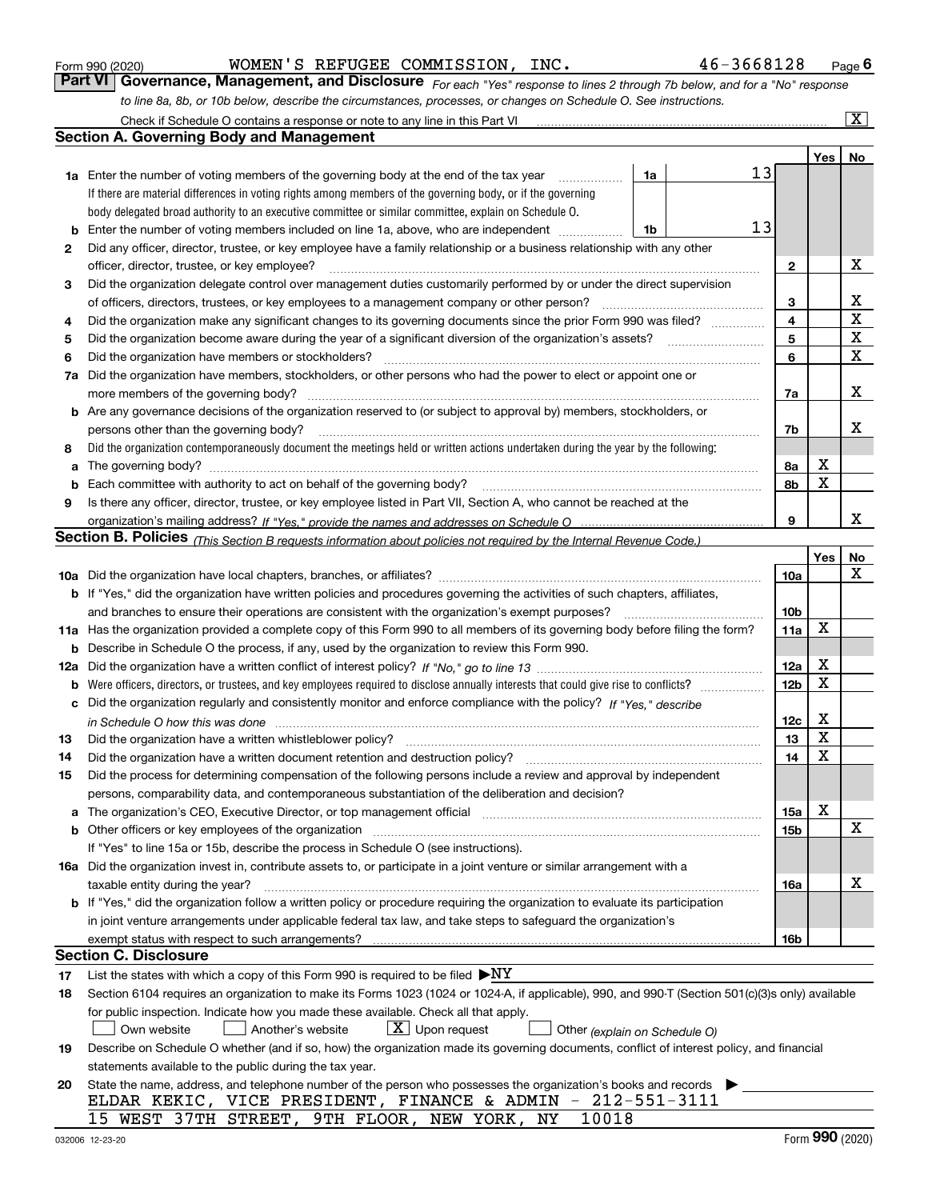Form 990 (2020) WOMEN'S REFUGEE COMMISSION, INC. 46-3668128

## Part VI Governance, Management, and Disclosure

*For each "Yes" response to lines 2 through 7b below, and for a "No" response to line 8a, 8b, or 10b below, describe the circumstances, processes, or changes on Schedule O. See instructions.*

Check if Schedule O contains a response or note to any line in this Part VI ..... [X]

### Section A. Governing Body and Management

| | | | | Yes | No |
|---|---|---|---|---|---|
| **1a** | Enter the number of voting members of the governing body at the end of the tax year ..... **1a** 13 | | | | |
| | If there are material differences in voting rights among members of the governing body, or if the governing body delegated broad authority to an executive committee or similar committee, explain on Schedule O. | | | | |
| **b** | Enter the number of voting members included on line 1a, above, who are independent ..... **1b** 13 | | | | |
| **2** | Did any officer, director, trustee, or key employee have a family relationship or a business relationship with any other officer, director, trustee, or key employee? | | **2** | | X |
| **3** | Did the organization delegate control over management duties customarily performed by or under the direct supervision of officers, directors, trustees, or key employees to a management company or other person? | | **3** | | X |
| **4** | Did the organization make any significant changes to its governing documents since the prior Form 990 was filed? | | **4** | | X |
| **5** | Did the organization become aware during the year of a significant diversion of the organization's assets? | | **5** | | X |
| **6** | Did the organization have members or stockholders? | | **6** | | X |
| **7a** | Did the organization have members, stockholders, or other persons who had the power to elect or appoint one or more members of the governing body? | | **7a** | | X |
| **b** | Are any governance decisions of the organization reserved to (or subject to approval by) members, stockholders, or persons other than the governing body? | | **7b** | | X |
| **8** | Did the organization contemporaneously document the meetings held or written actions undertaken during the year by the following: | | | | |
| **a** | The governing body? | | **8a** | X | |
| **b** | Each committee with authority to act on behalf of the governing body? | | **8b** | X | |
| **9** | Is there any officer, director, trustee, or key employee listed in Part VII, Section A, who cannot be reached at the organization's mailing address? *If "Yes," provide the names and addresses on Schedule O* | | **9** | | X |

### Section B. Policies *(This Section B requests information about policies not required by the Internal Revenue Code.)*

| | | | Yes | No |
|---|---|---|---|---|
| **10a** | Did the organization have local chapters, branches, or affiliates? | **10a** | | X |
| **b** | If "Yes," did the organization have written policies and procedures governing the activities of such chapters, affiliates, and branches to ensure their operations are consistent with the organization's exempt purposes? | **10b** | | |
| **11a** | Has the organization provided a complete copy of this Form 990 to all members of its governing body before filing the form? | **11a** | X | |
| **b** | Describe in Schedule O the process, if any, used by the organization to review this Form 990. | | | |
| **12a** | Did the organization have a written conflict of interest policy? *If "No," go to line 13* | **12a** | X | |
| **b** | Were officers, directors, or trustees, and key employees required to disclose annually interests that could give rise to conflicts? | **12b** | X | |
| **c** | Did the organization regularly and consistently monitor and enforce compliance with the policy? *If "Yes," describe in Schedule O how this was done* | **12c** | X | |
| **13** | Did the organization have a written whistleblower policy? | **13** | X | |
| **14** | Did the organization have a written document retention and destruction policy? | **14** | X | |
| **15** | Did the process for determining compensation of the following persons include a review and approval by independent persons, comparability data, and contemporaneous substantiation of the deliberation and decision? | | | |
| **a** | The organization's CEO, Executive Director, or top management official | **15a** | X | |
| **b** | Other officers or key employees of the organization | **15b** | | X |
| | If "Yes" to line 15a or 15b, describe the process in Schedule O (see instructions). | | | |
| **16a** | Did the organization invest in, contribute assets to, or participate in a joint venture or similar arrangement with a taxable entity during the year? | **16a** | | X |
| **b** | If "Yes," did the organization follow a written policy or procedure requiring the organization to evaluate its participation in joint venture arrangements under applicable federal tax law, and take steps to safeguard the organization's exempt status with respect to such arrangements? | **16b** | | |

### Section C. Disclosure

**17** List the states with which a copy of this Form 990 is required to be filed ▶ NY

**18** Section 6104 requires an organization to make its Forms 1023 (1024 or 1024-A, if applicable), 990, and 990-T (Section 501(c)(3)s only) available for public inspection. Indicate how you made these available. Check all that apply.

[ ] Own website [ ] Another's website [X] Upon request [ ] Other *(explain on Schedule O)*

**19** Describe on Schedule O whether (and if so, how) the organization made its governing documents, conflict of interest policy, and financial statements available to the public during the tax year.

**20** State the name, address, and telephone number of the person who possesses the organization's books and records ▶

ELDAR KEKIC, VICE PRESIDENT, FINANCE & ADMIN - 212-551-3111
15 WEST 37TH STREET, 9TH FLOOR, NEW YORK, NY 10018

032006 12-23-20 Form **990** (2020)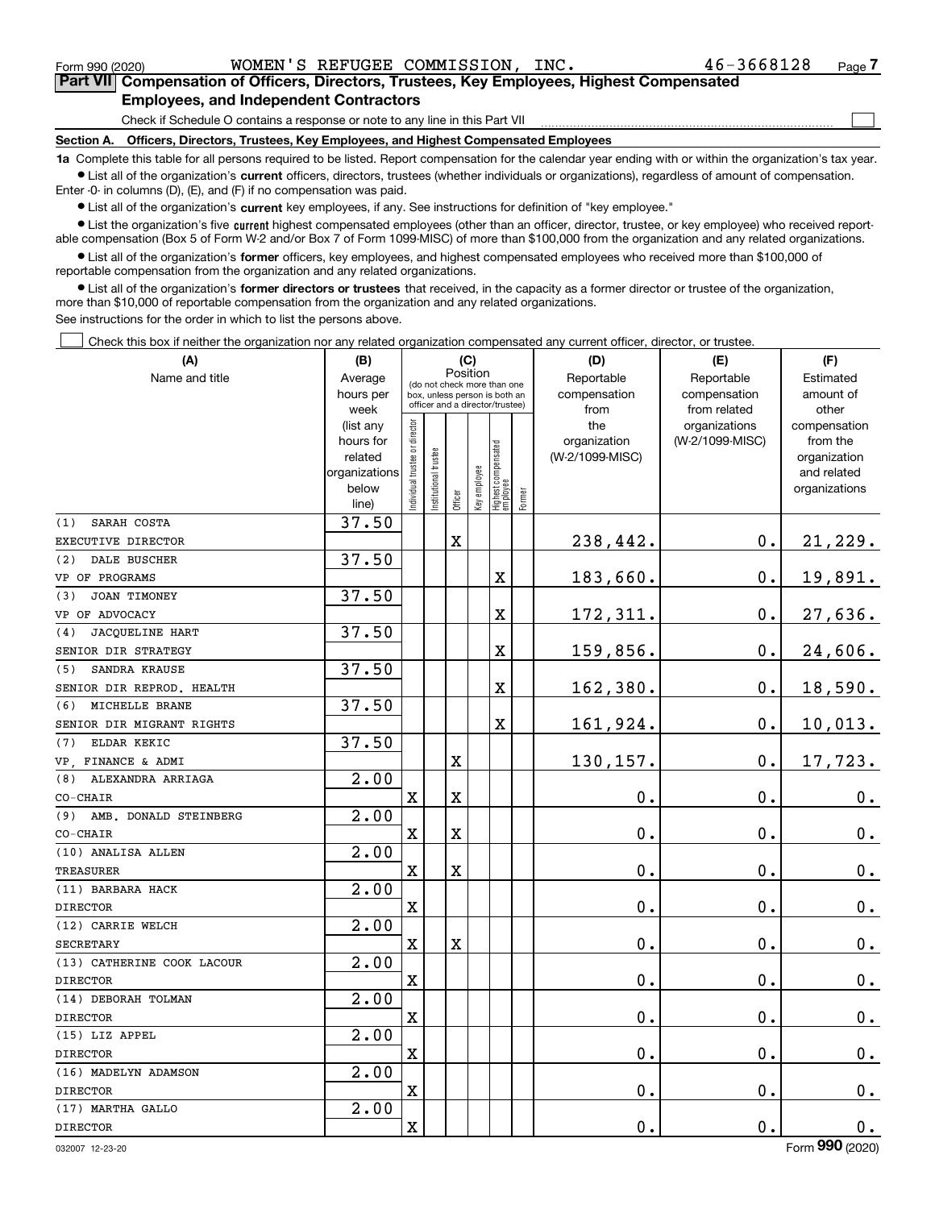Form 990 (2020) WOMEN'S REFUGEE COMMISSION, INC. 46-3668128 Page **7**

## Part VII Compensation of Officers, Directors, Trustees, Key Employees, Highest Compensated Employees, and Independent Contractors

Check if Schedule O contains a response or note to any line in this Part VII ☐

**Section A. Officers, Directors, Trustees, Key Employees, and Highest Compensated Employees**

**1a** Complete this table for all persons required to be listed. Report compensation for the calendar year ending with or within the organization's tax year.

- List all of the organization's **current** officers, directors, trustees (whether individuals or organizations), regardless of amount of compensation. Enter -0- in columns (D), (E), and (F) if no compensation was paid.
- List all of the organization's **current** key employees, if any. See instructions for definition of "key employee."
- List the organization's five **current** highest compensated employees (other than an officer, director, trustee, or key employee) who received reportable compensation (Box 5 of Form W-2 and/or Box 7 of Form 1099-MISC) of more than $100,000 from the organization and any related organizations.
- List all of the organization's **former** officers, key employees, and highest compensated employees who received more than $100,000 of reportable compensation from the organization and any related organizations.
- List all of the organization's **former directors or trustees** that received, in the capacity as a former director or trustee of the organization, more than $10,000 of reportable compensation from the organization and any related organizations.

See instructions for the order in which to list the persons above.

☐ Check this box if neither the organization nor any related organization compensated any current officer, director, or trustee.

| (A) Name and title | (B) Average hours per week (list any hours for related organizations below line) | (C) Position: Individual trustee or director | Institutional trustee | Officer | Key employee | Highest compensated employee | Former | (D) Reportable compensation from the organization (W-2/1099-MISC) | (E) Reportable compensation from related organizations (W-2/1099-MISC) | (F) Estimated amount of other compensation from the organization and related organizations |
|---|---|---|---|---|---|---|---|---|---|---|
| (1) SARAH COSTA<br>EXECUTIVE DIRECTOR | 37.50 | | | X | | | | 238,442. | 0. | 21,229. |
| (2) DALE BUSCHER<br>VP OF PROGRAMS | 37.50 | | | | | X | | 183,660. | 0. | 19,891. |
| (3) JOAN TIMONEY<br>VP OF ADVOCACY | 37.50 | | | | | X | | 172,311. | 0. | 27,636. |
| (4) JACQUELINE HART<br>SENIOR DIR STRATEGY | 37.50 | | | | | X | | 159,856. | 0. | 24,606. |
| (5) SANDRA KRAUSE<br>SENIOR DIR REPROD. HEALTH | 37.50 | | | | | X | | 162,380. | 0. | 18,590. |
| (6) MICHELLE BRANE<br>SENIOR DIR MIGRANT RIGHTS | 37.50 | | | | | X | | 161,924. | 0. | 10,013. |
| (7) ELDAR KEKIC<br>VP, FINANCE & ADMI | 37.50 | | | X | | | | 130,157. | 0. | 17,723. |
| (8) ALEXANDRA ARRIAGA<br>CO-CHAIR | 2.00 | X | | X | | | | 0. | 0. | 0. |
| (9) AMB. DONALD STEINBERG<br>CO-CHAIR | 2.00 | X | | X | | | | 0. | 0. | 0. |
| (10) ANALISA ALLEN<br>TREASURER | 2.00 | X | | X | | | | 0. | 0. | 0. |
| (11) BARBARA HACK<br>DIRECTOR | 2.00 | X | | | | | | 0. | 0. | 0. |
| (12) CARRIE WELCH<br>SECRETARY | 2.00 | X | | X | | | | 0. | 0. | 0. |
| (13) CATHERINE COOK LACOUR<br>DIRECTOR | 2.00 | X | | | | | | 0. | 0. | 0. |
| (14) DEBORAH TOLMAN<br>DIRECTOR | 2.00 | X | | | | | | 0. | 0. | 0. |
| (15) LIZ APPEL<br>DIRECTOR | 2.00 | X | | | | | | 0. | 0. | 0. |
| (16) MADELYN ADAMSON<br>DIRECTOR | 2.00 | X | | | | | | 0. | 0. | 0. |
| (17) MARTHA GALLO<br>DIRECTOR | 2.00 | X | | | | | | 0. | 0. | 0. |

032007 12-23-20 Form **990** (2020)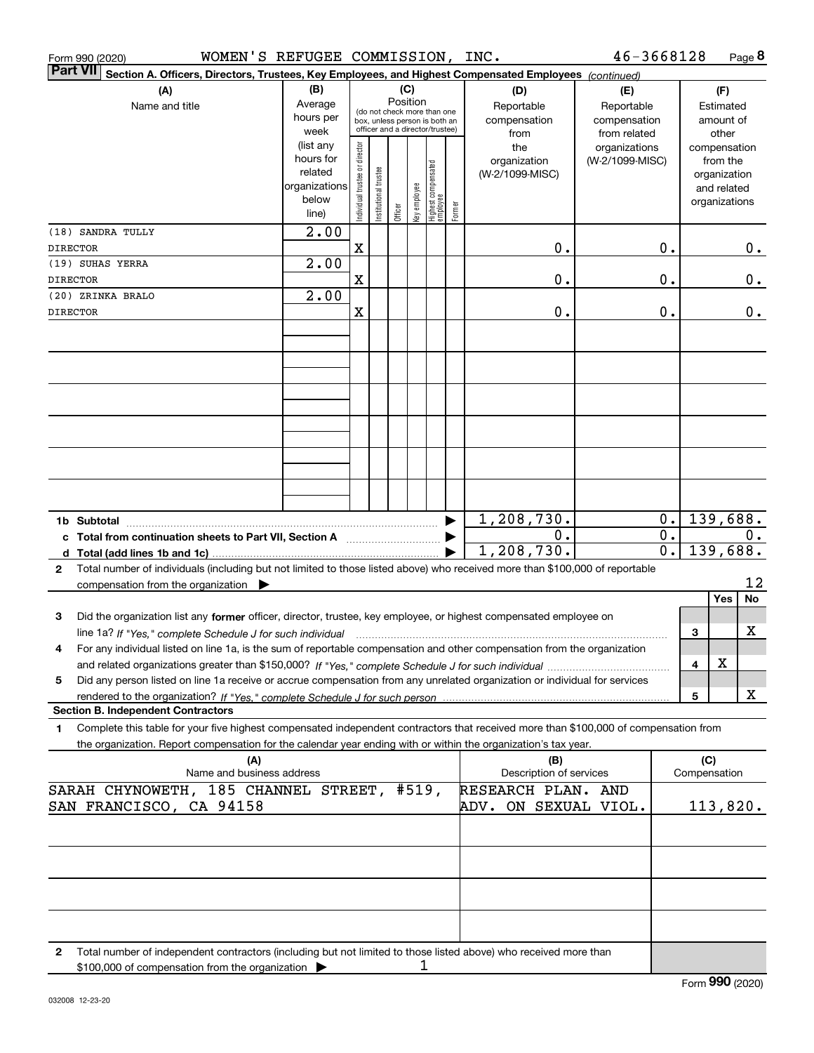Form 990 (2020) WOMEN'S REFUGEE COMMISSION, INC. 46-3668128 Page 8

**Part VII Section A. Officers, Directors, Trustees, Key Employees, and Highest Compensated Employees** *(continued)*

| (A) Name and title | (B) Average hours per week (list any hours for related organizations below line) | (C) Position: Individual trustee or director | Institutional trustee | Officer | Key employee | Highest compensated employee | Former | (D) Reportable compensation from the organization (W-2/1099-MISC) | (E) Reportable compensation from related organizations (W-2/1099-MISC) | (F) Estimated amount of other compensation from the organization and related organizations |
|---|---|---|---|---|---|---|---|---|---|---|
| (18) SANDRA TULLY<br>DIRECTOR | 2.00 | X | | | | | | 0. | 0. | 0. |
| (19) SUHAS YERRA<br>DIRECTOR | 2.00 | X | | | | | | 0. | 0. | 0. |
| (20) ZRINKA BRALO<br>DIRECTOR | 2.00 | X | | | | | | 0. | 0. | 0. |
| **1b Subtotal** | | | | | | | | 1,208,730. | 0. | 139,688. |
| **c Total from continuation sheets to Part VII, Section A** | | | | | | | | 0. | 0. | 0. |
| **d Total (add lines 1b and 1c)** | | | | | | | | 1,208,730. | 0. | 139,688. |

**2** Total number of individuals (including but not limited to those listed above) who received more than $100,000 of reportable compensation from the organization ▶ 12

| | | Yes | No |
|---|---|---|---|
| **3** Did the organization list any **former** officer, director, trustee, key employee, or highest compensated employee on line 1a? *If "Yes," complete Schedule J for such individual* | 3 | | X |
| **4** For any individual listed on line 1a, is the sum of reportable compensation and other compensation from the organization and related organizations greater than $150,000? *If "Yes," complete Schedule J for such individual* | 4 | X | |
| **5** Did any person listed on line 1a receive or accrue compensation from any unrelated organization or individual for services rendered to the organization? *If "Yes," complete Schedule J for such person* | 5 | | X |

**Section B. Independent Contractors**

**1** Complete this table for your five highest compensated independent contractors that received more than $100,000 of compensation from the organization. Report compensation for the calendar year ending with or within the organization's tax year.

| (A) Name and business address | (B) Description of services | (C) Compensation |
|---|---|---|
| SARAH CHYNOWETH, 185 CHANNEL STREET, #519, SAN FRANCISCO, CA 94158 | RESEARCH PLAN. AND ADV. ON SEXUAL VIOL. | 113,820. |

**2** Total number of independent contractors (including but not limited to those listed above) who received more than $100,000 of compensation from the organization ▶ 1

Form **990** (2020)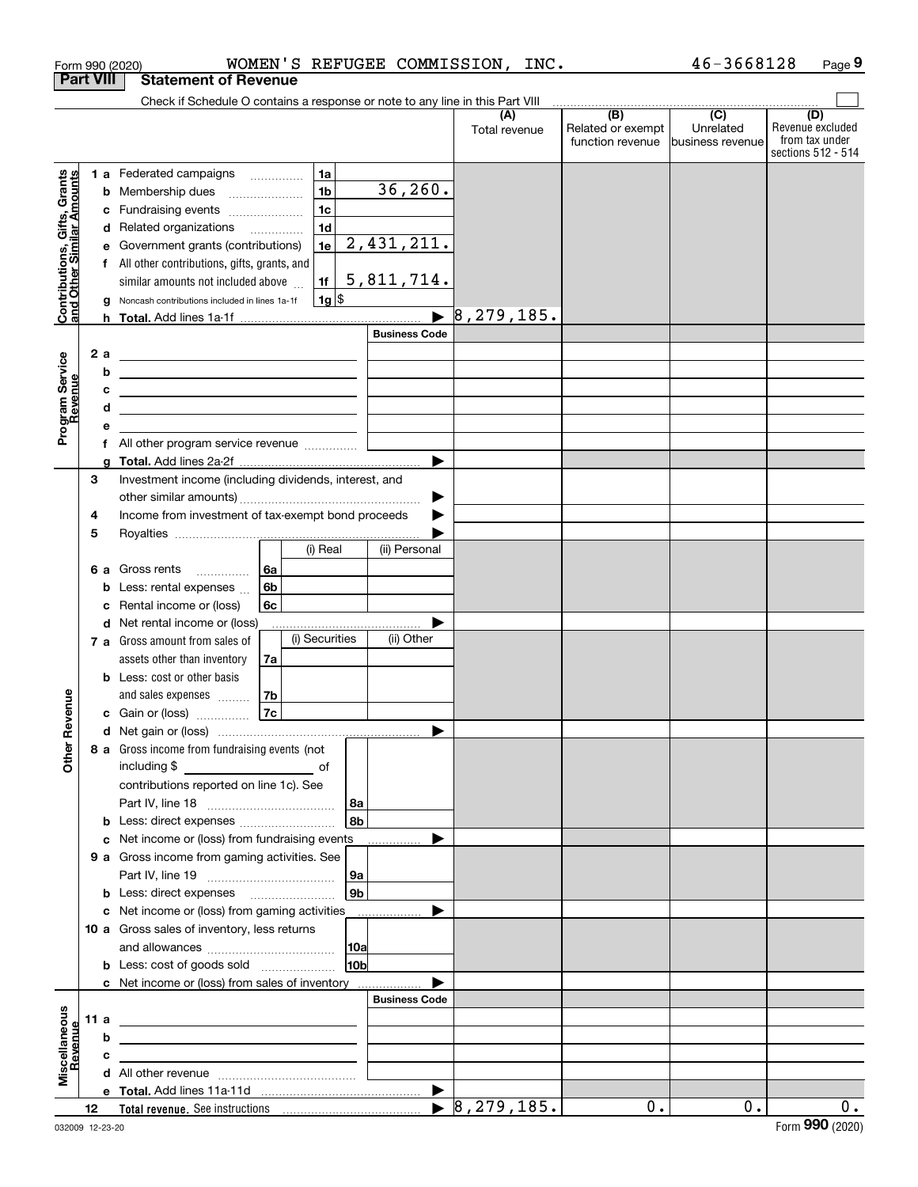Form 990 (2020) WOMEN'S REFUGEE COMMISSION, INC. 46-3668128 Page 9

**Part VIII Statement of Revenue**

Check if Schedule O contains a response or note to any line in this Part VIII

| | | | (A) Total revenue | (B) Related or exempt function revenue | (C) Unrelated business revenue | (D) Revenue excluded from tax under sections 512 - 514 |
|---|---|---|---|---|---|---|
| **Contributions, Gifts, Grants and Other Similar Amounts** | 1a Federated campaigns | 1a | | | | |
| | b Membership dues | 1b 36,260. | | | | |
| | c Fundraising events | 1c | | | | |
| | d Related organizations | 1d | | | | |
| | e Government grants (contributions) | 1e 2,431,211. | | | | |
| | f All other contributions, gifts, grants, and similar amounts not included above | 1f 5,811,714. | | | | |
| | g Noncash contributions included in lines 1a-1f | 1g $ | | | | |
| | h Total. Add lines 1a-1f | ▶ | 8,279,185. | | | |
| **Program Service Revenue** | | Business Code | | | | |
| | 2 a | | | | | |
| | b | | | | | |
| | c | | | | | |
| | d | | | | | |
| | e | | | | | |
| | f All other program service revenue | | | | | |
| | g Total. Add lines 2a-2f | ▶ | | | | |
| **Other Revenue** | 3 Investment income (including dividends, interest, and other similar amounts) | ▶ | | | | |
| | 4 Income from investment of tax-exempt bond proceeds | ▶ | | | | |
| | 5 Royalties | ▶ | | | | |
| | | (i) Real / (ii) Personal | | | | |
| | 6 a Gross rents | 6a | | | | |
| | b Less: rental expenses | 6b | | | | |
| | c Rental income or (loss) | 6c | | | | |
| | d Net rental income or (loss) | ▶ | | | | |
| | | (i) Securities / (ii) Other | | | | |
| | 7 a Gross amount from sales of assets other than inventory | 7a | | | | |
| | b Less: cost or other basis and sales expenses | 7b | | | | |
| | c Gain or (loss) | 7c | | | | |
| | d Net gain or (loss) | ▶ | | | | |
| | 8 a Gross income from fundraising events (not including $ of contributions reported on line 1c). See Part IV, line 18 | 8a | | | | |
| | b Less: direct expenses | 8b | | | | |
| | c Net income or (loss) from fundraising events | ▶ | | | | |
| | 9 a Gross income from gaming activities. See Part IV, line 19 | 9a | | | | |
| | b Less: direct expenses | 9b | | | | |
| | c Net income or (loss) from gaming activities | ▶ | | | | |
| | 10 a Gross sales of inventory, less returns and allowances | 10a | | | | |
| | b Less: cost of goods sold | 10b | | | | |
| | c Net income or (loss) from sales of inventory | ▶ | | | | |
| **Miscellaneous Revenue** | | Business Code | | | | |
| | 11 a | | | | | |
| | b | | | | | |
| | c | | | | | |
| | d All other revenue | | | | | |
| | e Total. Add lines 11a-11d | ▶ | | | | |
| | 12 Total revenue. See instructions | ▶ | 8,279,185. | 0. | 0. | 0. |

032009 12-23-20 Form **990** (2020)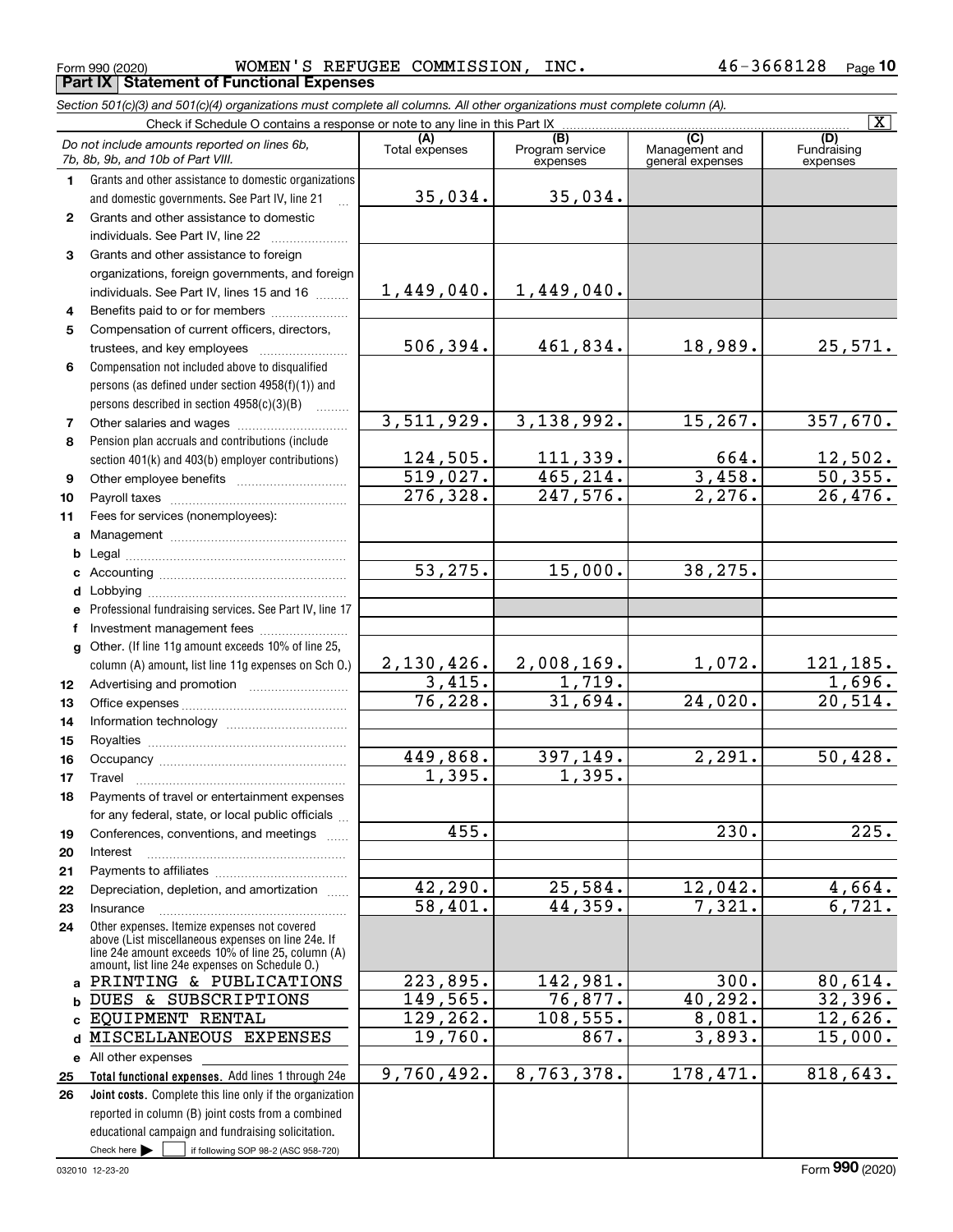Form 990 (2020) WOMEN'S REFUGEE COMMISSION, INC. 46-3668128 Page 10

**Part IX | Statement of Functional Expenses**

*Section 501(c)(3) and 501(c)(4) organizations must complete all columns. All other organizations must complete column (A).*

Check if Schedule O contains a response or note to any line in this Part IX [X]

| *Do not include amounts reported on lines 6b, 7b, 8b, 9b, and 10b of Part VIII.* | (A) Total expenses | (B) Program service expenses | (C) Management and general expenses | (D) Fundraising expenses |
|---|---|---|---|---|
| 1 Grants and other assistance to domestic organizations and domestic governments. See Part IV, line 21 | 35,034. | 35,034. | | |
| 2 Grants and other assistance to domestic individuals. See Part IV, line 22 | | | | |
| 3 Grants and other assistance to foreign organizations, foreign governments, and foreign individuals. See Part IV, lines 15 and 16 | 1,449,040. | 1,449,040. | | |
| 4 Benefits paid to or for members | | | | |
| 5 Compensation of current officers, directors, trustees, and key employees | 506,394. | 461,834. | 18,989. | 25,571. |
| 6 Compensation not included above to disqualified persons (as defined under section 4958(f)(1)) and persons described in section 4958(c)(3)(B) | | | | |
| 7 Other salaries and wages | 3,511,929. | 3,138,992. | 15,267. | 357,670. |
| 8 Pension plan accruals and contributions (include section 401(k) and 403(b) employer contributions) | 124,505. | 111,339. | 664. | 12,502. |
| 9 Other employee benefits | 519,027. | 465,214. | 3,458. | 50,355. |
| 10 Payroll taxes | 276,328. | 247,576. | 2,276. | 26,476. |
| 11 Fees for services (nonemployees): | | | | |
| a Management | | | | |
| b Legal | | | | |
| c Accounting | 53,275. | 15,000. | 38,275. | |
| d Lobbying | | | | |
| e Professional fundraising services. See Part IV, line 17 | | | | |
| f Investment management fees | | | | |
| g Other. (If line 11g amount exceeds 10% of line 25, column (A) amount, list line 11g expenses on Sch O.) | 2,130,426. | 2,008,169. | 1,072. | 121,185. |
| 12 Advertising and promotion | 3,415. | 1,719. | | 1,696. |
| 13 Office expenses | 76,228. | 31,694. | 24,020. | 20,514. |
| 14 Information technology | | | | |
| 15 Royalties | | | | |
| 16 Occupancy | 449,868. | 397,149. | 2,291. | 50,428. |
| 17 Travel | 1,395. | 1,395. | | |
| 18 Payments of travel or entertainment expenses for any federal, state, or local public officials | | | | |
| 19 Conferences, conventions, and meetings | 455. | | 230. | 225. |
| 20 Interest | | | | |
| 21 Payments to affiliates | | | | |
| 22 Depreciation, depletion, and amortization | 42,290. | 25,584. | 12,042. | 4,664. |
| 23 Insurance | 58,401. | 44,359. | 7,321. | 6,721. |
| 24 Other expenses. Itemize expenses not covered above (List miscellaneous expenses on line 24e. If line 24e amount exceeds 10% of line 25, column (A) amount, list line 24e expenses on Schedule O.) | | | | |
| a PRINTING & PUBLICATIONS | 223,895. | 142,981. | 300. | 80,614. |
| b DUES & SUBSCRIPTIONS | 149,565. | 76,877. | 40,292. | 32,396. |
| c EQUIPMENT RENTAL | 129,262. | 108,555. | 8,081. | 12,626. |
| d MISCELLANEOUS EXPENSES | 19,760. | 867. | 3,893. | 15,000. |
| e All other expenses | | | | |
| 25 **Total functional expenses.** Add lines 1 through 24e | 9,760,492. | 8,763,378. | 178,471. | 818,643. |
| 26 **Joint costs.** Complete this line only if the organization reported in column (B) joint costs from a combined educational campaign and fundraising solicitation. Check here [ ] if following SOP 98-2 (ASC 958-720) | | | | |

032010 12-23-20 Form 990 (2020)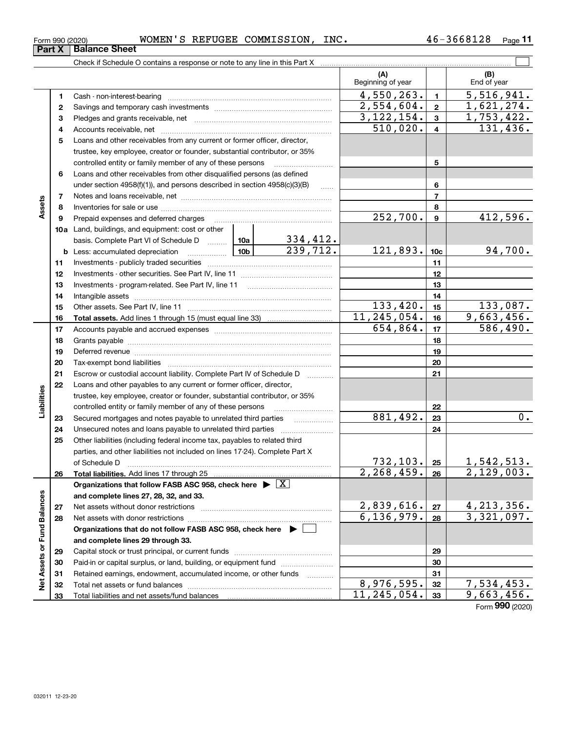Form 990 (2020) WOMEN'S REFUGEE COMMISSION, INC. 46-3668128 Page 11

**Part X Balance Sheet**

Check if Schedule O contains a response or note to any line in this Part X ☐

| | | | (A) Beginning of year | | (B) End of year |
|---|---|---|---|---|---|
| **Assets** | 1 | Cash - non-interest-bearing | 4,550,263. | 1 | 5,516,941. |
| | 2 | Savings and temporary cash investments | 2,554,604. | 2 | 1,621,274. |
| | 3 | Pledges and grants receivable, net | 3,122,154. | 3 | 1,753,422. |
| | 4 | Accounts receivable, net | 510,020. | 4 | 131,436. |
| | 5 | Loans and other receivables from any current or former officer, director, trustee, key employee, creator or founder, substantial contributor, or 35% controlled entity or family member of any of these persons | | 5 | |
| | 6 | Loans and other receivables from other disqualified persons (as defined under section 4958(f)(1)), and persons described in section 4958(c)(3)(B) | | 6 | |
| | 7 | Notes and loans receivable, net | | 7 | |
| | 8 | Inventories for sale or use | | 8 | |
| | 9 | Prepaid expenses and deferred charges | 252,700. | 9 | 412,596. |
| | 10a | Land, buildings, and equipment: cost or other basis. Complete Part VI of Schedule D — 10a: 334,412. | | | |
| | b | Less: accumulated depreciation — 10b: 239,712. | 121,893. | 10c | 94,700. |
| | 11 | Investments - publicly traded securities | | 11 | |
| | 12 | Investments - other securities. See Part IV, line 11 | | 12 | |
| | 13 | Investments - program-related. See Part IV, line 11 | | 13 | |
| | 14 | Intangible assets | | 14 | |
| | 15 | Other assets. See Part IV, line 11 | 133,420. | 15 | 133,087. |
| | 16 | **Total assets.** Add lines 1 through 15 (must equal line 33) | 11,245,054. | 16 | 9,663,456. |
| **Liabilities** | 17 | Accounts payable and accrued expenses | 654,864. | 17 | 586,490. |
| | 18 | Grants payable | | 18 | |
| | 19 | Deferred revenue | | 19 | |
| | 20 | Tax-exempt bond liabilities | | 20 | |
| | 21 | Escrow or custodial account liability. Complete Part IV of Schedule D | | 21 | |
| | 22 | Loans and other payables to any current or former officer, director, trustee, key employee, creator or founder, substantial contributor, or 35% controlled entity or family member of any of these persons | | 22 | |
| | 23 | Secured mortgages and notes payable to unrelated third parties | 881,492. | 23 | 0. |
| | 24 | Unsecured notes and loans payable to unrelated third parties | | 24 | |
| | 25 | Other liabilities (including federal income tax, payables to related third parties, and other liabilities not included on lines 17-24). Complete Part X of Schedule D | 732,103. | 25 | 1,542,513. |
| | 26 | **Total liabilities.** Add lines 17 through 25 | 2,268,459. | 26 | 2,129,003. |
| **Net Assets or Fund Balances** | | **Organizations that follow FASB ASC 958, check here ▶ ☒ and complete lines 27, 28, 32, and 33.** | | | |
| | 27 | Net assets without donor restrictions | 2,839,616. | 27 | 4,213,356. |
| | 28 | Net assets with donor restrictions | 6,136,979. | 28 | 3,321,097. |
| | | **Organizations that do not follow FASB ASC 958, check here ▶ ☐ and complete lines 29 through 33.** | | | |
| | 29 | Capital stock or trust principal, or current funds | | 29 | |
| | 30 | Paid-in or capital surplus, or land, building, or equipment fund | | 30 | |
| | 31 | Retained earnings, endowment, accumulated income, or other funds | | 31 | |
| | 32 | Total net assets or fund balances | 8,976,595. | 32 | 7,534,453. |
| | 33 | Total liabilities and net assets/fund balances | 11,245,054. | 33 | 9,663,456. |

Form **990** (2020)

032011 12-23-20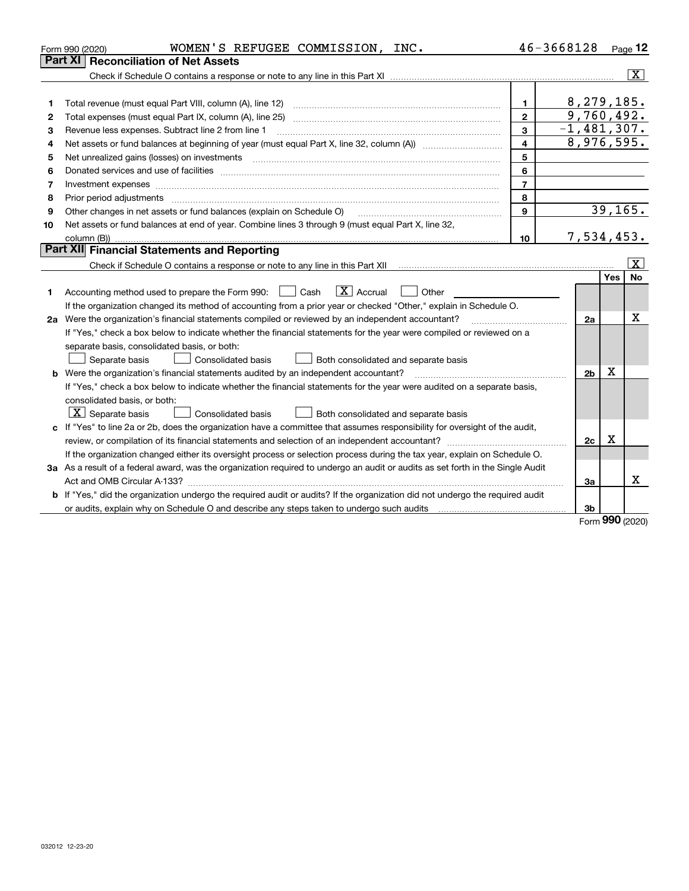Form 990 (2020) WOMEN'S REFUGEE COMMISSION, INC. 46-3668128 Page 12

## Part XI Reconciliation of Net Assets

Check if Schedule O contains a response or note to any line in this Part XI .......... [X]

| | | | |
|---|---|---|---|
| 1 | Total revenue (must equal Part VIII, column (A), line 12) | 1 | 8,279,185. |
| 2 | Total expenses (must equal Part IX, column (A), line 25) | 2 | 9,760,492. |
| 3 | Revenue less expenses. Subtract line 2 from line 1 | 3 | -1,481,307. |
| 4 | Net assets or fund balances at beginning of year (must equal Part X, line 32, column (A)) | 4 | 8,976,595. |
| 5 | Net unrealized gains (losses) on investments | 5 | |
| 6 | Donated services and use of facilities | 6 | |
| 7 | Investment expenses | 7 | |
| 8 | Prior period adjustments | 8 | |
| 9 | Other changes in net assets or fund balances (explain on Schedule O) | 9 | 39,165. |
| 10 | Net assets or fund balances at end of year. Combine lines 3 through 9 (must equal Part X, line 32, column (B)) | 10 | 7,534,453. |

## Part XII Financial Statements and Reporting

Check if Schedule O contains a response or note to any line in this Part XII .......... [X]

| | | | Yes | No |
|---|---|---|---|---|
| 1 | Accounting method used to prepare the Form 990: [ ] Cash [X] Accrual [ ] Other<br>If the organization changed its method of accounting from a prior year or checked "Other," explain in Schedule O. | | | |
| 2a | Were the organization's financial statements compiled or reviewed by an independent accountant?<br>If "Yes," check a box below to indicate whether the financial statements for the year were compiled or reviewed on a separate basis, consolidated basis, or both:<br>[ ] Separate basis [ ] Consolidated basis [ ] Both consolidated and separate basis | 2a | | X |
| b | Were the organization's financial statements audited by an independent accountant?<br>If "Yes," check a box below to indicate whether the financial statements for the year were audited on a separate basis, consolidated basis, or both:<br>[X] Separate basis [ ] Consolidated basis [ ] Both consolidated and separate basis | 2b | X | |
| c | If "Yes" to line 2a or 2b, does the organization have a committee that assumes responsibility for oversight of the audit, review, or compilation of its financial statements and selection of an independent accountant?<br>If the organization changed either its oversight process or selection process during the tax year, explain on Schedule O. | 2c | X | |
| 3a | As a result of a federal award, was the organization required to undergo an audit or audits as set forth in the Single Audit Act and OMB Circular A-133? | 3a | | X |
| b | If "Yes," did the organization undergo the required audit or audits? If the organization did not undergo the required audit or audits, explain why on Schedule O and describe any steps taken to undergo such audits | 3b | | |

Form 990 (2020)

032012 12-23-20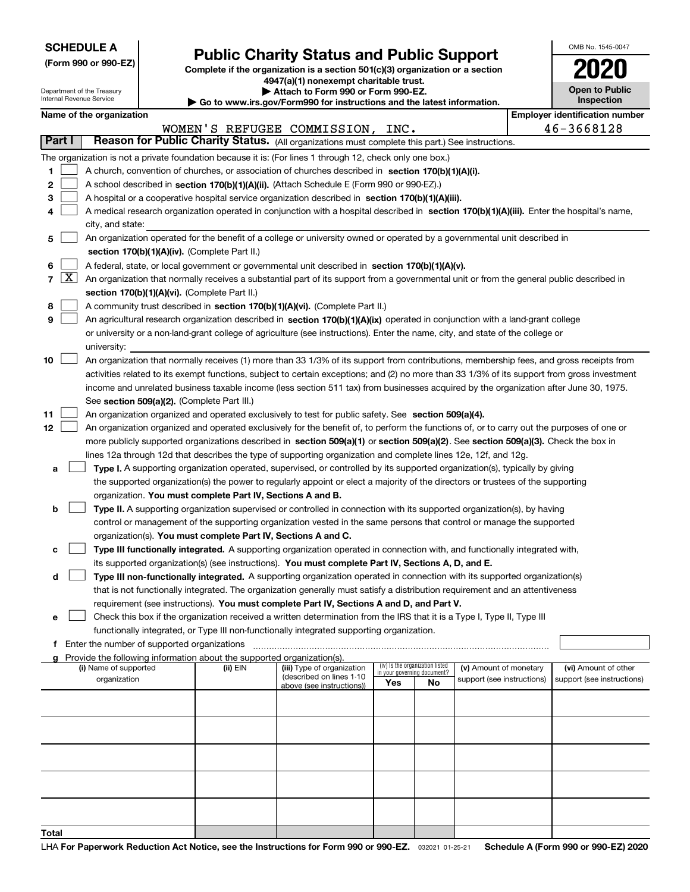**SCHEDULE A**
**(Form 990 or 990-EZ)**

Department of the Treasury
Internal Revenue Service

# Public Charity Status and Public Support

**Complete if the organization is a section 501(c)(3) organization or a section 4947(a)(1) nonexempt charitable trust.**
**▶ Attach to Form 990 or Form 990-EZ.**
**▶ Go to www.irs.gov/Form990 for instructions and the latest information.**

OMB No. 1545-0047

**2020**

**Open to Public Inspection**

**Name of the organization**: WOMEN'S REFUGEE COMMISSION, INC.

**Employer identification number**: 46-3668128

## Part I Reason for Public Charity Status. (All organizations must complete this part.) See instructions.

The organization is not a private foundation because it is: (For lines 1 through 12, check only one box.)

1. [ ] A church, convention of churches, or association of churches described in **section 170(b)(1)(A)(i).**
2. [ ] A school described in **section 170(b)(1)(A)(ii).** (Attach Schedule E (Form 990 or 990-EZ).)
3. [ ] A hospital or a cooperative hospital service organization described in **section 170(b)(1)(A)(iii).**
4. [ ] A medical research organization operated in conjunction with a hospital described in **section 170(b)(1)(A)(iii).** Enter the hospital's name, city, and state:
5. [ ] An organization operated for the benefit of a college or university owned or operated by a governmental unit described in **section 170(b)(1)(A)(iv).** (Complete Part II.)
6. [ ] A federal, state, or local government or governmental unit described in **section 170(b)(1)(A)(v).**
7. [X] An organization that normally receives a substantial part of its support from a governmental unit or from the general public described in **section 170(b)(1)(A)(vi).** (Complete Part II.)
8. [ ] A community trust described in **section 170(b)(1)(A)(vi).** (Complete Part II.)
9. [ ] An agricultural research organization described in **section 170(b)(1)(A)(ix)** operated in conjunction with a land-grant college or university or a non-land-grant college of agriculture (see instructions). Enter the name, city, and state of the college or university:
10. [ ] An organization that normally receives (1) more than 33 1/3% of its support from contributions, membership fees, and gross receipts from activities related to its exempt functions, subject to certain exceptions; and (2) no more than 33 1/3% of its support from gross investment income and unrelated business taxable income (less section 511 tax) from businesses acquired by the organization after June 30, 1975. See **section 509(a)(2).** (Complete Part III.)
11. [ ] An organization organized and operated exclusively to test for public safety. See **section 509(a)(4).**
12. [ ] An organization organized and operated exclusively for the benefit of, to perform the functions of, or to carry out the purposes of one or more publicly supported organizations described in **section 509(a)(1)** or **section 509(a)(2)**. See **section 509(a)(3).** Check the box in lines 12a through 12d that describes the type of supporting organization and complete lines 12e, 12f, and 12g.
   - **a** [ ] **Type I.** A supporting organization operated, supervised, or controlled by its supported organization(s), typically by giving the supported organization(s) the power to regularly appoint or elect a majority of the directors or trustees of the supporting organization. **You must complete Part IV, Sections A and B.**
   - **b** [ ] **Type II.** A supporting organization supervised or controlled in connection with its supported organization(s), by having control or management of the supporting organization vested in the same persons that control or manage the supported organization(s). **You must complete Part IV, Sections A and C.**
   - **c** [ ] **Type III functionally integrated.** A supporting organization operated in connection with, and functionally integrated with, its supported organization(s) (see instructions). **You must complete Part IV, Sections A, D, and E.**
   - **d** [ ] **Type III non-functionally integrated.** A supporting organization operated in connection with its supported organization(s) that is not functionally integrated. The organization generally must satisfy a distribution requirement and an attentiveness requirement (see instructions). **You must complete Part IV, Sections A and D, and Part V.**
   - **e** [ ] Check this box if the organization received a written determination from the IRS that it is a Type I, Type II, Type III functionally integrated, or Type III non-functionally integrated supporting organization.
   - **f** Enter the number of supported organizations
   - **g** Provide the following information about the supported organization(s).

| (i) Name of supported organization | (ii) EIN | (iii) Type of organization (described on lines 1-10 above (see instructions)) | (iv) Is the organization listed in your governing document? Yes | No | (v) Amount of monetary support (see instructions) | (vi) Amount of other support (see instructions) |
|---|---|---|---|---|---|---|
| | | | | | | |
| | | | | | | |
| | | | | | | |
| | | | | | | |
| | | | | | | |
| **Total** | | | | | | |

LHA **For Paperwork Reduction Act Notice, see the Instructions for Form 990 or 990-EZ.** 032021 01-25-21 **Schedule A (Form 990 or 990-EZ) 2020**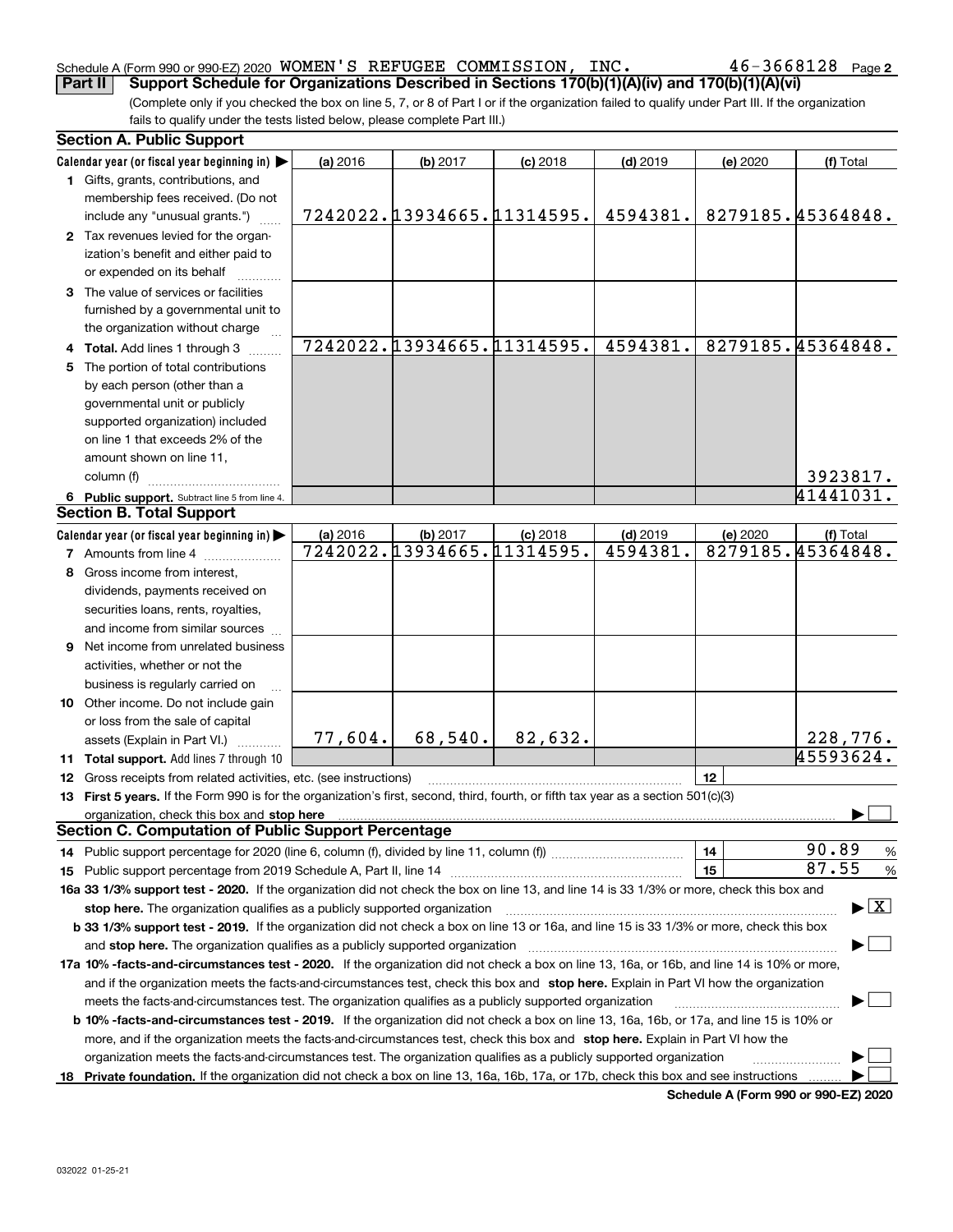Schedule A (Form 990 or 990-EZ) 2020 WOMEN'S REFUGEE COMMISSION, INC. 46-3668128 Page 2

**Part II** **Support Schedule for Organizations Described in Sections 170(b)(1)(A)(iv) and 170(b)(1)(A)(vi)**

(Complete only if you checked the box on line 5, 7, or 8 of Part I or if the organization failed to qualify under Part III. If the organization fails to qualify under the tests listed below, please complete Part III.)

## Section A. Public Support

| Calendar year (or fiscal year beginning in) ▶ | (a) 2016 | (b) 2017 | (c) 2018 | (d) 2019 | (e) 2020 | (f) Total |
|---|---|---|---|---|---|---|
| **1** Gifts, grants, contributions, and membership fees received. (Do not include any "unusual grants.") | 7242022. | 13934665. | 11314595. | 4594381. | 8279185. | 45364848. |
| **2** Tax revenues levied for the organization's benefit and either paid to or expended on its behalf | | | | | | |
| **3** The value of services or facilities furnished by a governmental unit to the organization without charge | | | | | | |
| **4 Total.** Add lines 1 through 3 | 7242022. | 13934665. | 11314595. | 4594381. | 8279185. | 45364848. |
| **5** The portion of total contributions by each person (other than a governmental unit or publicly supported organization) included on line 1 that exceeds 2% of the amount shown on line 11, column (f) | | | | | | 3923817. |
| **6 Public support.** Subtract line 5 from line 4. | | | | | | 41441031. |

## Section B. Total Support

| Calendar year (or fiscal year beginning in) ▶ | (a) 2016 | (b) 2017 | (c) 2018 | (d) 2019 | (e) 2020 | (f) Total |
|---|---|---|---|---|---|---|
| **7** Amounts from line 4 | 7242022. | 13934665. | 11314595. | 4594381. | 8279185. | 45364848. |
| **8** Gross income from interest, dividends, payments received on securities loans, rents, royalties, and income from similar sources | | | | | | |
| **9** Net income from unrelated business activities, whether or not the business is regularly carried on | | | | | | |
| **10** Other income. Do not include gain or loss from the sale of capital assets (Explain in Part VI.) | 77,604. | 68,540. | 82,632. | | | 228,776. |
| **11 Total support.** Add lines 7 through 10 | | | | | | 45593624. |

**12** Gross receipts from related activities, etc. (see instructions) | **12** |

**13 First 5 years.** If the Form 990 is for the organization's first, second, third, fourth, or fifth tax year as a section 501(c)(3) organization, check this box and **stop here** ▶ ☐

## Section C. Computation of Public Support Percentage

**14** Public support percentage for 2020 (line 6, column (f), divided by line 11, column (f)) | **14** | 90.89 %

**15** Public support percentage from 2019 Schedule A, Part II, line 14 | **15** | 87.55 %

**16a 33 1/3% support test - 2020.** If the organization did not check the box on line 13, and line 14 is 33 1/3% or more, check this box and **stop here.** The organization qualifies as a publicly supported organization ▶ ☒

**b 33 1/3% support test - 2019.** If the organization did not check a box on line 13 or 16a, and line 15 is 33 1/3% or more, check this box and **stop here.** The organization qualifies as a publicly supported organization ▶ ☐

**17a 10% -facts-and-circumstances test - 2020.** If the organization did not check a box on line 13, 16a, or 16b, and line 14 is 10% or more, and if the organization meets the facts-and-circumstances test, check this box and **stop here.** Explain in Part VI how the organization meets the facts-and-circumstances test. The organization qualifies as a publicly supported organization ▶ ☐

**b 10% -facts-and-circumstances test - 2019.** If the organization did not check a box on line 13, 16a, 16b, or 17a, and line 15 is 10% or more, and if the organization meets the facts-and-circumstances test, check this box and **stop here.** Explain in Part VI how the organization meets the facts-and-circumstances test. The organization qualifies as a publicly supported organization ▶ ☐

**18 Private foundation.** If the organization did not check a box on line 13, 16a, 16b, 17a, or 17b, check this box and see instructions ▶ ☐

**Schedule A (Form 990 or 990-EZ) 2020**

032022 01-25-21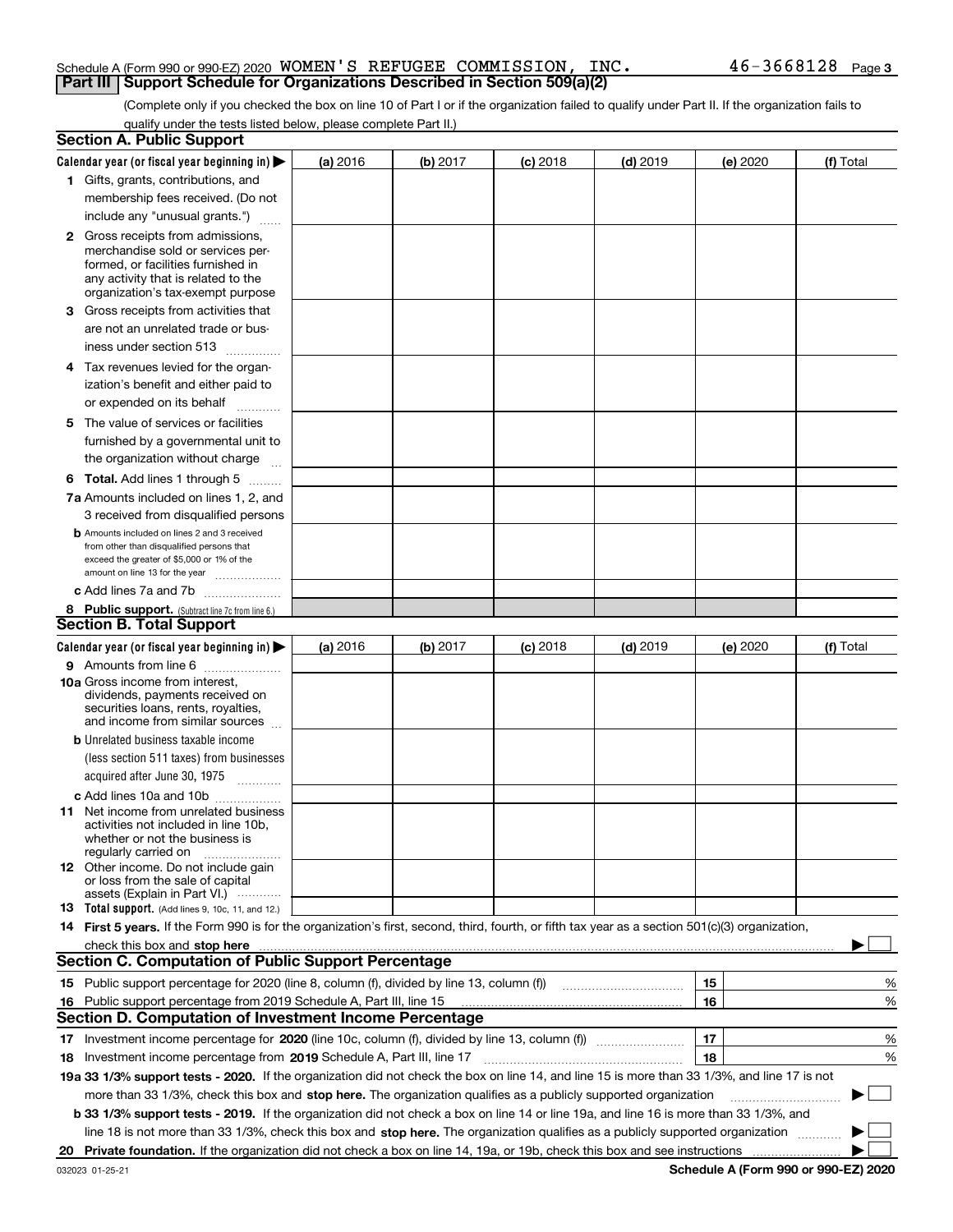Schedule A (Form 990 or 990-EZ) 2020 WOMEN'S REFUGEE COMMISSION, INC. 46-3668128 Page 3

## Part III | Support Schedule for Organizations Described in Section 509(a)(2)

(Complete only if you checked the box on line 10 of Part I or if the organization failed to qualify under Part II. If the organization fails to qualify under the tests listed below, please complete Part II.)

### Section A. Public Support

| Calendar year (or fiscal year beginning in) ▶ | (a) 2016 | (b) 2017 | (c) 2018 | (d) 2019 | (e) 2020 | (f) Total |
|---|---|---|---|---|---|---|
| **1** Gifts, grants, contributions, and membership fees received. (Do not include any "unusual grants.") | | | | | | |
| **2** Gross receipts from admissions, merchandise sold or services performed, or facilities furnished in any activity that is related to the organization's tax-exempt purpose | | | | | | |
| **3** Gross receipts from activities that are not an unrelated trade or business under section 513 | | | | | | |
| **4** Tax revenues levied for the organization's benefit and either paid to or expended on its behalf | | | | | | |
| **5** The value of services or facilities furnished by a governmental unit to the organization without charge | | | | | | |
| **6 Total.** Add lines 1 through 5 | | | | | | |
| **7a** Amounts included on lines 1, 2, and 3 received from disqualified persons | | | | | | |
| **b** Amounts included on lines 2 and 3 received from other than disqualified persons that exceed the greater of $5,000 or 1% of the amount on line 13 for the year | | | | | | |
| **c** Add lines 7a and 7b | | | | | | |
| **8 Public support.** (Subtract line 7c from line 6.) | | | | | | |

### Section B. Total Support

| Calendar year (or fiscal year beginning in) ▶ | (a) 2016 | (b) 2017 | (c) 2018 | (d) 2019 | (e) 2020 | (f) Total |
|---|---|---|---|---|---|---|
| **9** Amounts from line 6 | | | | | | |
| **10a** Gross income from interest, dividends, payments received on securities loans, rents, royalties, and income from similar sources | | | | | | |
| **b** Unrelated business taxable income (less section 511 taxes) from businesses acquired after June 30, 1975 | | | | | | |
| **c** Add lines 10a and 10b | | | | | | |
| **11** Net income from unrelated business activities not included in line 10b, whether or not the business is regularly carried on | | | | | | |
| **12** Other income. Do not include gain or loss from the sale of capital assets (Explain in Part VI.) | | | | | | |
| **13 Total support.** (Add lines 9, 10c, 11, and 12.) | | | | | | |

**14 First 5 years.** If the Form 990 is for the organization's first, second, third, fourth, or fifth tax year as a section 501(c)(3) organization, check this box and **stop here** ▶ ☐

### Section C. Computation of Public Support Percentage

| | | | |
|---|---|---|---|
| **15** | Public support percentage for 2020 (line 8, column (f), divided by line 13, column (f)) | 15 | % |
| **16** | Public support percentage from 2019 Schedule A, Part III, line 15 | 16 | % |

### Section D. Computation of Investment Income Percentage

| | | | |
|---|---|---|---|
| **17** | Investment income percentage for **2020** (line 10c, column (f), divided by line 13, column (f)) | 17 | % |
| **18** | Investment income percentage from **2019** Schedule A, Part III, line 17 | 18 | % |

**19a 33 1/3% support tests - 2020.** If the organization did not check the box on line 14, and line 15 is more than 33 1/3%, and line 17 is not more than 33 1/3%, check this box and **stop here.** The organization qualifies as a publicly supported organization ▶ ☐

**b 33 1/3% support tests - 2019.** If the organization did not check a box on line 14 or line 19a, and line 16 is more than 33 1/3%, and line 18 is not more than 33 1/3%, check this box and **stop here.** The organization qualifies as a publicly supported organization ▶ ☐

**20 Private foundation.** If the organization did not check a box on line 14, 19a, or 19b, check this box and see instructions ▶ ☐

032023 01-25-21

**Schedule A (Form 990 or 990-EZ) 2020**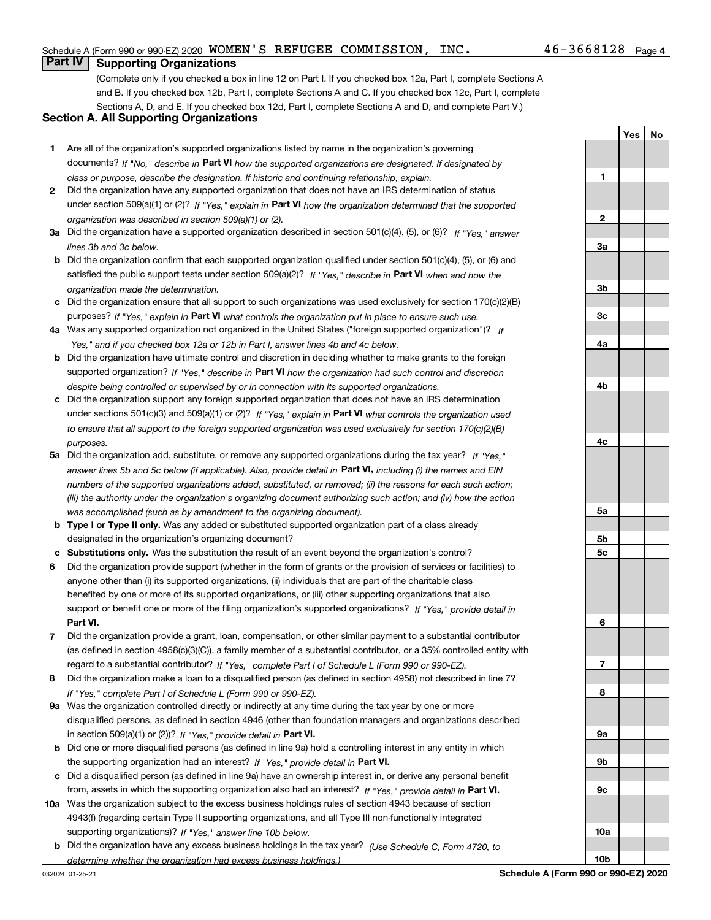Schedule A (Form 990 or 990-EZ) 2020 WOMEN'S REFUGEE COMMISSION, INC. 46-3668128 Page 4

## Part IV Supporting Organizations

(Complete only if you checked a box in line 12 on Part I. If you checked box 12a, Part I, complete Sections A and B. If you checked box 12b, Part I, complete Sections A and C. If you checked box 12c, Part I, complete Sections A, D, and E. If you checked box 12d, Part I, complete Sections A and D, and complete Part V.)

### Section A. All Supporting Organizations

| | | | Yes | No |
|---|---|---|---|---|
| **1** | Are all of the organization's supported organizations listed by name in the organization's governing documents? *If "No," describe in* **Part VI** *how the supported organizations are designated. If designated by class or purpose, describe the designation. If historic and continuing relationship, explain.* | **1** | | |
| **2** | Did the organization have any supported organization that does not have an IRS determination of status under section 509(a)(1) or (2)? *If "Yes," explain in* **Part VI** *how the organization determined that the supported organization was described in section 509(a)(1) or (2).* | **2** | | |
| **3a** | Did the organization have a supported organization described in section 501(c)(4), (5), or (6)? *If "Yes," answer lines 3b and 3c below.* | **3a** | | |
| **b** | Did the organization confirm that each supported organization qualified under section 501(c)(4), (5), or (6) and satisfied the public support tests under section 509(a)(2)? *If "Yes," describe in* **Part VI** *when and how the organization made the determination.* | **3b** | | |
| **c** | Did the organization ensure that all support to such organizations was used exclusively for section 170(c)(2)(B) purposes? *If "Yes," explain in* **Part VI** *what controls the organization put in place to ensure such use.* | **3c** | | |
| **4a** | Was any supported organization not organized in the United States ("foreign supported organization")? *If "Yes," and if you checked box 12a or 12b in Part I, answer lines 4b and 4c below.* | **4a** | | |
| **b** | Did the organization have ultimate control and discretion in deciding whether to make grants to the foreign supported organization? *If "Yes," describe in* **Part VI** *how the organization had such control and discretion despite being controlled or supervised by or in connection with its supported organizations.* | **4b** | | |
| **c** | Did the organization support any foreign supported organization that does not have an IRS determination under sections 501(c)(3) and 509(a)(1) or (2)? *If "Yes," explain in* **Part VI** *what controls the organization used to ensure that all support to the foreign supported organization was used exclusively for section 170(c)(2)(B) purposes.* | **4c** | | |
| **5a** | Did the organization add, substitute, or remove any supported organizations during the tax year? *If "Yes," answer lines 5b and 5c below (if applicable). Also, provide detail in* **Part VI,** *including (i) the names and EIN numbers of the supported organizations added, substituted, or removed; (ii) the reasons for each such action; (iii) the authority under the organization's organizing document authorizing such action; and (iv) how the action was accomplished (such as by amendment to the organizing document).* | **5a** | | |
| **b** | **Type I or Type II only.** Was any added or substituted supported organization part of a class already designated in the organization's organizing document? | **5b** | | |
| **c** | **Substitutions only.** Was the substitution the result of an event beyond the organization's control? | **5c** | | |
| **6** | Did the organization provide support (whether in the form of grants or the provision of services or facilities) to anyone other than (i) its supported organizations, (ii) individuals that are part of the charitable class benefited by one or more of its supported organizations, or (iii) other supporting organizations that also support or benefit one or more of the filing organization's supported organizations? *If "Yes," provide detail in* **Part VI.** | **6** | | |
| **7** | Did the organization provide a grant, loan, compensation, or other similar payment to a substantial contributor (as defined in section 4958(c)(3)(C)), a family member of a substantial contributor, or a 35% controlled entity with regard to a substantial contributor? *If "Yes," complete Part I of Schedule L (Form 990 or 990-EZ).* | **7** | | |
| **8** | Did the organization make a loan to a disqualified person (as defined in section 4958) not described in line 7? *If "Yes," complete Part I of Schedule L (Form 990 or 990-EZ).* | **8** | | |
| **9a** | Was the organization controlled directly or indirectly at any time during the tax year by one or more disqualified persons, as defined in section 4946 (other than foundation managers and organizations described in section 509(a)(1) or (2))? *If "Yes," provide detail in* **Part VI.** | **9a** | | |
| **b** | Did one or more disqualified persons (as defined in line 9a) hold a controlling interest in any entity in which the supporting organization had an interest? *If "Yes," provide detail in* **Part VI.** | **9b** | | |
| **c** | Did a disqualified person (as defined in line 9a) have an ownership interest in, or derive any personal benefit from, assets in which the supporting organization also had an interest? *If "Yes," provide detail in* **Part VI.** | **9c** | | |
| **10a** | Was the organization subject to the excess business holdings rules of section 4943 because of section 4943(f) (regarding certain Type II supporting organizations, and all Type III non-functionally integrated supporting organizations)? *If "Yes," answer line 10b below.* | **10a** | | |
| **b** | Did the organization have any excess business holdings in the tax year? *(Use Schedule C, Form 4720, to determine whether the organization had excess business holdings.)* | **10b** | | |

032024 01-25-21 **Schedule A (Form 990 or 990-EZ) 2020**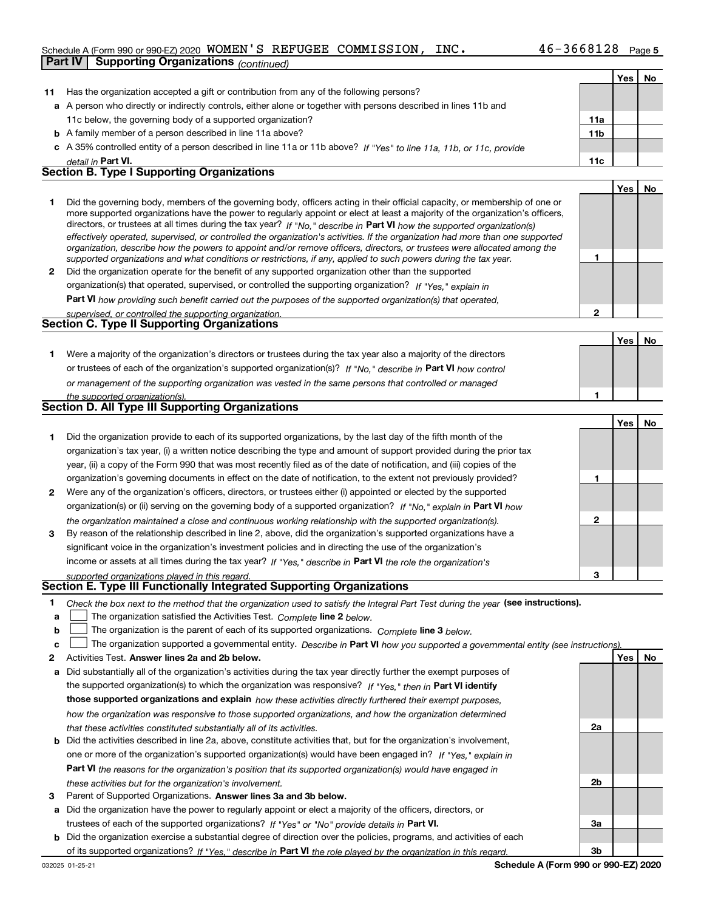Schedule A (Form 990 or 990-EZ) 2020 WOMEN'S REFUGEE COMMISSION, INC. 46-3668128

## Part IV Supporting Organizations *(continued)*

| | | | Yes | No |
|---|---|---|---|---|
| **11** | Has the organization accepted a gift or contribution from any of the following persons? | | | |
| **a** | A person who directly or indirectly controls, either alone or together with persons described in lines 11b and 11c below, the governing body of a supported organization? | **11a** | | |
| **b** | A family member of a person described in line 11a above? | **11b** | | |
| **c** | A 35% controlled entity of a person described in line 11a or 11b above? *If "Yes" to line 11a, 11b, or 11c, provide detail in* **Part VI.** | **11c** | | |

## Section B. Type I Supporting Organizations

| | | | Yes | No |
|---|---|---|---|---|
| **1** | Did the governing body, members of the governing body, officers acting in their official capacity, or membership of one or more supported organizations have the power to regularly appoint or elect at least a majority of the organization's officers, directors, or trustees at all times during the tax year? *If "No," describe in* **Part VI** *how the supported organization(s) effectively operated, supervised, or controlled the organization's activities. If the organization had more than one supported organization, describe how the powers to appoint and/or remove officers, directors, or trustees were allocated among the supported organizations and what conditions or restrictions, if any, applied to such powers during the tax year.* | **1** | | |
| **2** | Did the organization operate for the benefit of any supported organization other than the supported organization(s) that operated, supervised, or controlled the supporting organization? *If "Yes," explain in* **Part VI** *how providing such benefit carried out the purposes of the supported organization(s) that operated, supervised, or controlled the supporting organization.* | **2** | | |

## Section C. Type II Supporting Organizations

| | | | Yes | No |
|---|---|---|---|---|
| **1** | Were a majority of the organization's directors or trustees during the tax year also a majority of the directors or trustees of each of the organization's supported organization(s)? *If "No," describe in* **Part VI** *how control or management of the supporting organization was vested in the same persons that controlled or managed the supported organization(s).* | **1** | | |

## Section D. All Type III Supporting Organizations

| | | | Yes | No |
|---|---|---|---|---|
| **1** | Did the organization provide to each of its supported organizations, by the last day of the fifth month of the organization's tax year, (i) a written notice describing the type and amount of support provided during the prior tax year, (ii) a copy of the Form 990 that was most recently filed as of the date of notification, and (iii) copies of the organization's governing documents in effect on the date of notification, to the extent not previously provided? | **1** | | |
| **2** | Were any of the organization's officers, directors, or trustees either (i) appointed or elected by the supported organization(s) or (ii) serving on the governing body of a supported organization? *If "No," explain in* **Part VI** *how the organization maintained a close and continuous working relationship with the supported organization(s).* | **2** | | |
| **3** | By reason of the relationship described in line 2, above, did the organization's supported organizations have a significant voice in the organization's investment policies and in directing the use of the organization's income or assets at all times during the tax year? *If "Yes," describe in* **Part VI** *the role the organization's supported organizations played in this regard.* | **3** | | |

## Section E. Type III Functionally Integrated Supporting Organizations

**1** *Check the box next to the method that the organization used to satisfy the Integral Part Test during the year* **(see instructions).**

- **a** ☐ The organization satisfied the Activities Test. *Complete* **line 2** *below.*
- **b** ☐ The organization is the parent of each of its supported organizations. *Complete* **line 3** *below.*
- **c** ☐ The organization supported a governmental entity. *Describe in* **Part VI** *how you supported a governmental entity (see instructions).*

| | | | Yes | No |
|---|---|---|---|---|
| **2** | Activities Test. **Answer lines 2a and 2b below.** | | | |
| **a** | Did substantially all of the organization's activities during the tax year directly further the exempt purposes of the supported organization(s) to which the organization was responsive? *If "Yes," then in* **Part VI identify those supported organizations and explain** *how these activities directly furthered their exempt purposes, how the organization was responsive to those supported organizations, and how the organization determined that these activities constituted substantially all of its activities.* | **2a** | | |
| **b** | Did the activities described in line 2a, above, constitute activities that, but for the organization's involvement, one or more of the organization's supported organization(s) would have been engaged in? *If "Yes," explain in* **Part VI** *the reasons for the organization's position that its supported organization(s) would have engaged in these activities but for the organization's involvement.* | **2b** | | |
| **3** | Parent of Supported Organizations. **Answer lines 3a and 3b below.** | | | |
| **a** | Did the organization have the power to regularly appoint or elect a majority of the officers, directors, or trustees of each of the supported organizations? *If "Yes" or "No" provide details in* **Part VI.** | **3a** | | |
| **b** | Did the organization exercise a substantial degree of direction over the policies, programs, and activities of each of its supported organizations? *If "Yes," describe in* **Part VI** *the role played by the organization in this regard.* | **3b** | | |

032025 01-25-21 **Schedule A (Form 990 or 990-EZ) 2020**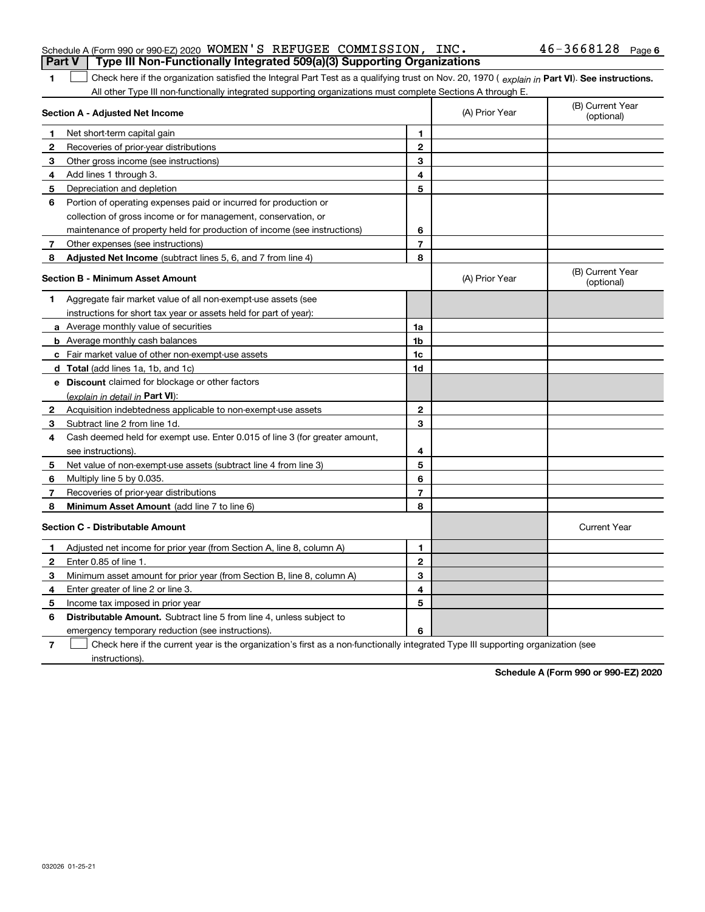Schedule A (Form 990 or 990-EZ) 2020 WOMEN'S REFUGEE COMMISSION, INC. 46-3668128 Page 6

## Part V Type III Non-Functionally Integrated 509(a)(3) Supporting Organizations

1 ☐ Check here if the organization satisfied the Integral Part Test as a qualifying trust on Nov. 20, 1970 ( *explain in* **Part VI**). **See instructions.** All other Type III non-functionally integrated supporting organizations must complete Sections A through E.

| **Section A - Adjusted Net Income** | | | (A) Prior Year | (B) Current Year (optional) |
|---|---|---|---|---|
| 1 | Net short-term capital gain | 1 | | |
| 2 | Recoveries of prior-year distributions | 2 | | |
| 3 | Other gross income (see instructions) | 3 | | |
| 4 | Add lines 1 through 3. | 4 | | |
| 5 | Depreciation and depletion | 5 | | |
| 6 | Portion of operating expenses paid or incurred for production or collection of gross income or for management, conservation, or maintenance of property held for production of income (see instructions) | 6 | | |
| 7 | Other expenses (see instructions) | 7 | | |
| 8 | **Adjusted Net Income** (subtract lines 5, 6, and 7 from line 4) | 8 | | |

| **Section B - Minimum Asset Amount** | | | (A) Prior Year | (B) Current Year (optional) |
|---|---|---|---|---|
| 1 | Aggregate fair market value of all non-exempt-use assets (see instructions for short tax year or assets held for part of year): | | | |
| a | Average monthly value of securities | 1a | | |
| b | Average monthly cash balances | 1b | | |
| c | Fair market value of other non-exempt-use assets | 1c | | |
| d | **Total** (add lines 1a, 1b, and 1c) | 1d | | |
| e | **Discount** claimed for blockage or other factors (*explain in detail in* **Part VI**): | | | |
| 2 | Acquisition indebtedness applicable to non-exempt-use assets | 2 | | |
| 3 | Subtract line 2 from line 1d. | 3 | | |
| 4 | Cash deemed held for exempt use. Enter 0.015 of line 3 (for greater amount, see instructions). | 4 | | |
| 5 | Net value of non-exempt-use assets (subtract line 4 from line 3) | 5 | | |
| 6 | Multiply line 5 by 0.035. | 6 | | |
| 7 | Recoveries of prior-year distributions | 7 | | |
| 8 | **Minimum Asset Amount** (add line 7 to line 6) | 8 | | |

| **Section C - Distributable Amount** | | | | Current Year |
|---|---|---|---|---|
| 1 | Adjusted net income for prior year (from Section A, line 8, column A) | 1 | | |
| 2 | Enter 0.85 of line 1. | 2 | | |
| 3 | Minimum asset amount for prior year (from Section B, line 8, column A) | 3 | | |
| 4 | Enter greater of line 2 or line 3. | 4 | | |
| 5 | Income tax imposed in prior year | 5 | | |
| 6 | **Distributable Amount.** Subtract line 5 from line 4, unless subject to emergency temporary reduction (see instructions). | 6 | | |

7 ☐ Check here if the current year is the organization's first as a non-functionally integrated Type III supporting organization (see instructions).

**Schedule A (Form 990 or 990-EZ) 2020**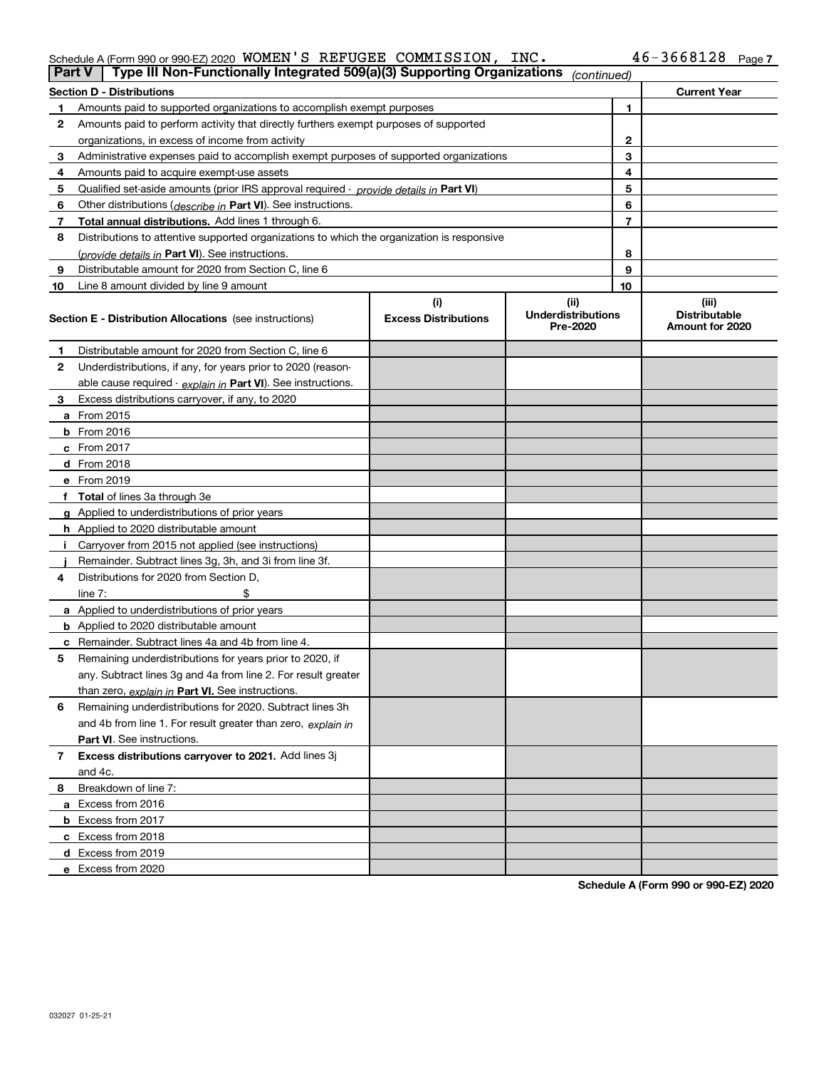Schedule A (Form 990 or 990-EZ) 2020 WOMEN'S REFUGEE COMMISSION, INC. 46-3668128 Page 7

**Part V | Type III Non-Functionally Integrated 509(a)(3) Supporting Organizations** *(continued)*

| Section D - Distributions | | | Current Year |
|---|---|---|---|
| 1 | Amounts paid to supported organizations to accomplish exempt purposes | 1 | |
| 2 | Amounts paid to perform activity that directly furthers exempt purposes of supported organizations, in excess of income from activity | 2 | |
| 3 | Administrative expenses paid to accomplish exempt purposes of supported organizations | 3 | |
| 4 | Amounts paid to acquire exempt-use assets | 4 | |
| 5 | Qualified set-aside amounts (prior IRS approval required - *provide details in* **Part VI**) | 5 | |
| 6 | Other distributions (*describe in* **Part VI**). See instructions. | 6 | |
| 7 | **Total annual distributions.** Add lines 1 through 6. | 7 | |
| 8 | Distributions to attentive supported organizations to which the organization is responsive (*provide details in* **Part VI**). See instructions. | 8 | |
| 9 | Distributable amount for 2020 from Section C, line 6 | 9 | |
| 10 | Line 8 amount divided by line 9 amount | 10 | |

| | **Section E - Distribution Allocations** (see instructions) | (i) Excess Distributions | (ii) Underdistributions Pre-2020 | (iii) Distributable Amount for 2020 |
|---|---|---|---|---|
| 1 | Distributable amount for 2020 from Section C, line 6 | | | |
| 2 | Underdistributions, if any, for years prior to 2020 (reasonable cause required - *explain in* **Part VI**). See instructions. | | | |
| 3 | Excess distributions carryover, if any, to 2020 | | | |
| a | From 2015 | | | |
| b | From 2016 | | | |
| c | From 2017 | | | |
| d | From 2018 | | | |
| e | From 2019 | | | |
| f | **Total** of lines 3a through 3e | | | |
| g | Applied to underdistributions of prior years | | | |
| h | Applied to 2020 distributable amount | | | |
| i | Carryover from 2015 not applied (see instructions) | | | |
| j | Remainder. Subtract lines 3g, 3h, and 3i from line 3f. | | | |
| 4 | Distributions for 2020 from Section D, line 7: $ | | | |
| a | Applied to underdistributions of prior years | | | |
| b | Applied to 2020 distributable amount | | | |
| c | Remainder. Subtract lines 4a and 4b from line 4. | | | |
| 5 | Remaining underdistributions for years prior to 2020, if any. Subtract lines 3g and 4a from line 2. For result greater than zero, *explain in* **Part VI.** See instructions. | | | |
| 6 | Remaining underdistributions for 2020. Subtract lines 3h and 4b from line 1. For result greater than zero, *explain in* **Part VI**. See instructions. | | | |
| 7 | **Excess distributions carryover to 2021.** Add lines 3j and 4c. | | | |
| 8 | Breakdown of line 7: | | | |
| a | Excess from 2016 | | | |
| b | Excess from 2017 | | | |
| c | Excess from 2018 | | | |
| d | Excess from 2019 | | | |
| e | Excess from 2020 | | | |

**Schedule A (Form 990 or 990-EZ) 2020**

032027 01-25-21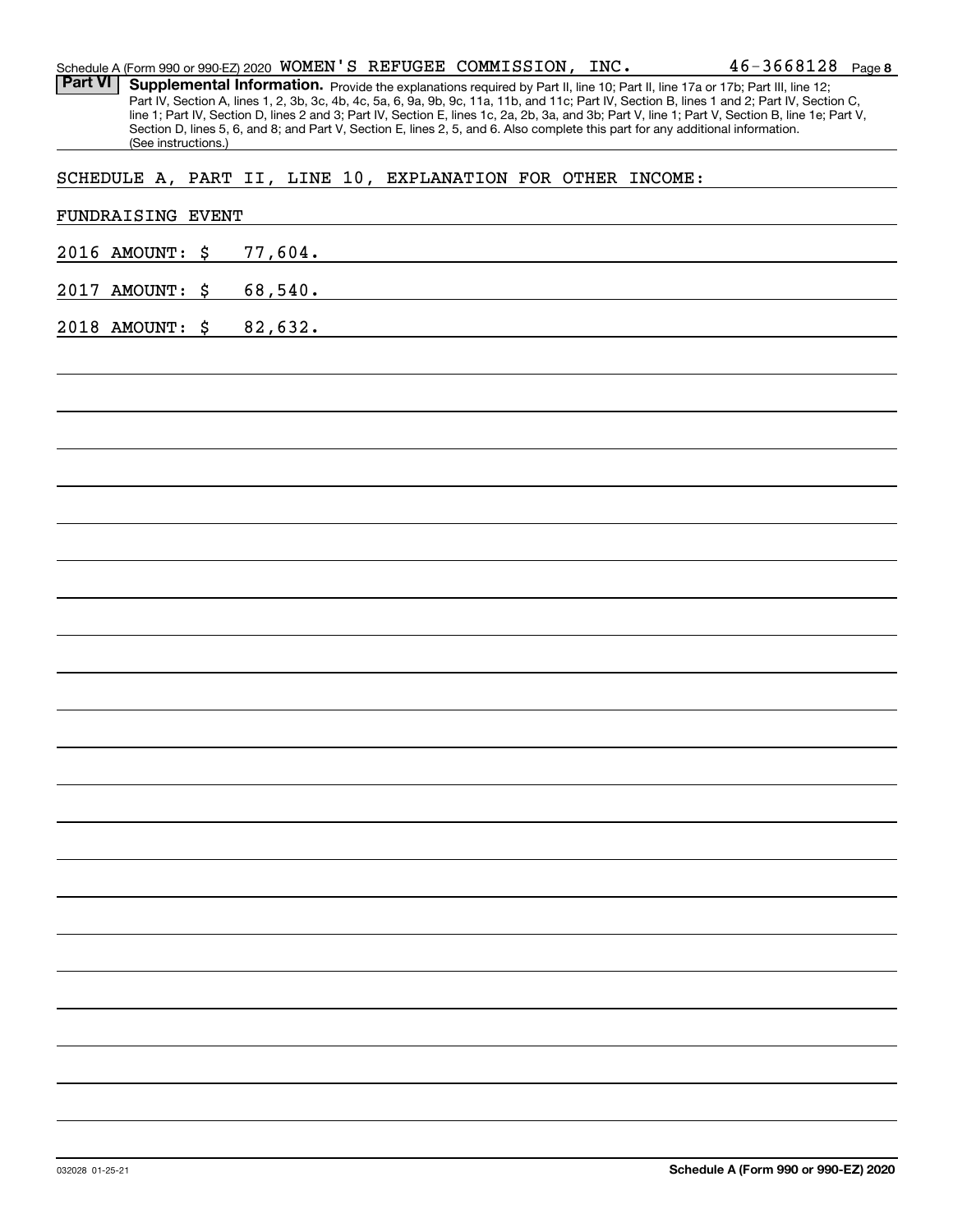Schedule A (Form 990 or 990-EZ) 2020 WOMEN'S REFUGEE COMMISSION, INC. 46-3668128 Page 8

**Part VI** **Supplemental Information.** Provide the explanations required by Part II, line 10; Part II, line 17a or 17b; Part III, line 12; Part IV, Section A, lines 1, 2, 3b, 3c, 4b, 4c, 5a, 6, 9a, 9b, 9c, 11a, 11b, and 11c; Part IV, Section B, lines 1 and 2; Part IV, Section C, line 1; Part IV, Section D, lines 2 and 3; Part IV, Section E, lines 1c, 2a, 2b, 3a, and 3b; Part V, line 1; Part V, Section B, line 1e; Part V, Section D, lines 5, 6, and 8; and Part V, Section E, lines 2, 5, and 6. Also complete this part for any additional information. (See instructions.)

SCHEDULE A, PART II, LINE 10, EXPLANATION FOR OTHER INCOME:

FUNDRAISING EVENT

2016 AMOUNT: $ 77,604.

2017 AMOUNT: $ 68,540.

2018 AMOUNT: $ 82,632.

Schedule A (Form 990 or 990-EZ) 2020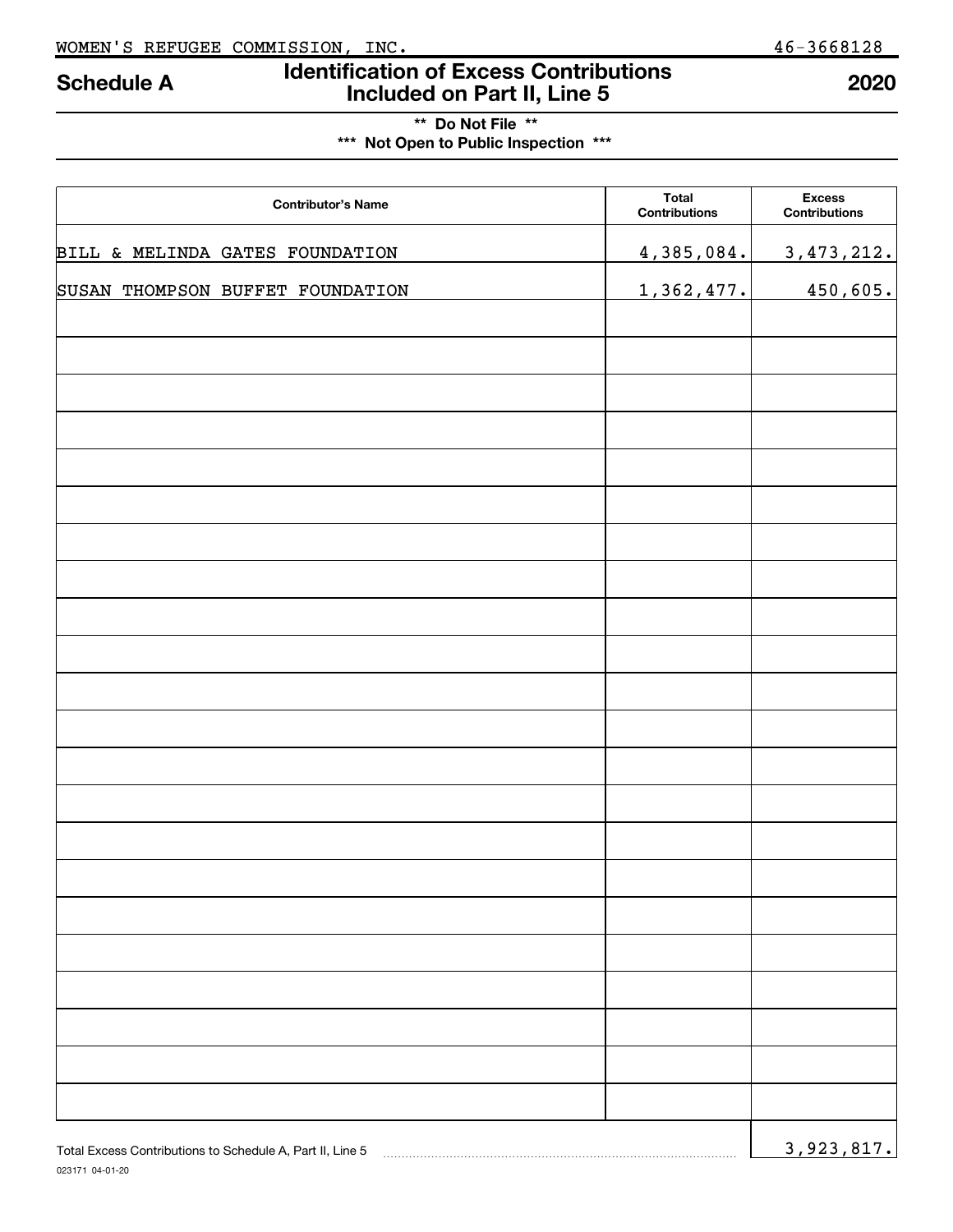WOMEN'S REFUGEE COMMISSION, INC. 46-3668128

# Schedule A — Identification of Excess Contributions Included on Part II, Line 5 — 2020

**\*\* Do Not File \*\***
**\*\*\* Not Open to Public Inspection \*\*\***

| Contributor's Name | Total Contributions | Excess Contributions |
|---|---|---|
| BILL & MELINDA GATES FOUNDATION | 4,385,084. | 3,473,212. |
| SUSAN THOMPSON BUFFET FOUNDATION | 1,362,477. | 450,605. |

Total Excess Contributions to Schedule A, Part II, Line 5 ........ 3,923,817.

023171 04-01-20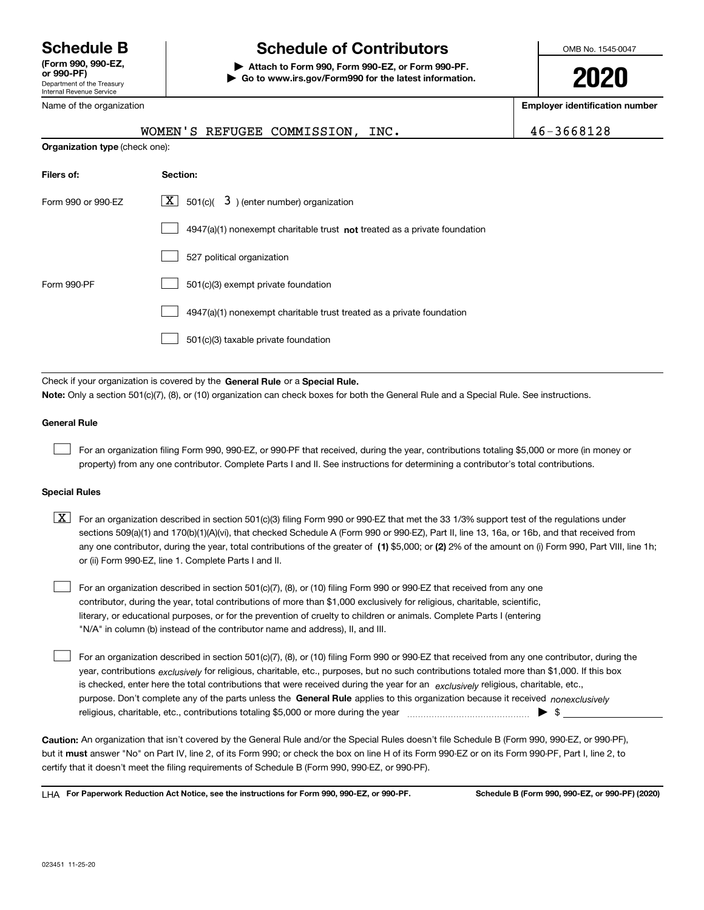# Schedule B

**(Form 990, 990-EZ, or 990-PF)**

Department of the Treasury
Internal Revenue Service

## Schedule of Contributors

▶ **Attach to Form 990, Form 990-EZ, or Form 990-PF.**
▶ **Go to www.irs.gov/Form990 for the latest information.**

OMB No. 1545-0047

**2020**

Name of the organization: WOMEN'S REFUGEE COMMISSION, INC.

**Employer identification number:** 46-3668128

**Organization type** (check one):

| **Filers of:** | **Section:** |
|---|---|
| Form 990 or 990-EZ | [X] 501(c)( 3 ) (enter number) organization |
| | [ ] 4947(a)(1) nonexempt charitable trust **not** treated as a private foundation |
| | [ ] 527 political organization |
| Form 990-PF | [ ] 501(c)(3) exempt private foundation |
| | [ ] 4947(a)(1) nonexempt charitable trust treated as a private foundation |
| | [ ] 501(c)(3) taxable private foundation |

Check if your organization is covered by the **General Rule** or a **Special Rule.**

**Note:** Only a section 501(c)(7), (8), or (10) organization can check boxes for both the General Rule and a Special Rule. See instructions.

### General Rule

[ ] For an organization filing Form 990, 990-EZ, or 990-PF that received, during the year, contributions totaling $5,000 or more (in money or property) from any one contributor. Complete Parts I and II. See instructions for determining a contributor's total contributions.

### Special Rules

[X] For an organization described in section 501(c)(3) filing Form 990 or 990-EZ that met the 33 1/3% support test of the regulations under sections 509(a)(1) and 170(b)(1)(A)(vi), that checked Schedule A (Form 990 or 990-EZ), Part II, line 13, 16a, or 16b, and that received from any one contributor, during the year, total contributions of the greater of **(1)** $5,000; or **(2)** 2% of the amount on (i) Form 990, Part VIII, line 1h; or (ii) Form 990-EZ, line 1. Complete Parts I and II.

[ ] For an organization described in section 501(c)(7), (8), or (10) filing Form 990 or 990-EZ that received from any one contributor, during the year, total contributions of more than $1,000 exclusively for religious, charitable, scientific, literary, or educational purposes, or for the prevention of cruelty to children or animals. Complete Parts I (entering "N/A" in column (b) instead of the contributor name and address), II, and III.

[ ] For an organization described in section 501(c)(7), (8), or (10) filing Form 990 or 990-EZ that received from any one contributor, during the year, contributions *exclusively* for religious, charitable, etc., purposes, but no such contributions totaled more than $1,000. If this box is checked, enter here the total contributions that were received during the year for an *exclusively* religious, charitable, etc., purpose. Don't complete any of the parts unless the **General Rule** applies to this organization because it received *nonexclusively* religious, charitable, etc., contributions totaling $5,000 or more during the year ▶ $ \_\_\_\_\_\_\_\_\_\_

**Caution:** An organization that isn't covered by the General Rule and/or the Special Rules doesn't file Schedule B (Form 990, 990-EZ, or 990-PF), but it **must** answer "No" on Part IV, line 2, of its Form 990; or check the box on line H of its Form 990-EZ or on its Form 990-PF, Part I, line 2, to certify that it doesn't meet the filing requirements of Schedule B (Form 990, 990-EZ, or 990-PF).

LHA **For Paperwork Reduction Act Notice, see the instructions for Form 990, 990-EZ, or 990-PF.** **Schedule B (Form 990, 990-EZ, or 990-PF) (2020)**

023451 11-25-20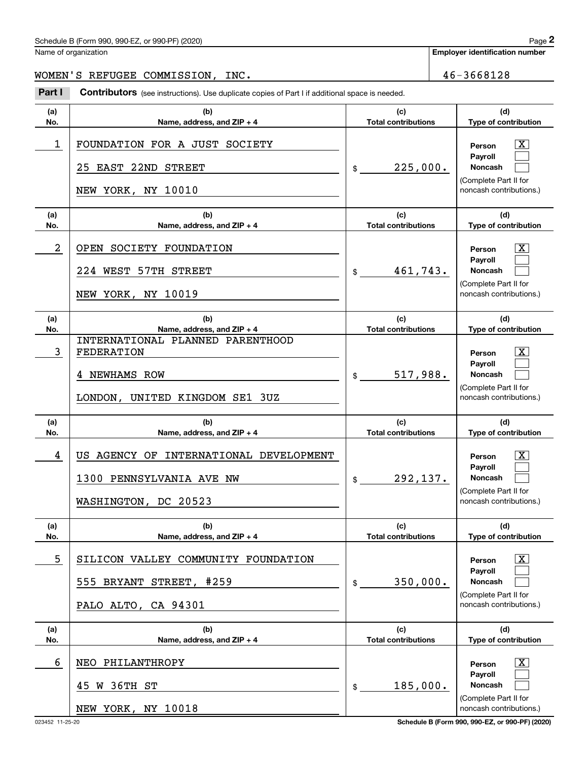Name of organization

**Employer identification number**

WOMEN'S REFUGEE COMMISSION, INC. 46-3668128

**Part I** **Contributors** (see instructions). Use duplicate copies of Part I if additional space is needed.

| (a) No. | (b) Name, address, and ZIP + 4 | (c) Total contributions | (d) Type of contribution |
|---|---|---|---|
| 1 | FOUNDATION FOR A JUST SOCIETY<br>25 EAST 22ND STREET<br>NEW YORK, NY 10010 | $ 225,000. | Person [X]<br>Payroll [ ]<br>Noncash [ ]<br>(Complete Part II for noncash contributions.) |
| 2 | OPEN SOCIETY FOUNDATION<br>224 WEST 57TH STREET<br>NEW YORK, NY 10019 | $ 461,743. | Person [X]<br>Payroll [ ]<br>Noncash [ ]<br>(Complete Part II for noncash contributions.) |
| 3 | INTERNATIONAL PLANNED PARENTHOOD FEDERATION<br>4 NEWHAMS ROW<br>LONDON, UNITED KINGDOM SE1 3UZ | $ 517,988. | Person [X]<br>Payroll [ ]<br>Noncash [ ]<br>(Complete Part II for noncash contributions.) |
| 4 | US AGENCY OF INTERNATIONAL DEVELOPMENT<br>1300 PENNSYLVANIA AVE NW<br>WASHINGTON, DC 20523 | $ 292,137. | Person [X]<br>Payroll [ ]<br>Noncash [ ]<br>(Complete Part II for noncash contributions.) |
| 5 | SILICON VALLEY COMMUNITY FOUNDATION<br>555 BRYANT STREET, #259<br>PALO ALTO, CA 94301 | $ 350,000. | Person [X]<br>Payroll [ ]<br>Noncash [ ]<br>(Complete Part II for noncash contributions.) |
| 6 | NEO PHILANTHROPY<br>45 W 36TH ST<br>NEW YORK, NY 10018 | $ 185,000. | Person [X]<br>Payroll [ ]<br>Noncash [ ]<br>(Complete Part II for noncash contributions.) |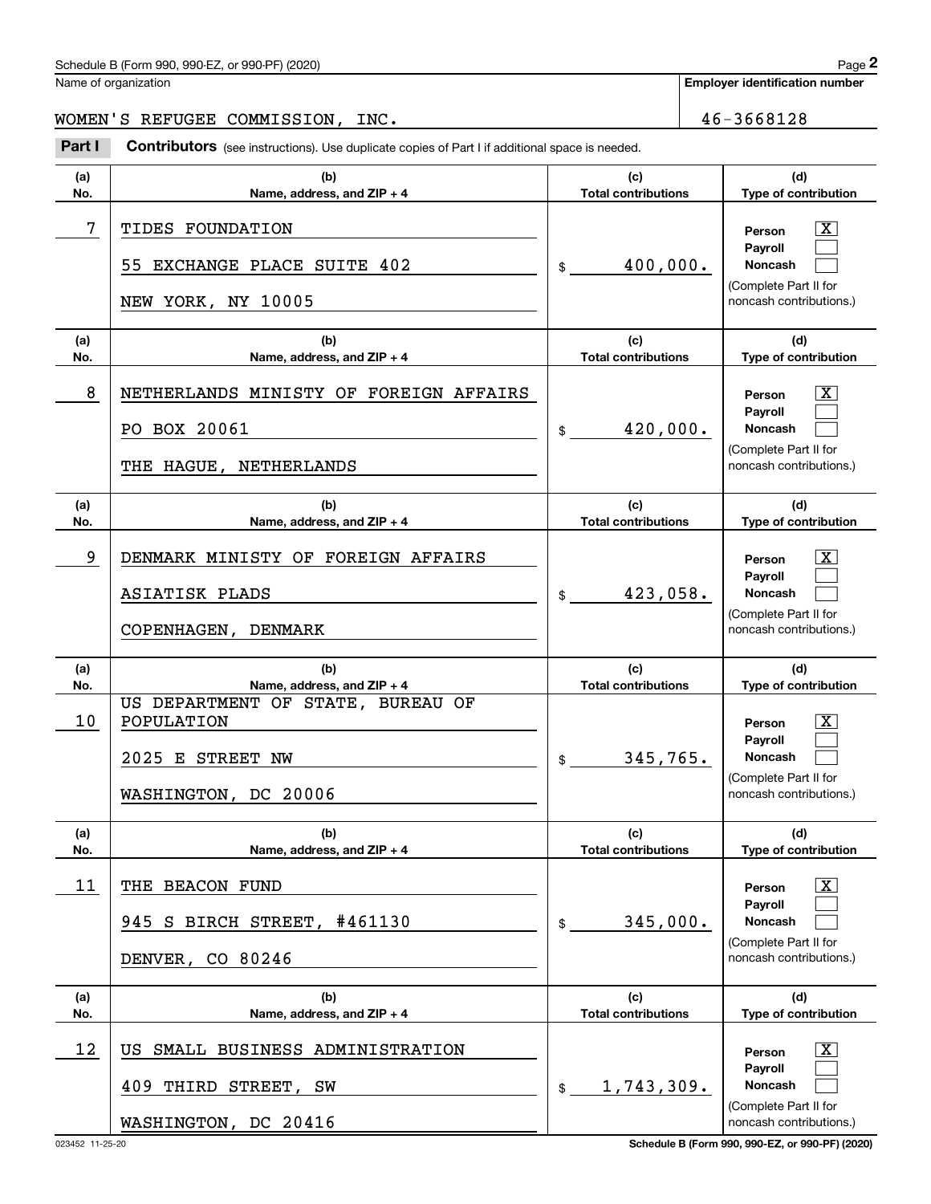Schedule B (Form 990, 990-EZ, or 990-PF) (2020)

Name of organization: WOMEN'S REFUGEE COMMISSION, INC.

Employer identification number: 46-3668128

**Part I** **Contributors** (see instructions). Use duplicate copies of Part I if additional space is needed.

| (a) No. | (b) Name, address, and ZIP + 4 | (c) Total contributions | (d) Type of contribution |
|---|---|---|---|
| 7 | TIDES FOUNDATION<br>55 EXCHANGE PLACE SUITE 402<br>NEW YORK, NY 10005 | $ 400,000. | Person [X]<br>Payroll [ ]<br>Noncash [ ]<br>(Complete Part II for noncash contributions.) |
| 8 | NETHERLANDS MINISTY OF FOREIGN AFFAIRS<br>PO BOX 20061<br>THE HAGUE, NETHERLANDS | $ 420,000. | Person [X]<br>Payroll [ ]<br>Noncash [ ]<br>(Complete Part II for noncash contributions.) |
| 9 | DENMARK MINISTY OF FOREIGN AFFAIRS<br>ASIATISK PLADS<br>COPENHAGEN, DENMARK | $ 423,058. | Person [X]<br>Payroll [ ]<br>Noncash [ ]<br>(Complete Part II for noncash contributions.) |
| 10 | US DEPARTMENT OF STATE, BUREAU OF POPULATION<br>2025 E STREET NW<br>WASHINGTON, DC 20006 | $ 345,765. | Person [X]<br>Payroll [ ]<br>Noncash [ ]<br>(Complete Part II for noncash contributions.) |
| 11 | THE BEACON FUND<br>945 S BIRCH STREET, #461130<br>DENVER, CO 80246 | $ 345,000. | Person [X]<br>Payroll [ ]<br>Noncash [ ]<br>(Complete Part II for noncash contributions.) |
| 12 | US SMALL BUSINESS ADMINISTRATION<br>409 THIRD STREET, SW<br>WASHINGTON, DC 20416 | $ 1,743,309. | Person [X]<br>Payroll [ ]<br>Noncash [ ]<br>(Complete Part II for noncash contributions.) |

023452 11-25-20

Schedule B (Form 990, 990-EZ, or 990-PF) (2020)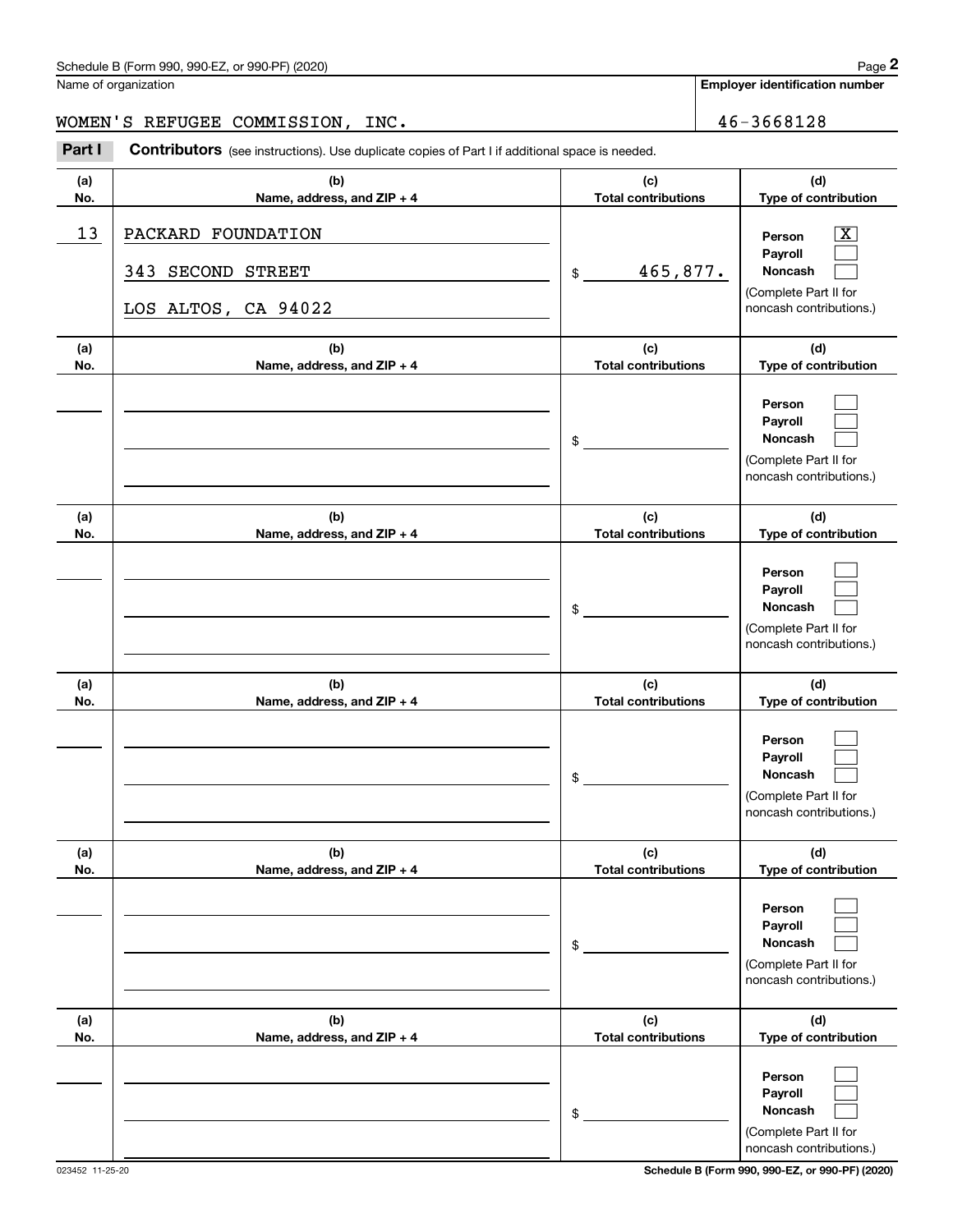Schedule B (Form 990, 990-EZ, or 990-PF) (2020)

Name of organization: WOMEN'S REFUGEE COMMISSION, INC.

Employer identification number: 46-3668128

**Part I** **Contributors** (see instructions). Use duplicate copies of Part I if additional space is needed.

| (a) No. | (b) Name, address, and ZIP + 4 | (c) Total contributions | (d) Type of contribution |
|---|---|---|---|
| 13 | PACKARD FOUNDATION<br>343 SECOND STREET<br>LOS ALTOS, CA 94022 | $ 465,877. | Person [X]<br>Payroll [ ]<br>Noncash [ ]<br>(Complete Part II for noncash contributions.) |
| | | $ | Person [ ]<br>Payroll [ ]<br>Noncash [ ]<br>(Complete Part II for noncash contributions.) |
| | | $ | Person [ ]<br>Payroll [ ]<br>Noncash [ ]<br>(Complete Part II for noncash contributions.) |
| | | $ | Person [ ]<br>Payroll [ ]<br>Noncash [ ]<br>(Complete Part II for noncash contributions.) |
| | | $ | Person [ ]<br>Payroll [ ]<br>Noncash [ ]<br>(Complete Part II for noncash contributions.) |
| | | $ | Person [ ]<br>Payroll [ ]<br>Noncash [ ]<br>(Complete Part II for noncash contributions.) |

023452 11-25-20

Schedule B (Form 990, 990-EZ, or 990-PF) (2020)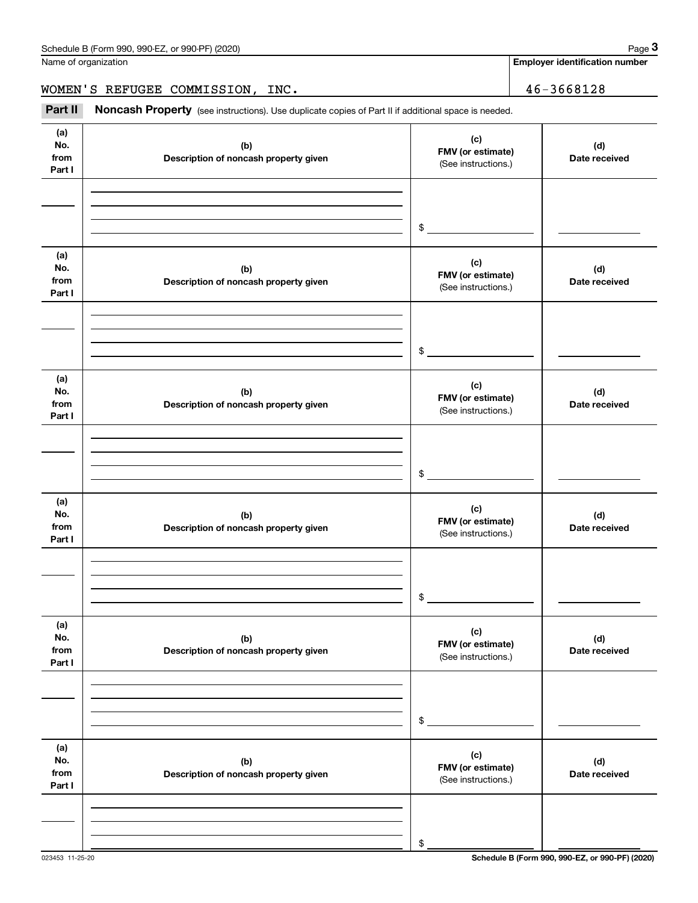Name of organization

WOMEN'S REFUGEE COMMISSION, INC.

**Employer identification number**

46-3668128

**Part II** **Noncash Property** (see instructions). Use duplicate copies of Part II if additional space is needed.

| (a) No. from Part I | (b) Description of noncash property given | (c) FMV (or estimate) (See instructions.) | (d) Date received |
|---|---|---|---|
| | | $ | |

| (a) No. from Part I | (b) Description of noncash property given | (c) FMV (or estimate) (See instructions.) | (d) Date received |
|---|---|---|---|
| | | $ | |

| (a) No. from Part I | (b) Description of noncash property given | (c) FMV (or estimate) (See instructions.) | (d) Date received |
|---|---|---|---|
| | | $ | |

| (a) No. from Part I | (b) Description of noncash property given | (c) FMV (or estimate) (See instructions.) | (d) Date received |
|---|---|---|---|
| | | $ | |

| (a) No. from Part I | (b) Description of noncash property given | (c) FMV (or estimate) (See instructions.) | (d) Date received |
|---|---|---|---|
| | | $ | |

| (a) No. from Part I | (b) Description of noncash property given | (c) FMV (or estimate) (See instructions.) | (d) Date received |
|---|---|---|---|
| | | $ | |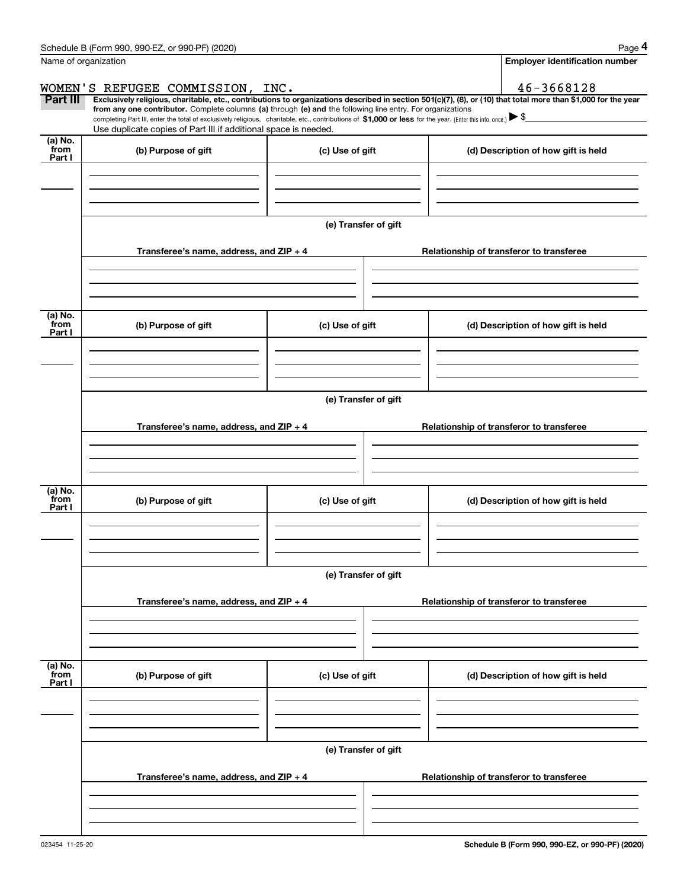Name of organization

WOMEN'S REFUGEE COMMISSION, INC.

**Employer identification number**

46-3668128

**Part III** **Exclusively religious, charitable, etc., contributions to organizations described in section 501(c)(7), (8), or (10) that total more than $1,000 for the year from any one contributor.** Complete columns **(a)** through **(e) and** the following line entry. For organizations completing Part III, enter the total of exclusively religious, charitable, etc., contributions of **$1,000 or less** for the year. (Enter this info. once.) ▶ $

Use duplicate copies of Part III if additional space is needed.

| (a) No. from Part I | (b) Purpose of gift | (c) Use of gift | (d) Description of how gift is held |
|---|---|---|---|
| | | | |

(e) Transfer of gift

| Transferee's name, address, and ZIP + 4 | Relationship of transferor to transferee |
|---|---|
| | |

| (a) No. from Part I | (b) Purpose of gift | (c) Use of gift | (d) Description of how gift is held |
|---|---|---|---|
| | | | |

(e) Transfer of gift

| Transferee's name, address, and ZIP + 4 | Relationship of transferor to transferee |
|---|---|
| | |

| (a) No. from Part I | (b) Purpose of gift | (c) Use of gift | (d) Description of how gift is held |
|---|---|---|---|
| | | | |

(e) Transfer of gift

| Transferee's name, address, and ZIP + 4 | Relationship of transferor to transferee |
|---|---|
| | |

| (a) No. from Part I | (b) Purpose of gift | (c) Use of gift | (d) Description of how gift is held |
|---|---|---|---|
| | | | |

(e) Transfer of gift

| Transferee's name, address, and ZIP + 4 | Relationship of transferor to transferee |
|---|---|
| | |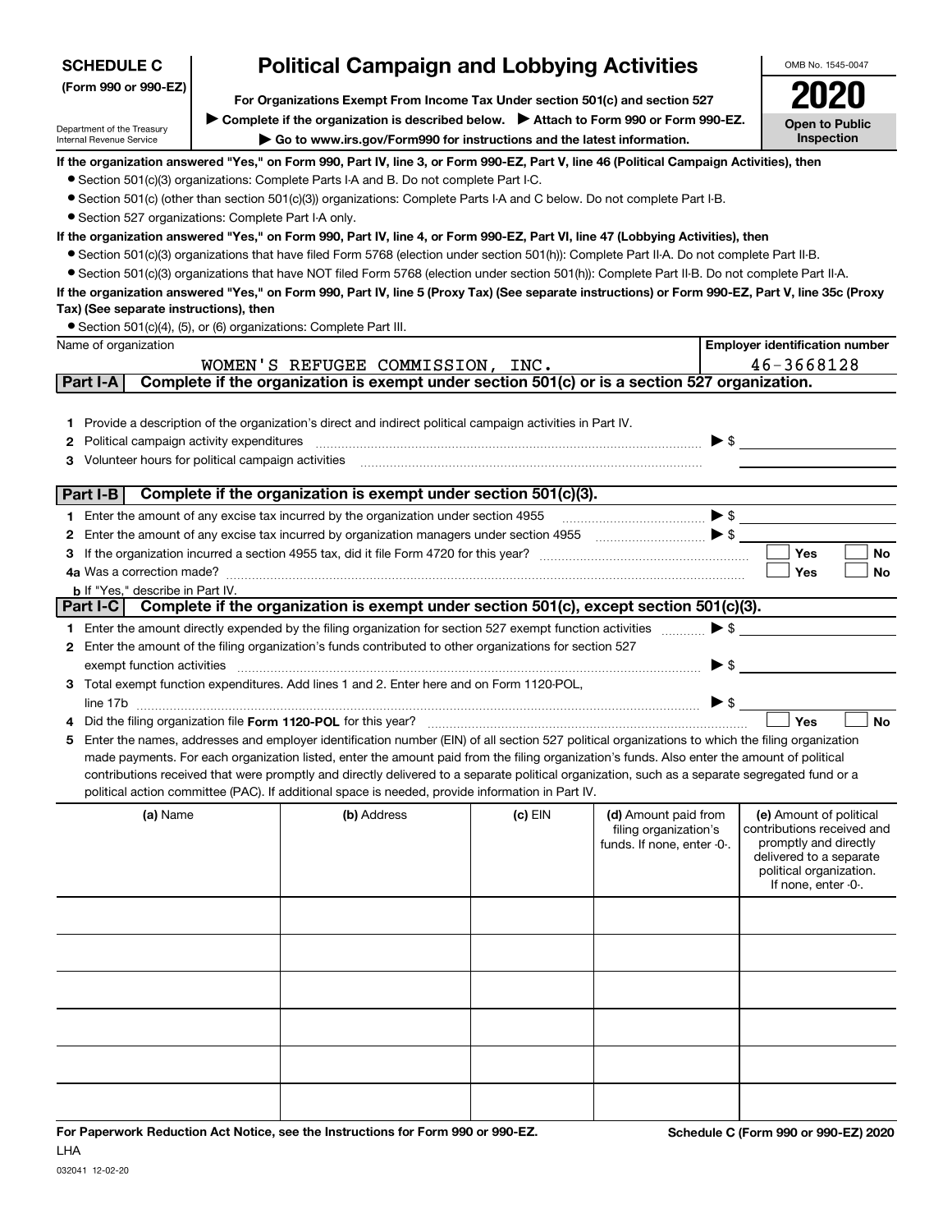**SCHEDULE C**
**(Form 990 or 990-EZ)**

Department of the Treasury
Internal Revenue Service

# Political Campaign and Lobbying Activities

**For Organizations Exempt From Income Tax Under section 501(c) and section 527**

**▶ Complete if the organization is described below. ▶ Attach to Form 990 or Form 990-EZ.**

**▶ Go to www.irs.gov/Form990 for instructions and the latest information.**

OMB No. 1545-0047

**2020**

**Open to Public Inspection**

**If the organization answered "Yes," on Form 990, Part IV, line 3, or Form 990-EZ, Part V, line 46 (Political Campaign Activities), then**

- Section 501(c)(3) organizations: Complete Parts I-A and B. Do not complete Part I-C.
- Section 501(c) (other than section 501(c)(3)) organizations: Complete Parts I-A and C below. Do not complete Part I-B.
- Section 527 organizations: Complete Part I-A only.

**If the organization answered "Yes," on Form 990, Part IV, line 4, or Form 990-EZ, Part VI, line 47 (Lobbying Activities), then**

- Section 501(c)(3) organizations that have filed Form 5768 (election under section 501(h)): Complete Part II-A. Do not complete Part II-B.
- Section 501(c)(3) organizations that have NOT filed Form 5768 (election under section 501(h)): Complete Part II-B. Do not complete Part II-A.

**If the organization answered "Yes," on Form 990, Part IV, line 5 (Proxy Tax) (See separate instructions) or Form 990-EZ, Part V, line 35c (Proxy Tax) (See separate instructions), then**

- Section 501(c)(4), (5), or (6) organizations: Complete Part III.

| Name of organization | Employer identification number |
|---|---|
| WOMEN'S REFUGEE COMMISSION, INC. | 46-3668128 |

## Part I-A Complete if the organization is exempt under section 501(c) or is a section 527 organization.

1. Provide a description of the organization's direct and indirect political campaign activities in Part IV.
2. Political campaign activity expenditures ▶ $
3. Volunteer hours for political campaign activities

## Part I-B Complete if the organization is exempt under section 501(c)(3).

1. Enter the amount of any excise tax incurred by the organization under section 4955 ▶ $
2. Enter the amount of any excise tax incurred by organization managers under section 4955 ▶ $
3. If the organization incurred a section 4955 tax, did it file Form 4720 for this year? ☐ Yes ☐ No

4a Was a correction made? ☐ Yes ☐ No

**b** If "Yes," describe in Part IV.

## Part I-C Complete if the organization is exempt under section 501(c), except section 501(c)(3).

1. Enter the amount directly expended by the filing organization for section 527 exempt function activities ▶ $
2. Enter the amount of the filing organization's funds contributed to other organizations for section 527 exempt function activities ▶ $
3. Total exempt function expenditures. Add lines 1 and 2. Enter here and on Form 1120-POL, line 17b ▶ $
4. Did the filing organization file **Form 1120-POL** for this year? ☐ Yes ☐ No
5. Enter the names, addresses and employer identification number (EIN) of all section 527 political organizations to which the filing organization made payments. For each organization listed, enter the amount paid from the filing organization's funds. Also enter the amount of political contributions received that were promptly and directly delivered to a separate political organization, such as a separate segregated fund or a political action committee (PAC). If additional space is needed, provide information in Part IV.

| (a) Name | (b) Address | (c) EIN | (d) Amount paid from filing organization's funds. If none, enter -0-. | (e) Amount of political contributions received and promptly and directly delivered to a separate political organization. If none, enter -0-. |
|---|---|---|---|---|
| | | | | |
| | | | | |
| | | | | |
| | | | | |
| | | | | |
| | | | | |

**For Paperwork Reduction Act Notice, see the Instructions for Form 990 or 990-EZ.**

LHA

**Schedule C (Form 990 or 990-EZ) 2020**

032041 12-02-20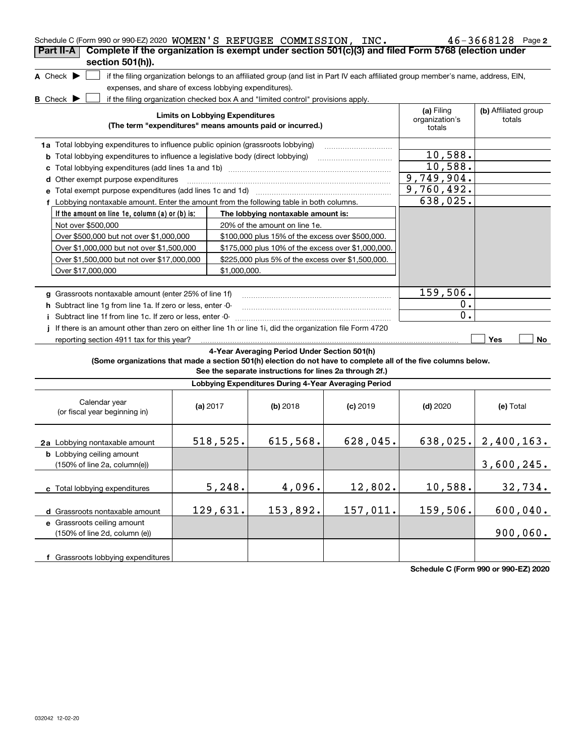Schedule C (Form 990 or 990-EZ) 2020 WOMEN'S REFUGEE COMMISSION, INC. 46-3668128 Page 2

**Part II-A** **Complete if the organization is exempt under section 501(c)(3) and filed Form 5768 (election under section 501(h)).**

A Check ▶ ☐ if the filing organization belongs to an affiliated group (and list in Part IV each affiliated group member's name, address, EIN, expenses, and share of excess lobbying expenditures).

B Check ▶ ☐ if the filing organization checked box A and "limited control" provisions apply.

| Limits on Lobbying Expenditures (The term "expenditures" means amounts paid or incurred.) | (a) Filing organization's totals | (b) Affiliated group totals |
|---|---|---|
| **1a** Total lobbying expenditures to influence public opinion (grassroots lobbying) | | |
| **b** Total lobbying expenditures to influence a legislative body (direct lobbying) | 10,588. | |
| **c** Total lobbying expenditures (add lines 1a and 1b) | 10,588. | |
| **d** Other exempt purpose expenditures | 9,749,904. | |
| **e** Total exempt purpose expenditures (add lines 1c and 1d) | 9,760,492. | |
| **f** Lobbying nontaxable amount. Enter the amount from the following table in both columns. | 638,025. | |

| If the amount on line 1e, column (a) or (b) is: | The lobbying nontaxable amount is: |
|---|---|
| Not over $500,000 | 20% of the amount on line 1e. |
| Over $500,000 but not over $1,000,000 | $100,000 plus 15% of the excess over $500,000. |
| Over $1,000,000 but not over $1,500,000 | $175,000 plus 10% of the excess over $1,000,000. |
| Over $1,500,000 but not over $17,000,000 | $225,000 plus 5% of the excess over $1,500,000. |
| Over $17,000,000 | $1,000,000. |

| | (a) Filing organization's totals | (b) Affiliated group totals |
|---|---|---|
| **g** Grassroots nontaxable amount (enter 25% of line 1f) | 159,506. | |
| **h** Subtract line 1g from line 1a. If zero or less, enter -0- | 0. | |
| **i** Subtract line 1f from line 1c. If zero or less, enter -0- | 0. | |
| **j** If there is an amount other than zero on either line 1h or line 1i, did the organization file Form 4720 reporting section 4911 tax for this year? | ☐ Yes | ☐ No |

**4-Year Averaging Period Under Section 501(h)**

**(Some organizations that made a section 501(h) election do not have to complete all of the five columns below. See the separate instructions for lines 2a through 2f.)**

**Lobbying Expenditures During 4-Year Averaging Period**

| Calendar year (or fiscal year beginning in) | (a) 2017 | (b) 2018 | (c) 2019 | (d) 2020 | (e) Total |
|---|---|---|---|---|---|
| **2a** Lobbying nontaxable amount | 518,525. | 615,568. | 628,045. | 638,025. | 2,400,163. |
| **b** Lobbying ceiling amount (150% of line 2a, column(e)) | | | | | 3,600,245. |
| **c** Total lobbying expenditures | 5,248. | 4,096. | 12,802. | 10,588. | 32,734. |
| **d** Grassroots nontaxable amount | 129,631. | 153,892. | 157,011. | 159,506. | 600,040. |
| **e** Grassroots ceiling amount (150% of line 2d, column (e)) | | | | | 900,060. |
| **f** Grassroots lobbying expenditures | | | | | |

**Schedule C (Form 990 or 990-EZ) 2020**

032042 12-02-20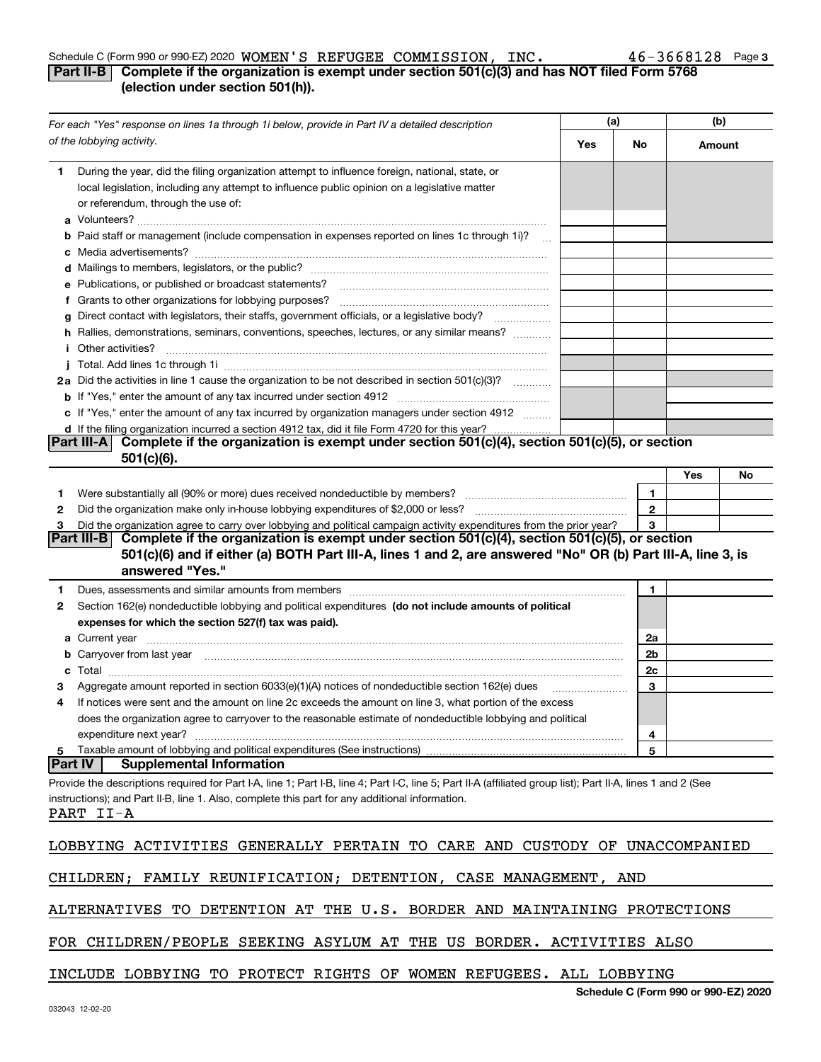Schedule C (Form 990 or 990-EZ) 2020 WOMEN'S REFUGEE COMMISSION, INC. 46-3668128 Page 3

## Part II-B Complete if the organization is exempt under section 501(c)(3) and has NOT filed Form 5768 (election under section 501(h)).

| For each "Yes" response on lines 1a through 1i below, provide in Part IV a detailed description of the lobbying activity. | (a) Yes | (a) No | (b) Amount |
|---|---|---|---|
| **1** During the year, did the filing organization attempt to influence foreign, national, state, or local legislation, including any attempt to influence public opinion on a legislative matter or referendum, through the use of: | | | |
| **a** Volunteers? | | | |
| **b** Paid staff or management (include compensation in expenses reported on lines 1c through 1i)? | | | |
| **c** Media advertisements? | | | |
| **d** Mailings to members, legislators, or the public? | | | |
| **e** Publications, or published or broadcast statements? | | | |
| **f** Grants to other organizations for lobbying purposes? | | | |
| **g** Direct contact with legislators, their staffs, government officials, or a legislative body? | | | |
| **h** Rallies, demonstrations, seminars, conventions, speeches, lectures, or any similar means? | | | |
| **i** Other activities? | | | |
| **j** Total. Add lines 1c through 1i | | | |
| **2a** Did the activities in line 1 cause the organization to be not described in section 501(c)(3)? | | | |
| **b** If "Yes," enter the amount of any tax incurred under section 4912 | | | |
| **c** If "Yes," enter the amount of any tax incurred by organization managers under section 4912 | | | |
| **d** If the filing organization incurred a section 4912 tax, did it file Form 4720 for this year? | | | |

## Part III-A Complete if the organization is exempt under section 501(c)(4), section 501(c)(5), or section 501(c)(6).

| | | | Yes | No |
|---|---|---|---|---|
| **1** | Were substantially all (90% or more) dues received nondeductible by members? | 1 | | |
| **2** | Did the organization make only in-house lobbying expenditures of $2,000 or less? | 2 | | |
| **3** | Did the organization agree to carry over lobbying and political campaign activity expenditures from the prior year? | 3 | | |

## Part III-B Complete if the organization is exempt under section 501(c)(4), section 501(c)(5), or section 501(c)(6) and if either (a) BOTH Part III-A, lines 1 and 2, are answered "No" OR (b) Part III-A, line 3, is answered "Yes."

| | | | |
|---|---|---|---|
| **1** | Dues, assessments and similar amounts from members | 1 | |
| **2** | Section 162(e) nondeductible lobbying and political expenditures **(do not include amounts of political expenses for which the section 527(f) tax was paid).** | | |
| **a** | Current year | 2a | |
| **b** | Carryover from last year | 2b | |
| **c** | Total | 2c | |
| **3** | Aggregate amount reported in section 6033(e)(1)(A) notices of nondeductible section 162(e) dues | 3 | |
| **4** | If notices were sent and the amount on line 2c exceeds the amount on line 3, what portion of the excess does the organization agree to carryover to the reasonable estimate of nondeductible lobbying and political expenditure next year? | 4 | |
| **5** | Taxable amount of lobbying and political expenditures (See instructions) | 5 | |

## Part IV Supplemental Information

Provide the descriptions required for Part I-A, line 1; Part I-B, line 4; Part I-C, line 5; Part II-A (affiliated group list); Part II-A, lines 1 and 2 (See instructions); and Part II-B, line 1. Also, complete this part for any additional information.

PART II-A

LOBBYING ACTIVITIES GENERALLY PERTAIN TO CARE AND CUSTODY OF UNACCOMPANIED CHILDREN; FAMILY REUNIFICATION; DETENTION, CASE MANAGEMENT, AND ALTERNATIVES TO DETENTION AT THE U.S. BORDER AND MAINTAINING PROTECTIONS FOR CHILDREN/PEOPLE SEEKING ASYLUM AT THE US BORDER. ACTIVITIES ALSO INCLUDE LOBBYING TO PROTECT RIGHTS OF WOMEN REFUGEES. ALL LOBBYING

Schedule C (Form 990 or 990-EZ) 2020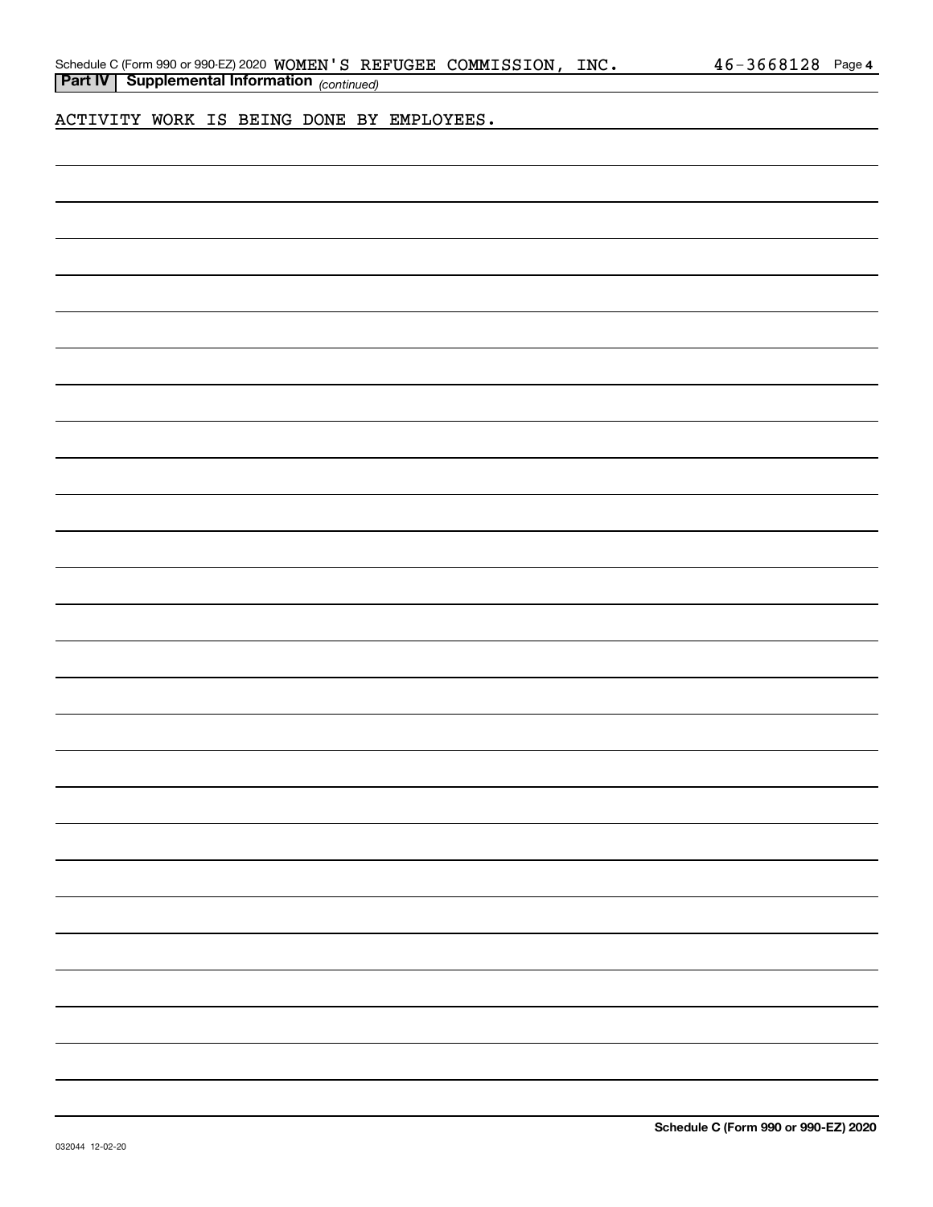Schedule C (Form 990 or 990-EZ) 2020 WOMEN'S REFUGEE COMMISSION, INC. 46-3668128 Page 4

**Part IV | Supplemental Information** *(continued)*

ACTIVITY WORK IS BEING DONE BY EMPLOYEES.

**Schedule C (Form 990 or 990-EZ) 2020**

032044 12-02-20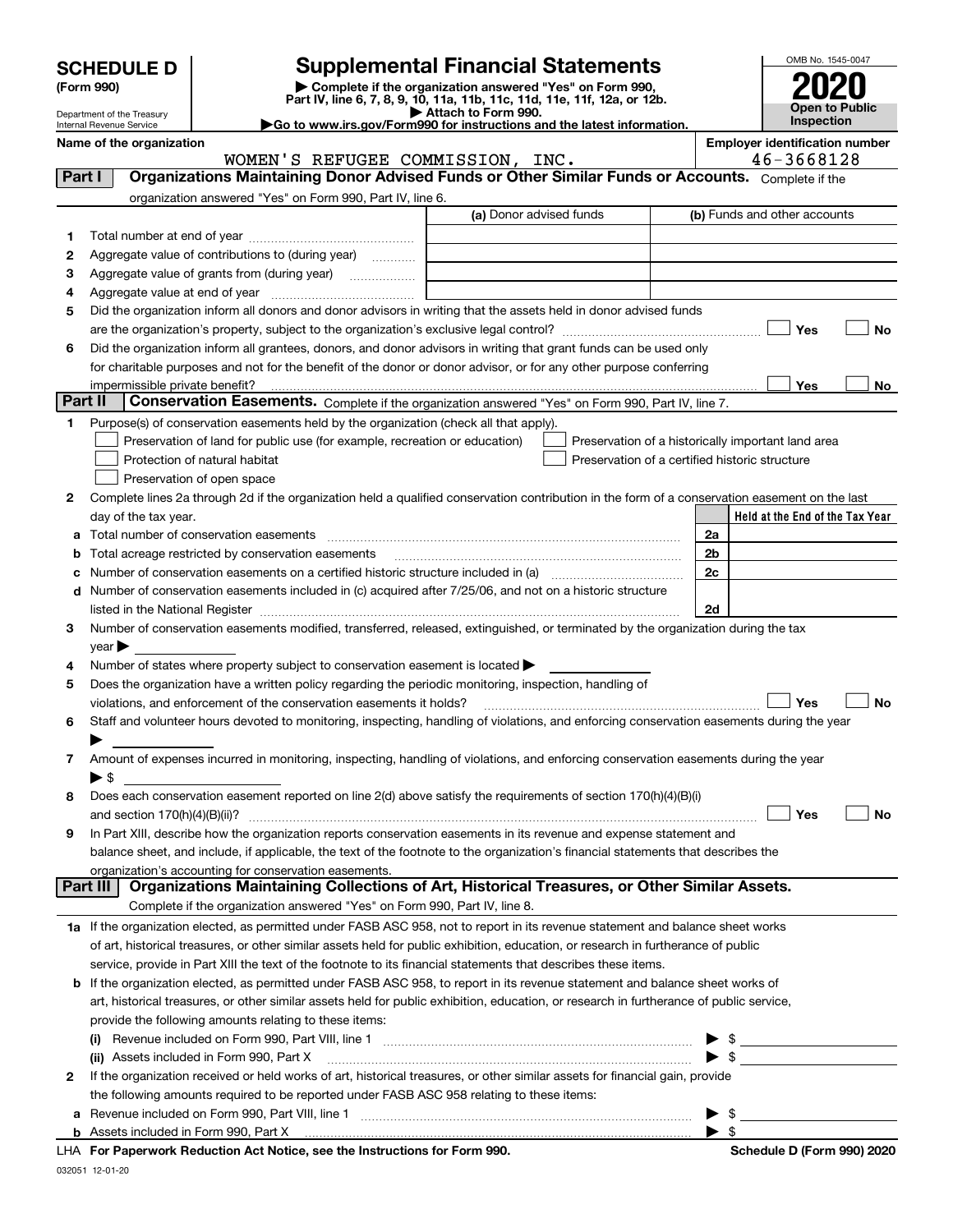# SCHEDULE D (Form 990)

Department of the Treasury
Internal Revenue Service

# Supplemental Financial Statements

▶ Complete if the organization answered "Yes" on Form 990, Part IV, line 6, 7, 8, 9, 10, 11a, 11b, 11c, 11d, 11e, 11f, 12a, or 12b.
▶ Attach to Form 990.
▶Go to www.irs.gov/Form990 for instructions and the latest information.

OMB No. 1545-0047

**2020**

**Open to Public Inspection**

**Name of the organization**
WOMEN'S REFUGEE COMMISSION, INC.

**Employer identification number**
46-3668128

## Part I Organizations Maintaining Donor Advised Funds or Other Similar Funds or Accounts.

Complete if the organization answered "Yes" on Form 990, Part IV, line 6.

| | | (a) Donor advised funds | (b) Funds and other accounts |
|---|---|---|---|
| 1 | Total number at end of year | | |
| 2 | Aggregate value of contributions to (during year) | | |
| 3 | Aggregate value of grants from (during year) | | |
| 4 | Aggregate value at end of year | | |

5 Did the organization inform all donors and donor advisors in writing that the assets held in donor advised funds are the organization's property, subject to the organization's exclusive legal control? ☐ Yes ☐ No

6 Did the organization inform all grantees, donors, and donor advisors in writing that grant funds can be used only for charitable purposes and not for the benefit of the donor or donor advisor, or for any other purpose conferring impermissible private benefit? ☐ Yes ☐ No

## Part II Conservation Easements.

Complete if the organization answered "Yes" on Form 990, Part IV, line 7.

1 Purpose(s) of conservation easements held by the organization (check all that apply).

☐ Preservation of land for public use (for example, recreation or education)
☐ Protection of natural habitat
☐ Preservation of open space
☐ Preservation of a historically important land area
☐ Preservation of a certified historic structure

2 Complete lines 2a through 2d if the organization held a qualified conservation contribution in the form of a conservation easement on the last day of the tax year.

| | | | Held at the End of the Tax Year |
|---|---|---|---|
| a | Total number of conservation easements | 2a | |
| b | Total acreage restricted by conservation easements | 2b | |
| c | Number of conservation easements on a certified historic structure included in (a) | 2c | |
| d | Number of conservation easements included in (c) acquired after 7/25/06, and not on a historic structure listed in the National Register | 2d | |

3 Number of conservation easements modified, transferred, released, extinguished, or terminated by the organization during the tax year ▶

4 Number of states where property subject to conservation easement is located ▶

5 Does the organization have a written policy regarding the periodic monitoring, inspection, handling of violations, and enforcement of the conservation easements it holds? ☐ Yes ☐ No

6 Staff and volunteer hours devoted to monitoring, inspecting, handling of violations, and enforcing conservation easements during the year ▶

7 Amount of expenses incurred in monitoring, inspecting, handling of violations, and enforcing conservation easements during the year ▶ $

8 Does each conservation easement reported on line 2(d) above satisfy the requirements of section 170(h)(4)(B)(i) and section 170(h)(4)(B)(ii)? ☐ Yes ☐ No

9 In Part XIII, describe how the organization reports conservation easements in its revenue and expense statement and balance sheet, and include, if applicable, the text of the footnote to the organization's financial statements that describes the organization's accounting for conservation easements.

## Part III Organizations Maintaining Collections of Art, Historical Treasures, or Other Similar Assets.

Complete if the organization answered "Yes" on Form 990, Part IV, line 8.

1a If the organization elected, as permitted under FASB ASC 958, not to report in its revenue statement and balance sheet works of art, historical treasures, or other similar assets held for public exhibition, education, or research in furtherance of public service, provide in Part XIII the text of the footnote to its financial statements that describes these items.

b If the organization elected, as permitted under FASB ASC 958, to report in its revenue statement and balance sheet works of art, historical treasures, or other similar assets held for public exhibition, education, or research in furtherance of public service, provide the following amounts relating to these items:

(i) Revenue included on Form 990, Part VIII, line 1 ▶ $

(ii) Assets included in Form 990, Part X ▶ $

2 If the organization received or held works of art, historical treasures, or other similar assets for financial gain, provide the following amounts required to be reported under FASB ASC 958 relating to these items:

a Revenue included on Form 990, Part VIII, line 1 ▶ $

b Assets included in Form 990, Part X ▶ $

LHA For Paperwork Reduction Act Notice, see the Instructions for Form 990.

Schedule D (Form 990) 2020

032051 12-01-20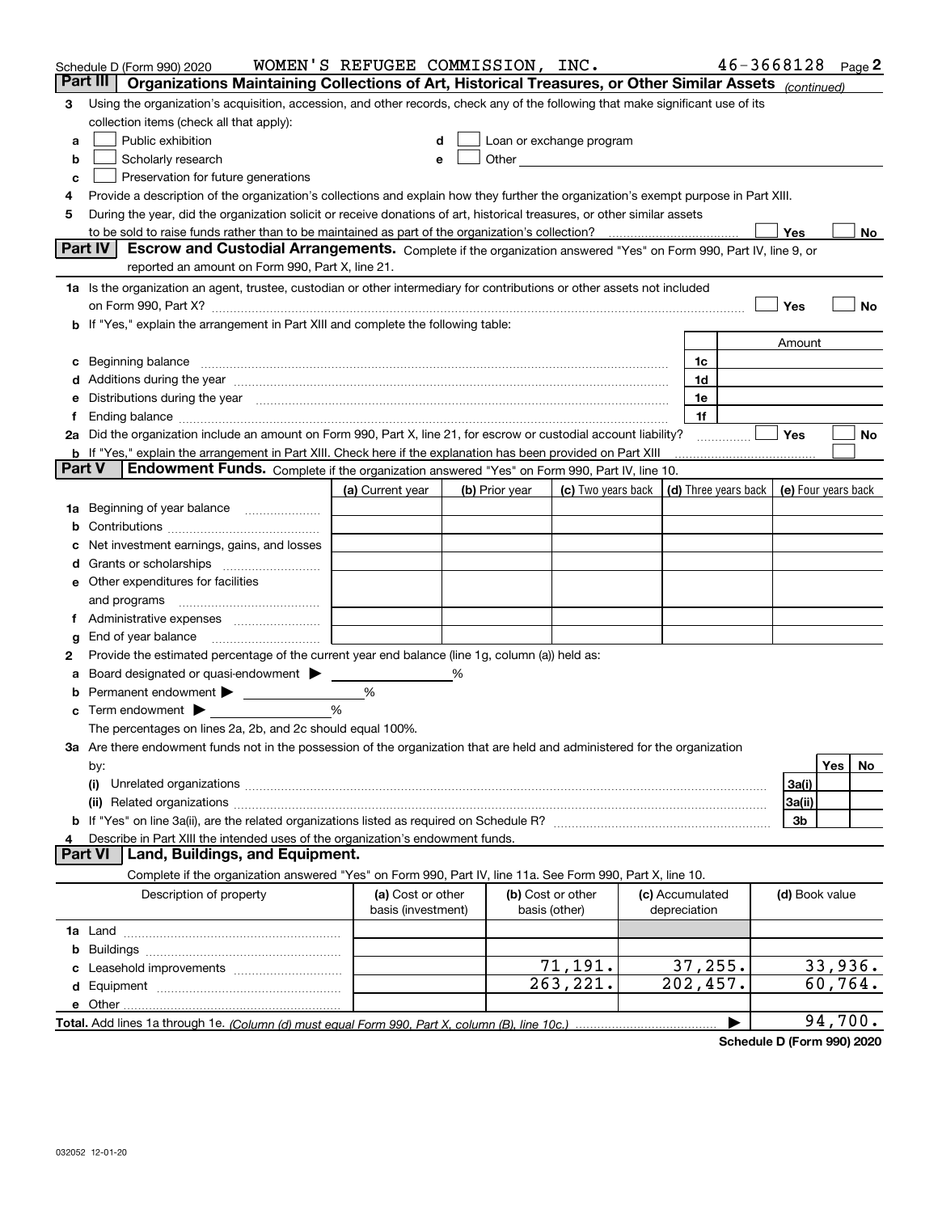Schedule D (Form 990) 2020 WOMEN'S REFUGEE COMMISSION, INC. 46-3668128 Page 2

## Part III | Organizations Maintaining Collections of Art, Historical Treasures, or Other Similar Assets *(continued)*

**3** Using the organization's acquisition, accession, and other records, check any of the following that make significant use of its collection items (check all that apply):

- **a** ☐ Public exhibition
- **b** ☐ Scholarly research
- **c** ☐ Preservation for future generations
- **d** ☐ Loan or exchange program
- **e** ☐ Other

**4** Provide a description of the organization's collections and explain how they further the organization's exempt purpose in Part XIII.

**5** During the year, did the organization solicit or receive donations of art, historical treasures, or other similar assets to be sold to raise funds rather than to be maintained as part of the organization's collection? ☐ Yes ☐ No

## Part IV | Escrow and Custodial Arrangements.

Complete if the organization answered "Yes" on Form 990, Part IV, line 9, or reported an amount on Form 990, Part X, line 21.

**1a** Is the organization an agent, trustee, custodian or other intermediary for contributions or other assets not included on Form 990, Part X? ☐ Yes ☐ No

**b** If "Yes," explain the arrangement in Part XIII and complete the following table:

| | | Amount |
|---|---|---|
| **c** Beginning balance | 1c | |
| **d** Additions during the year | 1d | |
| **e** Distributions during the year | 1e | |
| **f** Ending balance | 1f | |

**2a** Did the organization include an amount on Form 990, Part X, line 21, for escrow or custodial account liability? ☐ Yes ☐ No

**b** If "Yes," explain the arrangement in Part XIII. Check here if the explanation has been provided on Part XIII ☐

## Part V | Endowment Funds.

Complete if the organization answered "Yes" on Form 990, Part IV, line 10.

| | (a) Current year | (b) Prior year | (c) Two years back | (d) Three years back | (e) Four years back |
|---|---|---|---|---|---|
| **1a** Beginning of year balance | | | | | |
| **b** Contributions | | | | | |
| **c** Net investment earnings, gains, and losses | | | | | |
| **d** Grants or scholarships | | | | | |
| **e** Other expenditures for facilities and programs | | | | | |
| **f** Administrative expenses | | | | | |
| **g** End of year balance | | | | | |

**2** Provide the estimated percentage of the current year end balance (line 1g, column (a)) held as:

- **a** Board designated or quasi-endowment ▶ ______ %
- **b** Permanent endowment ▶ ______ %
- **c** Term endowment ▶ ______ %

The percentages on lines 2a, 2b, and 2c should equal 100%.

**3a** Are there endowment funds not in the possession of the organization that are held and administered for the organization by:

| | | Yes | No |
|---|---|---|---|
| **(i)** Unrelated organizations | 3a(i) | | |
| **(ii)** Related organizations | 3a(ii) | | |
| **b** If "Yes" on line 3a(ii), are the related organizations listed as required on Schedule R? | 3b | | |

**4** Describe in Part XIII the intended uses of the organization's endowment funds.

## Part VI | Land, Buildings, and Equipment.

Complete if the organization answered "Yes" on Form 990, Part IV, line 11a. See Form 990, Part X, line 10.

| Description of property | (a) Cost or other basis (investment) | (b) Cost or other basis (other) | (c) Accumulated depreciation | (d) Book value |
|---|---|---|---|---|
| **1a** Land | | | | |
| **b** Buildings | | | | |
| **c** Leasehold improvements | | 71,191. | 37,255. | 33,936. |
| **d** Equipment | | 263,221. | 202,457. | 60,764. |
| **e** Other | | | | |
| **Total.** Add lines 1a through 1e. *(Column (d) must equal Form 990, Part X, column (B), line 10c.)* | | | ▶ | 94,700. |

**Schedule D (Form 990) 2020**

032052 12-01-20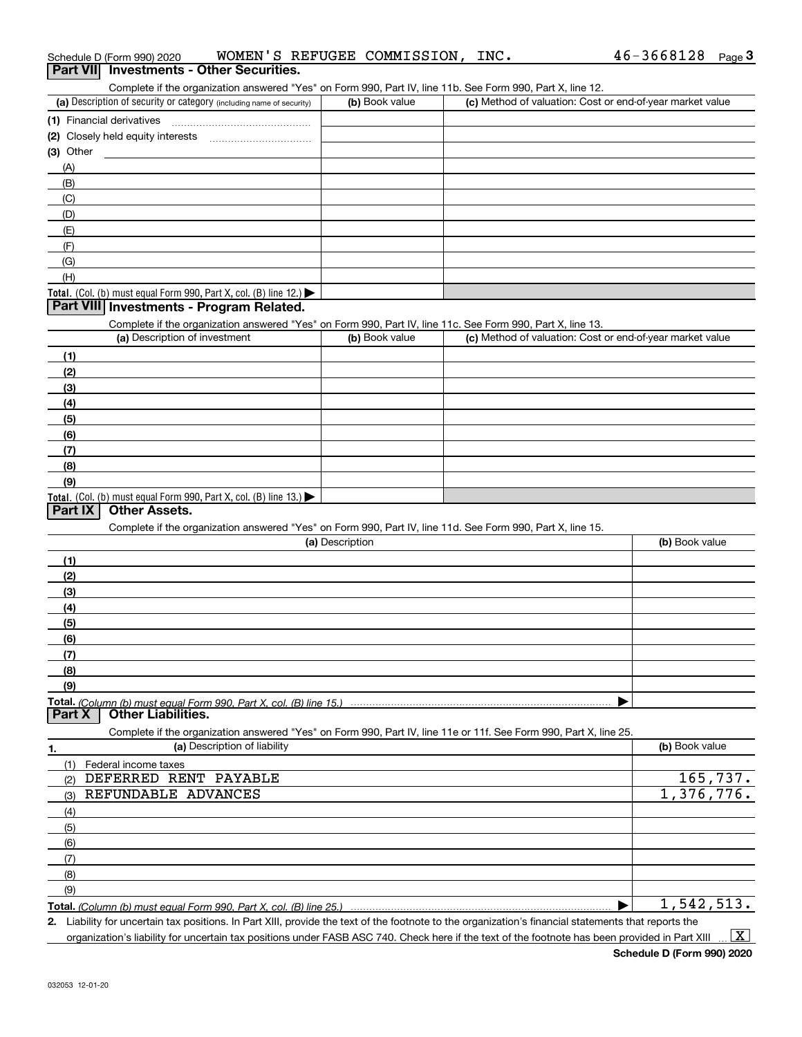Schedule D (Form 990) 2020 WOMEN'S REFUGEE COMMISSION, INC. 46-3668128 Page 3

## Part VII Investments - Other Securities.

Complete if the organization answered "Yes" on Form 990, Part IV, line 11b. See Form 990, Part X, line 12.

| (a) Description of security or category (including name of security) | (b) Book value | (c) Method of valuation: Cost or end-of-year market value |
|---|---|---|
| (1) Financial derivatives | | |
| (2) Closely held equity interests | | |
| (3) Other | | |
| (A) | | |
| (B) | | |
| (C) | | |
| (D) | | |
| (E) | | |
| (F) | | |
| (G) | | |
| (H) | | |
| **Total.** (Col. (b) must equal Form 990, Part X, col. (B) line 12.) | | |

## Part VIII Investments - Program Related.

Complete if the organization answered "Yes" on Form 990, Part IV, line 11c. See Form 990, Part X, line 13.

| (a) Description of investment | (b) Book value | (c) Method of valuation: Cost or end-of-year market value |
|---|---|---|
| (1) | | |
| (2) | | |
| (3) | | |
| (4) | | |
| (5) | | |
| (6) | | |
| (7) | | |
| (8) | | |
| (9) | | |
| **Total.** (Col. (b) must equal Form 990, Part X, col. (B) line 13.) | | |

## Part IX Other Assets.

Complete if the organization answered "Yes" on Form 990, Part IV, line 11d. See Form 990, Part X, line 15.

| (a) Description | (b) Book value |
|---|---|
| (1) | |
| (2) | |
| (3) | |
| (4) | |
| (5) | |
| (6) | |
| (7) | |
| (8) | |
| (9) | |
| **Total.** *(Column (b) must equal Form 990, Part X, col. (B) line 15.)* | |

## Part X Other Liabilities.

Complete if the organization answered "Yes" on Form 990, Part IV, line 11e or 11f. See Form 990, Part X, line 25.

| 1. (a) Description of liability | (b) Book value |
|---|---|
| (1) Federal income taxes | |
| (2) DEFERRED RENT PAYABLE | 165,737. |
| (3) REFUNDABLE ADVANCES | 1,376,776. |
| (4) | |
| (5) | |
| (6) | |
| (7) | |
| (8) | |
| (9) | |
| **Total.** *(Column (b) must equal Form 990, Part X, col. (B) line 25.)* | 1,542,513. |

2. Liability for uncertain tax positions. In Part XIII, provide the text of the footnote to the organization's financial statements that reports the organization's liability for uncertain tax positions under FASB ASC 740. Check here if the text of the footnote has been provided in Part XIII [X]

Schedule D (Form 990) 2020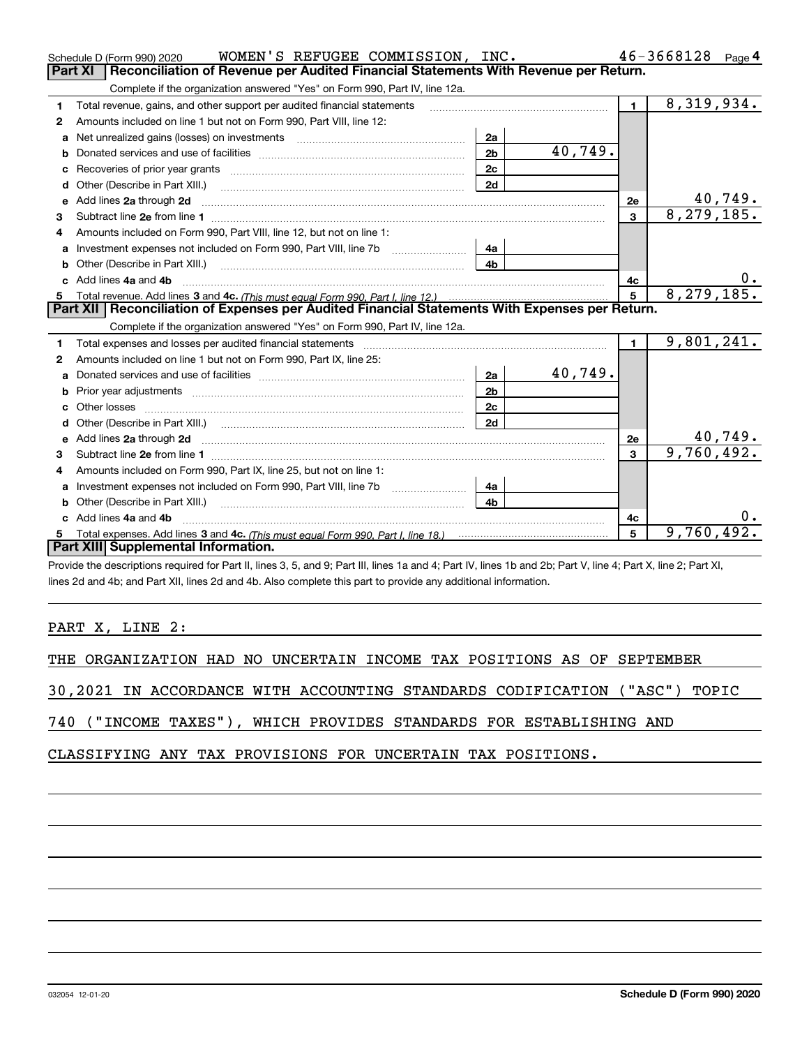Schedule D (Form 990) 2020 WOMEN'S REFUGEE COMMISSION, INC. 46-3668128 Page 4

## Part XI Reconciliation of Revenue per Audited Financial Statements With Revenue per Return.

Complete if the organization answered "Yes" on Form 990, Part IV, line 12a.

| | | | | | |
|---|---|---|---|---|---|
| 1 | Total revenue, gains, and other support per audited financial statements | | | 1 | 8,319,934. |
| 2 | Amounts included on line 1 but not on Form 990, Part VIII, line 12: | | | | |
| a | Net unrealized gains (losses) on investments | 2a | | | |
| b | Donated services and use of facilities | 2b | 40,749. | | |
| c | Recoveries of prior year grants | 2c | | | |
| d | Other (Describe in Part XIII.) | 2d | | | |
| e | Add lines 2a through 2d | | | 2e | 40,749. |
| 3 | Subtract line 2e from line 1 | | | 3 | 8,279,185. |
| 4 | Amounts included on Form 990, Part VIII, line 12, but not on line 1: | | | | |
| a | Investment expenses not included on Form 990, Part VIII, line 7b | 4a | | | |
| b | Other (Describe in Part XIII.) | 4b | | | |
| c | Add lines 4a and 4b | | | 4c | 0. |
| 5 | Total revenue. Add lines 3 and 4c. *(This must equal Form 990, Part I, line 12.)* | | | 5 | 8,279,185. |

## Part XII Reconciliation of Expenses per Audited Financial Statements With Expenses per Return.

Complete if the organization answered "Yes" on Form 990, Part IV, line 12a.

| | | | | | |
|---|---|---|---|---|---|
| 1 | Total expenses and losses per audited financial statements | | | 1 | 9,801,241. |
| 2 | Amounts included on line 1 but not on Form 990, Part IX, line 25: | | | | |
| a | Donated services and use of facilities | 2a | 40,749. | | |
| b | Prior year adjustments | 2b | | | |
| c | Other losses | 2c | | | |
| d | Other (Describe in Part XIII.) | 2d | | | |
| e | Add lines 2a through 2d | | | 2e | 40,749. |
| 3 | Subtract line 2e from line 1 | | | 3 | 9,760,492. |
| 4 | Amounts included on Form 990, Part IX, line 25, but not on line 1: | | | | |
| a | Investment expenses not included on Form 990, Part VIII, line 7b | 4a | | | |
| b | Other (Describe in Part XIII.) | 4b | | | |
| c | Add lines 4a and 4b | | | 4c | 0. |
| 5 | Total expenses. Add lines 3 and 4c. *(This must equal Form 990, Part I, line 18.)* | | | 5 | 9,760,492. |

## Part XIII Supplemental Information.

Provide the descriptions required for Part II, lines 3, 5, and 9; Part III, lines 1a and 4; Part IV, lines 1b and 2b; Part V, line 4; Part X, line 2; Part XI, lines 2d and 4b; and Part XII, lines 2d and 4b. Also complete this part to provide any additional information.

PART X, LINE 2:

THE ORGANIZATION HAD NO UNCERTAIN INCOME TAX POSITIONS AS OF SEPTEMBER 30,2021 IN ACCORDANCE WITH ACCOUNTING STANDARDS CODIFICATION ("ASC") TOPIC 740 ("INCOME TAXES"), WHICH PROVIDES STANDARDS FOR ESTABLISHING AND CLASSIFYING ANY TAX PROVISIONS FOR UNCERTAIN TAX POSITIONS.

032054 12-01-20 Schedule D (Form 990) 2020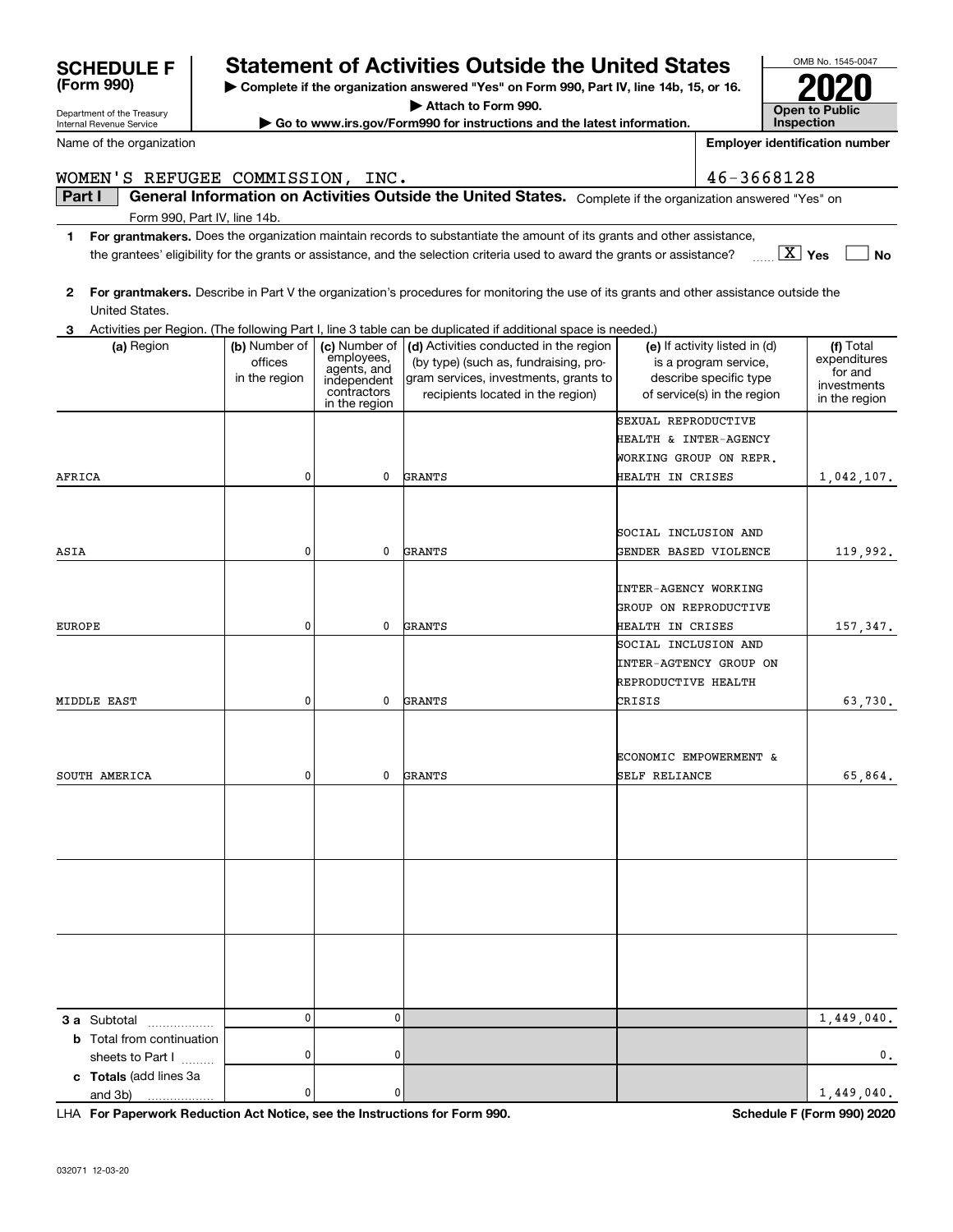**SCHEDULE F (Form 990)**

Department of the Treasury
Internal Revenue Service

# Statement of Activities Outside the United States

▶ Complete if the organization answered "Yes" on Form 990, Part IV, line 14b, 15, or 16.
▶ Attach to Form 990.
▶ Go to www.irs.gov/Form990 for instructions and the latest information.

OMB No. 1545-0047
**2020**
**Open to Public Inspection**

Name of the organization: WOMEN'S REFUGEE COMMISSION, INC.

Employer identification number: 46-3668128

**Part I — General Information on Activities Outside the United States.** Complete if the organization answered "Yes" on Form 990, Part IV, line 14b.

**1** **For grantmakers.** Does the organization maintain records to substantiate the amount of its grants and other assistance, the grantees' eligibility for the grants or assistance, and the selection criteria used to award the grants or assistance? [X] Yes [ ] No

**2** **For grantmakers.** Describe in Part V the organization's procedures for monitoring the use of its grants and other assistance outside the United States.

**3** Activities per Region. (The following Part I, line 3 table can be duplicated if additional space is needed.)

| (a) Region | (b) Number of offices in the region | (c) Number of employees, agents, and independent contractors in the region | (d) Activities conducted in the region (by type) (such as, fundraising, program services, investments, grants to recipients located in the region) | (e) If activity listed in (d) is a program service, describe specific type of service(s) in the region | (f) Total expenditures for and investments in the region |
|---|---|---|---|---|---|
| AFRICA | 0 | 0 | GRANTS | SEXUAL REPRODUCTIVE HEALTH & INTER-AGENCY WORKING GROUP ON REPR. HEALTH IN CRISES | 1,042,107. |
| ASIA | 0 | 0 | GRANTS | SOCIAL INCLUSION AND GENDER BASED VIOLENCE | 119,992. |
| EUROPE | 0 | 0 | GRANTS | INTER-AGENCY WORKING GROUP ON REPRODUCTIVE HEALTH IN CRISES | 157,347. |
| MIDDLE EAST | 0 | 0 | GRANTS | SOCIAL INCLUSION AND INTER-AGTENCY GROUP ON REPRODUCTIVE HEALTH CRISIS | 63,730. |
| SOUTH AMERICA | 0 | 0 | GRANTS | ECONOMIC EMPOWERMENT & SELF RELIANCE | 65,864. |
| | | | | | |
| | | | | | |
| | | | | | |
| **3 a** Subtotal | 0 | 0 | | | 1,449,040. |
| **b** Total from continuation sheets to Part I | 0 | 0 | | | 0. |
| **c Totals** (add lines 3a and 3b) | 0 | 0 | | | 1,449,040. |

LHA **For Paperwork Reduction Act Notice, see the Instructions for Form 990.** **Schedule F (Form 990) 2020**

032071 12-03-20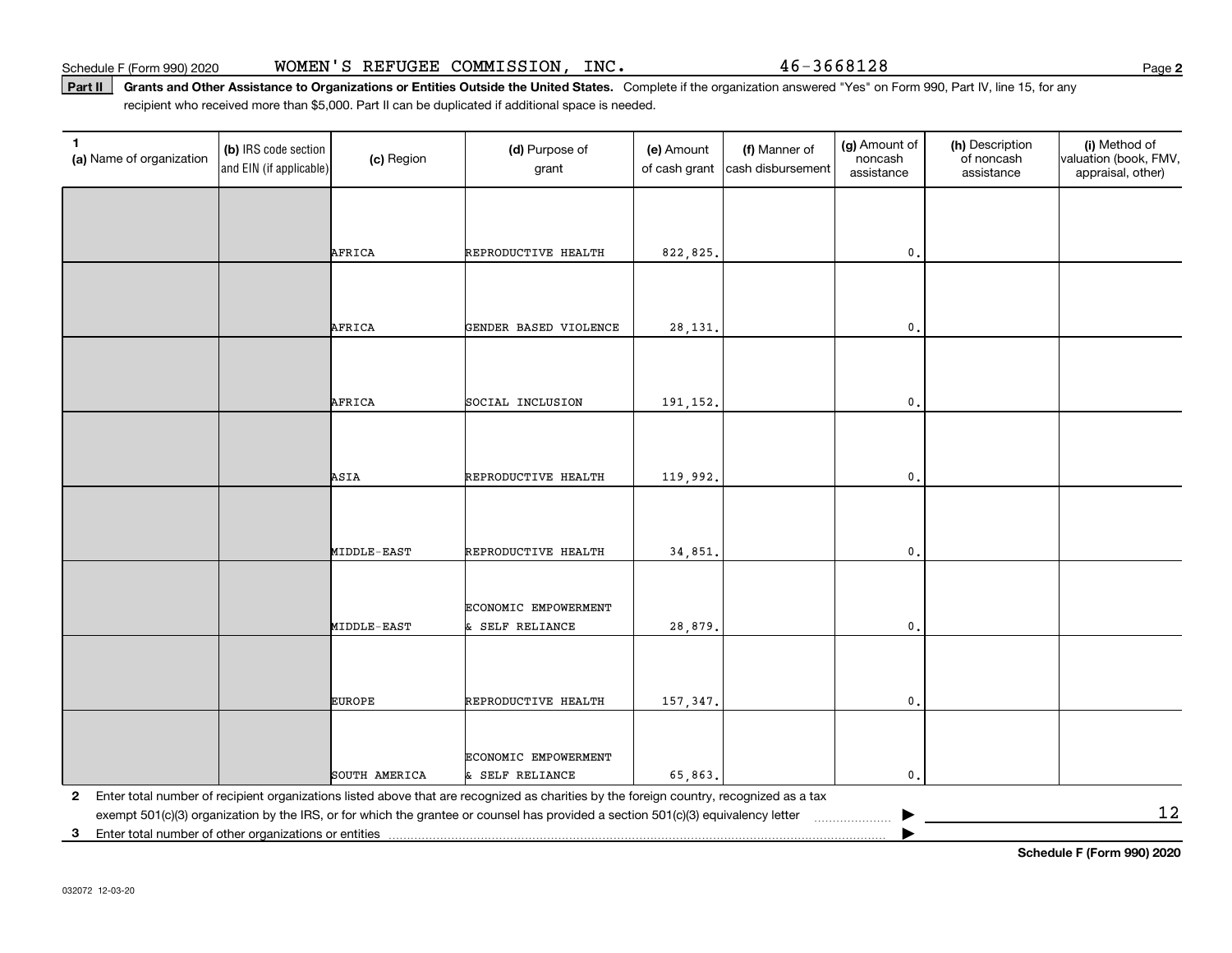Schedule F (Form 990) 2020 WOMEN'S REFUGEE COMMISSION, INC. 46-3668128

**Part II** **Grants and Other Assistance to Organizations or Entities Outside the United States.** Complete if the organization answered "Yes" on Form 990, Part IV, line 15, for any recipient who received more than $5,000. Part II can be duplicated if additional space is needed.

| 1 (a) Name of organization | (b) IRS code section and EIN (if applicable) | (c) Region | (d) Purpose of grant | (e) Amount of cash grant | (f) Manner of cash disbursement | (g) Amount of noncash assistance | (h) Description of noncash assistance | (i) Method of valuation (book, FMV, appraisal, other) |
|---|---|---|---|---|---|---|---|---|
| | | AFRICA | REPRODUCTIVE HEALTH | 822,825. | | 0. | | |
| | | AFRICA | GENDER BASED VIOLENCE | 28,131. | | 0. | | |
| | | AFRICA | SOCIAL INCLUSION | 191,152. | | 0. | | |
| | | ASIA | REPRODUCTIVE HEALTH | 119,992. | | 0. | | |
| | | MIDDLE-EAST | REPRODUCTIVE HEALTH | 34,851. | | 0. | | |
| | | MIDDLE-EAST | ECONOMIC EMPOWERMENT & SELF RELIANCE | 28,879. | | 0. | | |
| | | EUROPE | REPRODUCTIVE HEALTH | 157,347. | | 0. | | |
| | | SOUTH AMERICA | ECONOMIC EMPOWERMENT & SELF RELIANCE | 65,863. | | 0. | | |

**2** Enter total number of recipient organizations listed above that are recognized as charities by the foreign country, recognized as a tax exempt 501(c)(3) organization by the IRS, or for which the grantee or counsel has provided a section 501(c)(3) equivalency letter ▶ 12

**3** Enter total number of other organizations or entities ▶

**Schedule F (Form 990) 2020**

032072 12-03-20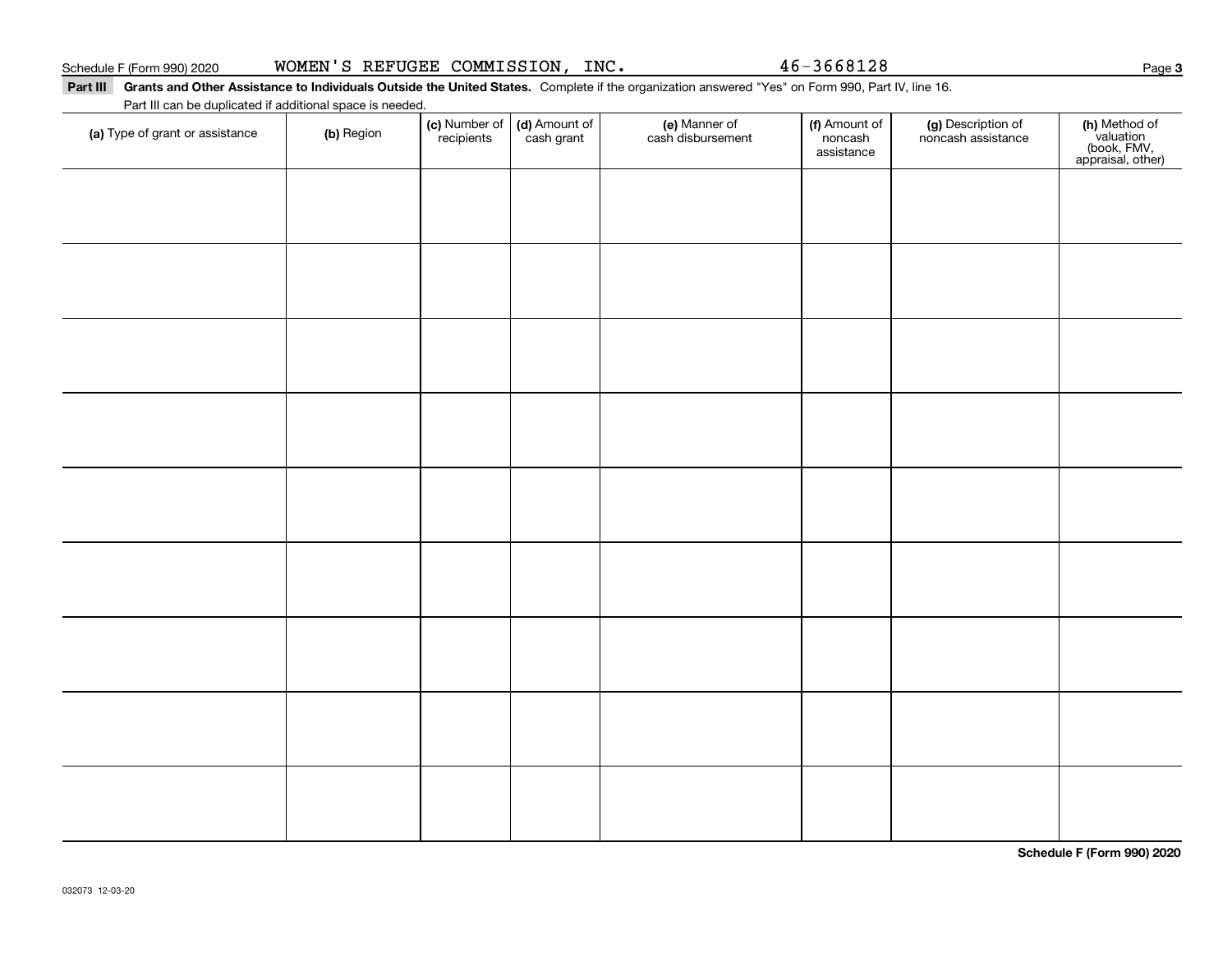Schedule F (Form 990) 2020 WOMEN'S REFUGEE COMMISSION, INC. 46-3668128

**Part III** **Grants and Other Assistance to Individuals Outside the United States.** Complete if the organization answered "Yes" on Form 990, Part IV, line 16.

Part III can be duplicated if additional space is needed.

| (a) Type of grant or assistance | (b) Region | (c) Number of recipients | (d) Amount of cash grant | (e) Manner of cash disbursement | (f) Amount of noncash assistance | (g) Description of noncash assistance | (h) Method of valuation (book, FMV, appraisal, other) |
|---|---|---|---|---|---|---|---|
| | | | | | | | |
| | | | | | | | |
| | | | | | | | |
| | | | | | | | |
| | | | | | | | |
| | | | | | | | |
| | | | | | | | |
| | | | | | | | |
| | | | | | | | |

**Schedule F (Form 990) 2020**

032073 12-03-20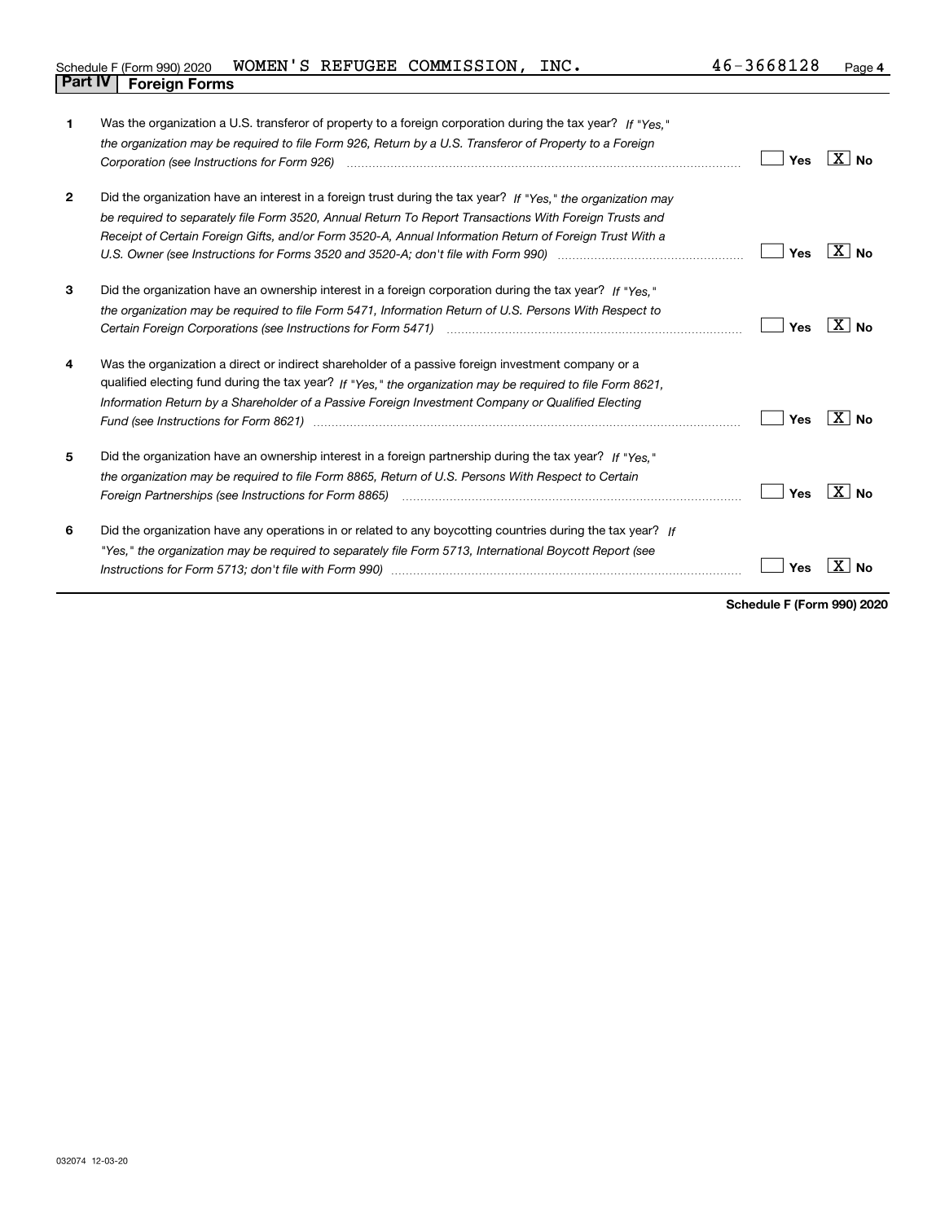Schedule F (Form 990) 2020 WOMEN'S REFUGEE COMMISSION, INC. 46-3668128 Page 4

## Part IV | Foreign Forms

| | | | |
|---|---|---|---|
| 1 | Was the organization a U.S. transferor of property to a foreign corporation during the tax year? *If "Yes," the organization may be required to file Form 926, Return by a U.S. Transferor of Property to a Foreign Corporation (see Instructions for Form 926)* | ☐ Yes | ☒ No |
| 2 | Did the organization have an interest in a foreign trust during the tax year? *If "Yes," the organization may be required to separately file Form 3520, Annual Return To Report Transactions With Foreign Trusts and Receipt of Certain Foreign Gifts, and/or Form 3520-A, Annual Information Return of Foreign Trust With a U.S. Owner (see Instructions for Forms 3520 and 3520-A; don't file with Form 990)* | ☐ Yes | ☒ No |
| 3 | Did the organization have an ownership interest in a foreign corporation during the tax year? *If "Yes," the organization may be required to file Form 5471, Information Return of U.S. Persons With Respect to Certain Foreign Corporations (see Instructions for Form 5471)* | ☐ Yes | ☒ No |
| 4 | Was the organization a direct or indirect shareholder of a passive foreign investment company or a qualified electing fund during the tax year? *If "Yes," the organization may be required to file Form 8621, Information Return by a Shareholder of a Passive Foreign Investment Company or Qualified Electing Fund (see Instructions for Form 8621)* | ☐ Yes | ☒ No |
| 5 | Did the organization have an ownership interest in a foreign partnership during the tax year? *If "Yes," the organization may be required to file Form 8865, Return of U.S. Persons With Respect to Certain Foreign Partnerships (see Instructions for Form 8865)* | ☐ Yes | ☒ No |
| 6 | Did the organization have any operations in or related to any boycotting countries during the tax year? *If "Yes," the organization may be required to separately file Form 5713, International Boycott Report (see Instructions for Form 5713; don't file with Form 990)* | ☐ Yes | ☒ No |

**Schedule F (Form 990) 2020**

032074 12-03-20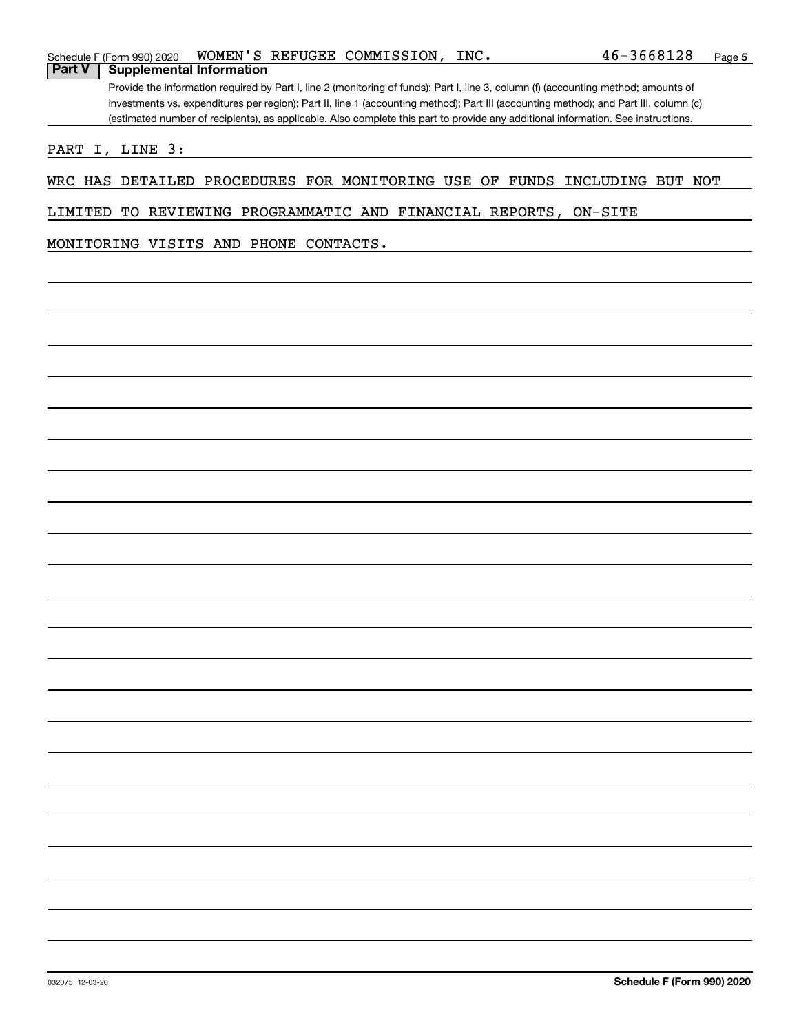Schedule F (Form 990) 2020 WOMEN'S REFUGEE COMMISSION, INC. 46-3668128

## Part V Supplemental Information

Provide the information required by Part I, line 2 (monitoring of funds); Part I, line 3, column (f) (accounting method; amounts of investments vs. expenditures per region); Part II, line 1 (accounting method); Part III (accounting method); and Part III, column (c) (estimated number of recipients), as applicable. Also complete this part to provide any additional information. See instructions.

PART I, LINE 3:

WRC HAS DETAILED PROCEDURES FOR MONITORING USE OF FUNDS INCLUDING BUT NOT LIMITED TO REVIEWING PROGRAMMATIC AND FINANCIAL REPORTS, ON-SITE MONITORING VISITS AND PHONE CONTACTS.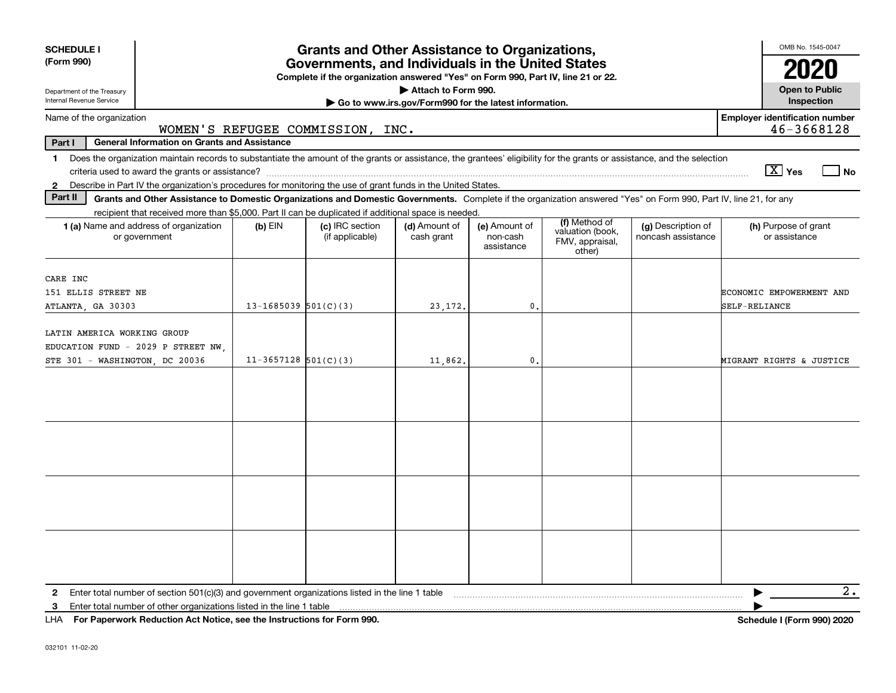**SCHEDULE I** **(Form 990)**

Department of the Treasury Internal Revenue Service

# Grants and Other Assistance to Organizations, Governments, and Individuals in the United States

**Complete if the organization answered "Yes" on Form 990, Part IV, line 21 or 22.**

**▶ Attach to Form 990.**

**▶ Go to www.irs.gov/Form990 for the latest information.**

OMB No. 1545-0047

**2020**

**Open to Public Inspection**

Name of the organization: WOMEN'S REFUGEE COMMISSION, INC.

**Employer identification number** 46-3668128

**Part I** **General Information on Grants and Assistance**

1 Does the organization maintain records to substantiate the amount of the grants or assistance, the grantees' eligibility for the grants or assistance, and the selection criteria used to award the grants or assistance? [X] Yes [ ] No

2 Describe in Part IV the organization's procedures for monitoring the use of grant funds in the United States.

**Part II** **Grants and Other Assistance to Domestic Organizations and Domestic Governments.** Complete if the organization answered "Yes" on Form 990, Part IV, line 21, for any recipient that received more than $5,000. Part II can be duplicated if additional space is needed.

| 1 (a) Name and address of organization or government | (b) EIN | (c) IRC section (if applicable) | (d) Amount of cash grant | (e) Amount of non-cash assistance | (f) Method of valuation (book, FMV, appraisal, other) | (g) Description of noncash assistance | (h) Purpose of grant or assistance |
|---|---|---|---|---|---|---|---|
| CARE INC 151 ELLIS STREET NE ATLANTA, GA 30303 | 13-1685039 | 501(C)(3) | 23,172. | 0. | | | ECONOMIC EMPOWERMENT AND SELF-RELIANCE |
| LATIN AMERICA WORKING GROUP EDUCATION FUND - 2029 P STREET NW, STE 301 - WASHINGTON, DC 20036 | 11-3657128 | 501(C)(3) | 11,862. | 0. | | | MIGRANT RIGHTS & JUSTICE |
| | | | | | | | |
| | | | | | | | |
| | | | | | | | |
| | | | | | | | |

2 Enter total number of section 501(c)(3) and government organizations listed in the line 1 table ▶ 2.

3 Enter total number of other organizations listed in the line 1 table ▶

LHA **For Paperwork Reduction Act Notice, see the Instructions for Form 990.** **Schedule I (Form 990) 2020**

032101 11-02-20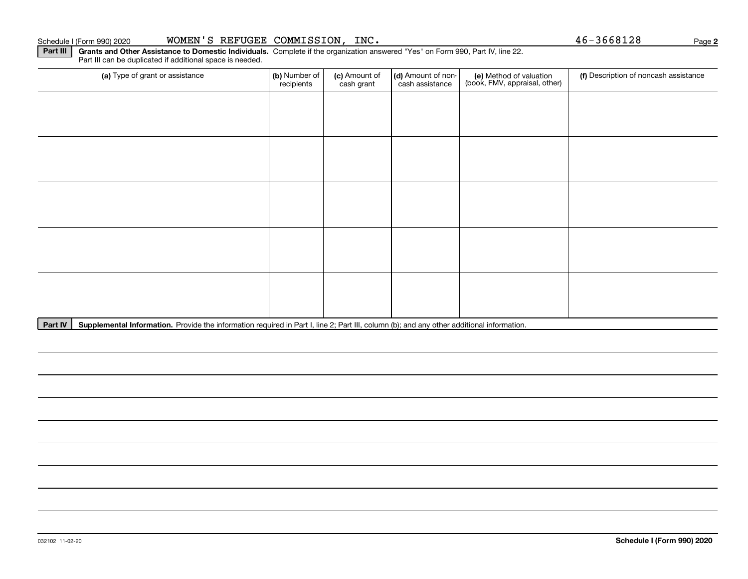Schedule I (Form 990) 2020 WOMEN'S REFUGEE COMMISSION, INC. 46-3668128 Page **2**

**Part III** **Grants and Other Assistance to Domestic Individuals.** Complete if the organization answered "Yes" on Form 990, Part IV, line 22. Part III can be duplicated if additional space is needed.

| (a) Type of grant or assistance | (b) Number of recipients | (c) Amount of cash grant | (d) Amount of non-cash assistance | (e) Method of valuation (book, FMV, appraisal, other) | (f) Description of noncash assistance |
|---|---|---|---|---|---|
| | | | | | |
| | | | | | |
| | | | | | |
| | | | | | |
| | | | | | |

**Part IV** **Supplemental Information.** Provide the information required in Part I, line 2; Part III, column (b); and any other additional information.

032102 11-02-20 **Schedule I (Form 990) 2020**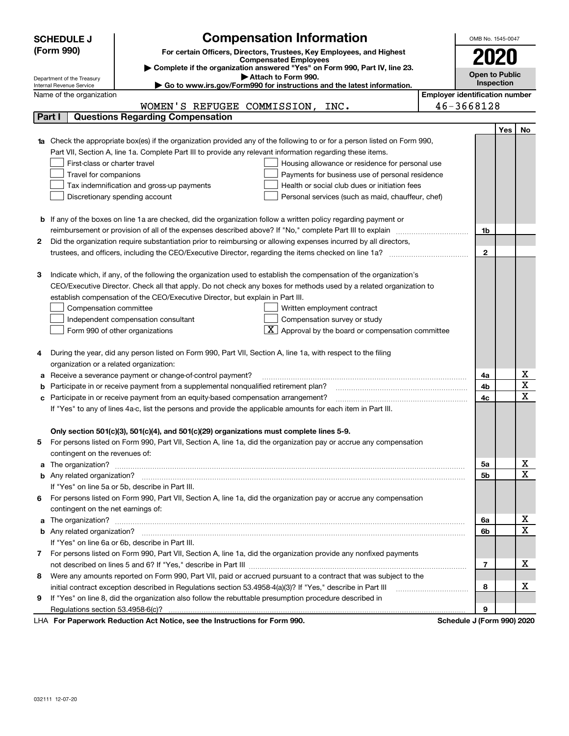**SCHEDULE J (Form 990)**

Department of the Treasury
Internal Revenue Service

# Compensation Information

**For certain Officers, Directors, Trustees, Key Employees, and Highest Compensated Employees**

▶ **Complete if the organization answered "Yes" on Form 990, Part IV, line 23.**

▶ **Attach to Form 990.**

▶ **Go to www.irs.gov/Form990 for instructions and the latest information.**

OMB No. 1545-0047

**2020**

**Open to Public Inspection**

Name of the organization: WOMEN'S REFUGEE COMMISSION, INC.

**Employer identification number:** 46-3668128

## Part I Questions Regarding Compensation

| | | | Yes | No |
|---|---|---|---|---|
| **1a** | Check the appropriate box(es) if the organization provided any of the following to or for a person listed on Form 990, Part VII, Section A, line 1a. Complete Part III to provide any relevant information regarding these items.<br>☐ First-class or charter travel ☐ Housing allowance or residence for personal use<br>☐ Travel for companions ☐ Payments for business use of personal residence<br>☐ Tax indemnification and gross-up payments ☐ Health or social club dues or initiation fees<br>☐ Discretionary spending account ☐ Personal services (such as maid, chauffeur, chef) | | | |
| **b** | If any of the boxes on line 1a are checked, did the organization follow a written policy regarding payment or reimbursement or provision of all of the expenses described above? If "No," complete Part III to explain | 1b | | |
| **2** | Did the organization require substantiation prior to reimbursing or allowing expenses incurred by all directors, trustees, and officers, including the CEO/Executive Director, regarding the items checked on line 1a? | 2 | | |
| **3** | Indicate which, if any, of the following the organization used to establish the compensation of the organization's CEO/Executive Director. Check all that apply. Do not check any boxes for methods used by a related organization to establish compensation of the CEO/Executive Director, but explain in Part III.<br>☐ Compensation committee ☐ Written employment contract<br>☐ Independent compensation consultant ☐ Compensation survey or study<br>☐ Form 990 of other organizations ☒ Approval by the board or compensation committee | | | |
| **4** | During the year, did any person listed on Form 990, Part VII, Section A, line 1a, with respect to the filing organization or a related organization: | | | |
| **a** | Receive a severance payment or change-of-control payment? | 4a | | X |
| **b** | Participate in or receive payment from a supplemental nonqualified retirement plan? | 4b | | X |
| **c** | Participate in or receive payment from an equity-based compensation arrangement? | 4c | | X |
| | If "Yes" to any of lines 4a-c, list the persons and provide the applicable amounts for each item in Part III. | | | |
| | **Only section 501(c)(3), 501(c)(4), and 501(c)(29) organizations must complete lines 5-9.** | | | |
| **5** | For persons listed on Form 990, Part VII, Section A, line 1a, did the organization pay or accrue any compensation contingent on the revenues of: | | | |
| **a** | The organization? | 5a | | X |
| **b** | Any related organization? | 5b | | X |
| | If "Yes" on line 5a or 5b, describe in Part III. | | | |
| **6** | For persons listed on Form 990, Part VII, Section A, line 1a, did the organization pay or accrue any compensation contingent on the net earnings of: | | | |
| **a** | The organization? | 6a | | X |
| **b** | Any related organization? | 6b | | X |
| | If "Yes" on line 6a or 6b, describe in Part III. | | | |
| **7** | For persons listed on Form 990, Part VII, Section A, line 1a, did the organization provide any nonfixed payments not described on lines 5 and 6? If "Yes," describe in Part III | 7 | | X |
| **8** | Were any amounts reported on Form 990, Part VII, paid or accrued pursuant to a contract that was subject to the initial contract exception described in Regulations section 53.4958-4(a)(3)? If "Yes," describe in Part III | 8 | | X |
| **9** | If "Yes" on line 8, did the organization also follow the rebuttable presumption procedure described in Regulations section 53.4958-6(c)? | 9 | | |

LHA **For Paperwork Reduction Act Notice, see the Instructions for Form 990.** **Schedule J (Form 990) 2020**

032111 12-07-20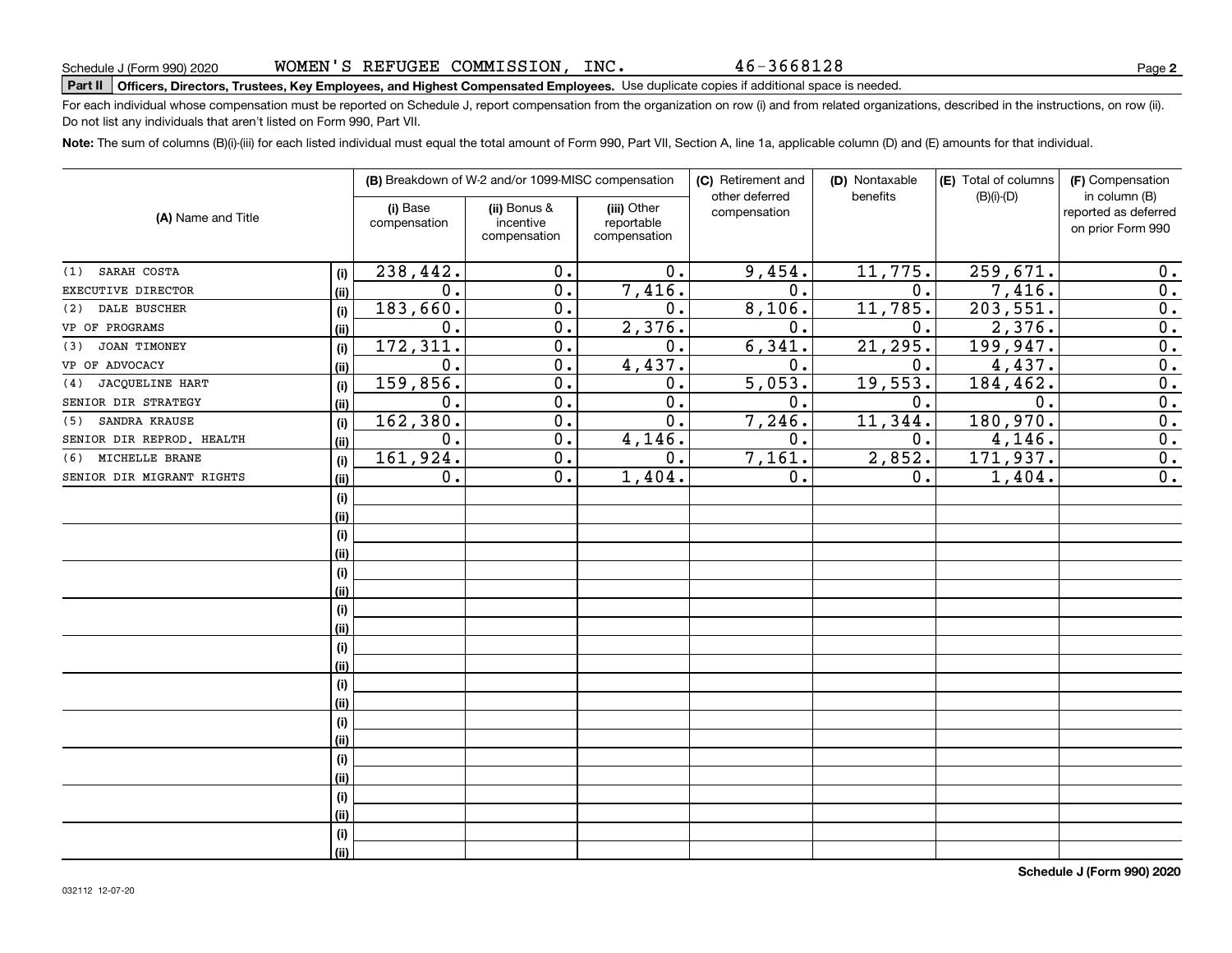Schedule J (Form 990) 2020 WOMEN'S REFUGEE COMMISSION, INC. 46-3668128

**Part II** **Officers, Directors, Trustees, Key Employees, and Highest Compensated Employees.** Use duplicate copies if additional space is needed.

For each individual whose compensation must be reported on Schedule J, report compensation from the organization on row (i) and from related organizations, described in the instructions, on row (ii). Do not list any individuals that aren't listed on Form 990, Part VII.

**Note:** The sum of columns (B)(i)-(iii) for each listed individual must equal the total amount of Form 990, Part VII, Section A, line 1a, applicable column (D) and (E) amounts for that individual.

| (A) Name and Title | | (B) Breakdown of W-2 and/or 1099-MISC compensation | | | (C) Retirement and other deferred compensation | (D) Nontaxable benefits | (E) Total of columns (B)(i)-(D) | (F) Compensation in column (B) reported as deferred on prior Form 990 |
|---|---|---|---|---|---|---|---|---|
| | | (i) Base compensation | (ii) Bonus & incentive compensation | (iii) Other reportable compensation | | | | |
| (1) SARAH COSTA | (i) | 238,442. | 0. | 0. | 9,454. | 11,775. | 259,671. | 0. |
| EXECUTIVE DIRECTOR | (ii) | 0. | 0. | 7,416. | 0. | 0. | 7,416. | 0. |
| (2) DALE BUSCHER | (i) | 183,660. | 0. | 0. | 8,106. | 11,785. | 203,551. | 0. |
| VP OF PROGRAMS | (ii) | 0. | 0. | 2,376. | 0. | 0. | 2,376. | 0. |
| (3) JOAN TIMONEY | (i) | 172,311. | 0. | 0. | 6,341. | 21,295. | 199,947. | 0. |
| VP OF ADVOCACY | (ii) | 0. | 0. | 4,437. | 0. | 0. | 4,437. | 0. |
| (4) JACQUELINE HART | (i) | 159,856. | 0. | 0. | 5,053. | 19,553. | 184,462. | 0. |
| SENIOR DIR STRATEGY | (ii) | 0. | 0. | 0. | 0. | 0. | 0. | 0. |
| (5) SANDRA KRAUSE | (i) | 162,380. | 0. | 0. | 7,246. | 11,344. | 180,970. | 0. |
| SENIOR DIR REPROD. HEALTH | (ii) | 0. | 0. | 4,146. | 0. | 0. | 4,146. | 0. |
| (6) MICHELLE BRANE | (i) | 161,924. | 0. | 0. | 7,161. | 2,852. | 171,937. | 0. |
| SENIOR DIR MIGRANT RIGHTS | (ii) | 0. | 0. | 1,404. | 0. | 0. | 1,404. | 0. |

032112 12-07-20

**Schedule J (Form 990) 2020**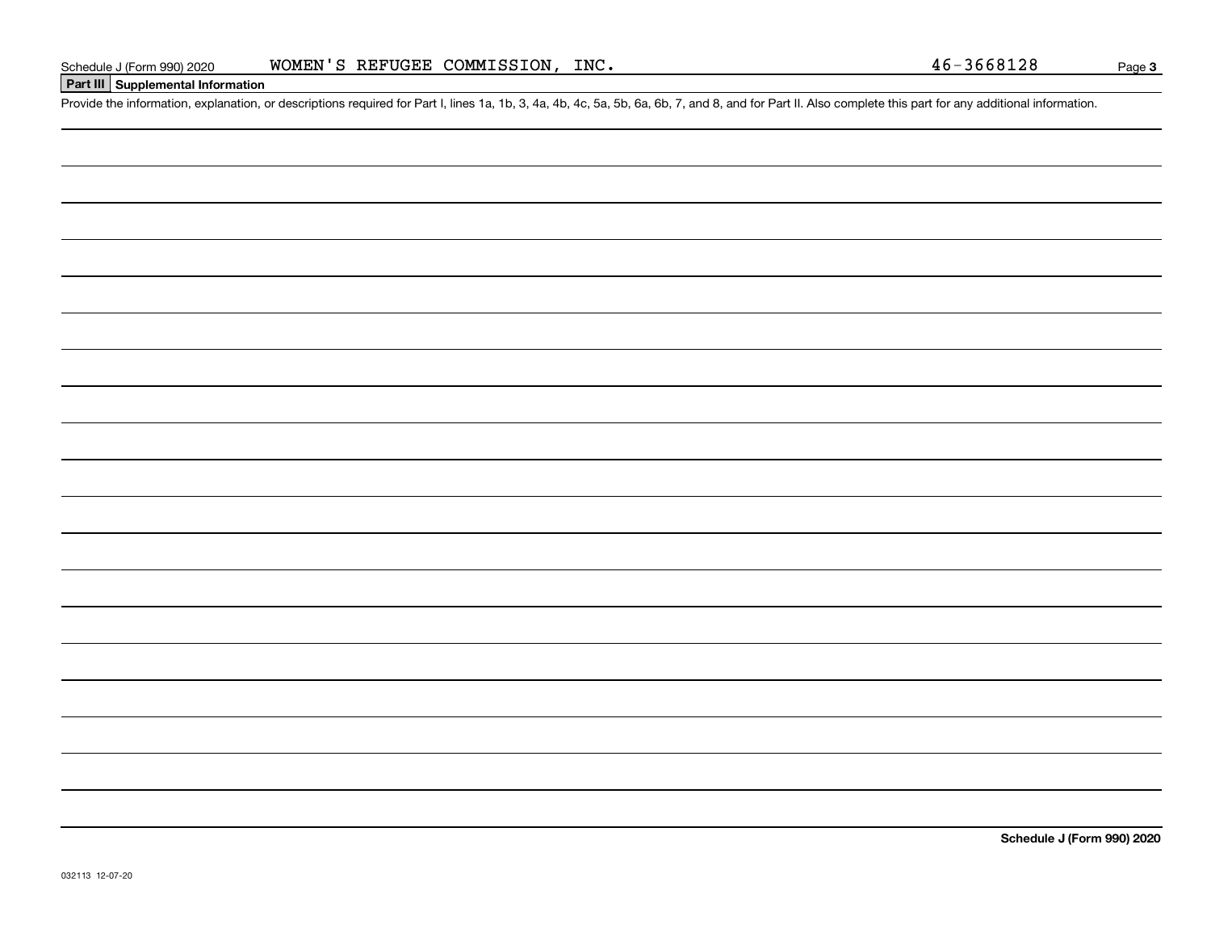Schedule J (Form 990) 2020 WOMEN'S REFUGEE COMMISSION, INC. 46-3668128

## Part III Supplemental Information

Provide the information, explanation, or descriptions required for Part I, lines 1a, 1b, 3, 4a, 4b, 4c, 5a, 5b, 6a, 6b, 7, and 8, and for Part II. Also complete this part for any additional information.

**Schedule J (Form 990) 2020**

032113 12-07-20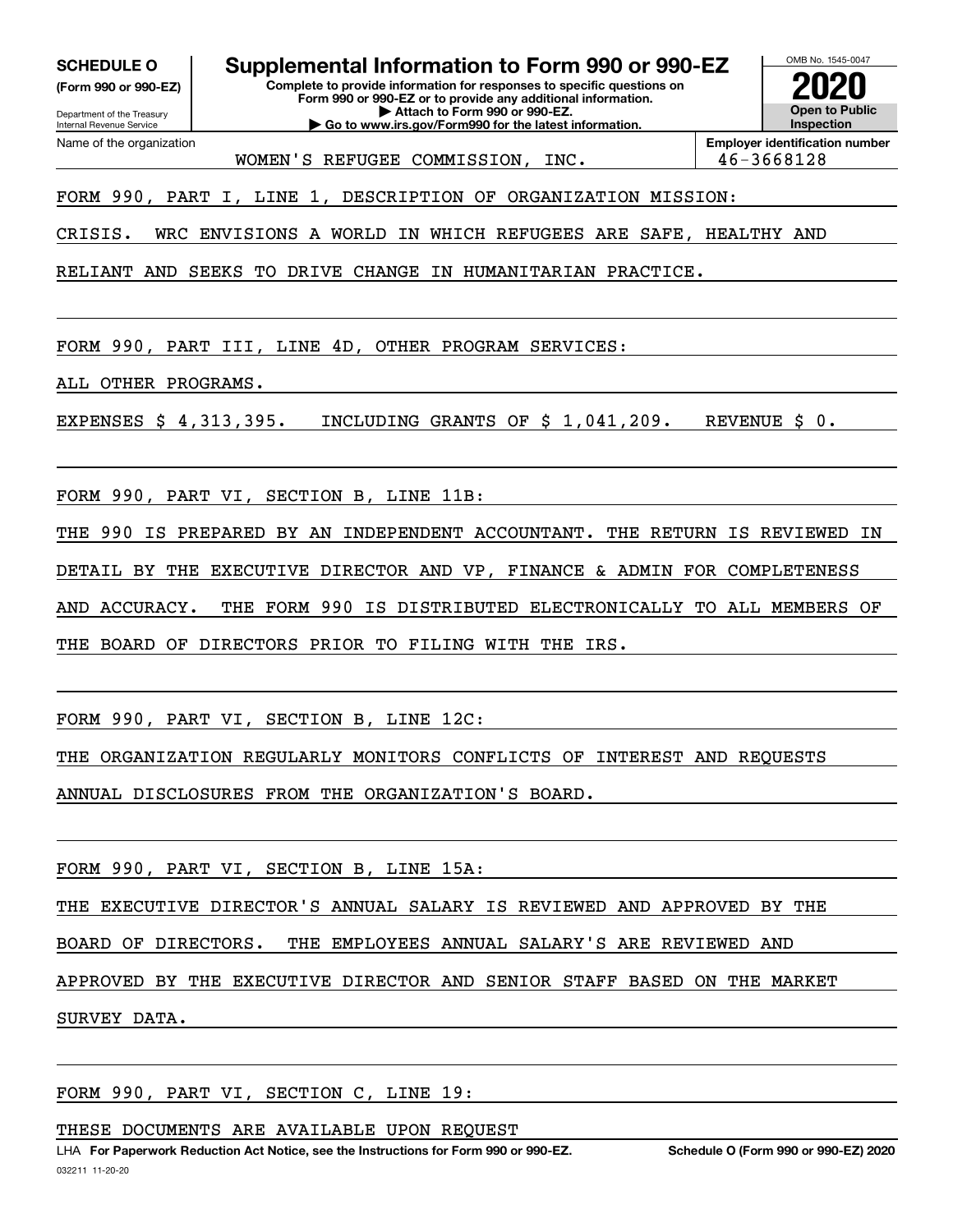**SCHEDULE O** (Form 990 or 990-EZ)

Department of the Treasury
Internal Revenue Service

# Supplemental Information to Form 990 or 990-EZ

**Complete to provide information for responses to specific questions on Form 990 or 990-EZ or to provide any additional information.**
**▶ Attach to Form 990 or 990-EZ.**
**▶ Go to www.irs.gov/Form990 for the latest information.**

OMB No. 1545-0047

**2020**

**Open to Public Inspection**

Name of the organization: WOMEN'S REFUGEE COMMISSION, INC.

**Employer identification number** 46-3668128

FORM 990, PART I, LINE 1, DESCRIPTION OF ORGANIZATION MISSION:

CRISIS. WRC ENVISIONS A WORLD IN WHICH REFUGEES ARE SAFE, HEALTHY AND RELIANT AND SEEKS TO DRIVE CHANGE IN HUMANITARIAN PRACTICE.

FORM 990, PART III, LINE 4D, OTHER PROGRAM SERVICES:

ALL OTHER PROGRAMS.

EXPENSES $ 4,313,395. INCLUDING GRANTS OF $ 1,041,209. REVENUE $ 0.

FORM 990, PART VI, SECTION B, LINE 11B:

THE 990 IS PREPARED BY AN INDEPENDENT ACCOUNTANT. THE RETURN IS REVIEWED IN DETAIL BY THE EXECUTIVE DIRECTOR AND VP, FINANCE & ADMIN FOR COMPLETENESS AND ACCURACY. THE FORM 990 IS DISTRIBUTED ELECTRONICALLY TO ALL MEMBERS OF THE BOARD OF DIRECTORS PRIOR TO FILING WITH THE IRS.

FORM 990, PART VI, SECTION B, LINE 12C:

THE ORGANIZATION REGULARLY MONITORS CONFLICTS OF INTEREST AND REQUESTS ANNUAL DISCLOSURES FROM THE ORGANIZATION'S BOARD.

FORM 990, PART VI, SECTION B, LINE 15A:

THE EXECUTIVE DIRECTOR'S ANNUAL SALARY IS REVIEWED AND APPROVED BY THE BOARD OF DIRECTORS. THE EMPLOYEES ANNUAL SALARY'S ARE REVIEWED AND APPROVED BY THE EXECUTIVE DIRECTOR AND SENIOR STAFF BASED ON THE MARKET SURVEY DATA.

FORM 990, PART VI, SECTION C, LINE 19:

THESE DOCUMENTS ARE AVAILABLE UPON REQUEST

LHA **For Paperwork Reduction Act Notice, see the Instructions for Form 990 or 990-EZ.** **Schedule O (Form 990 or 990-EZ) 2020**

032211 11-20-20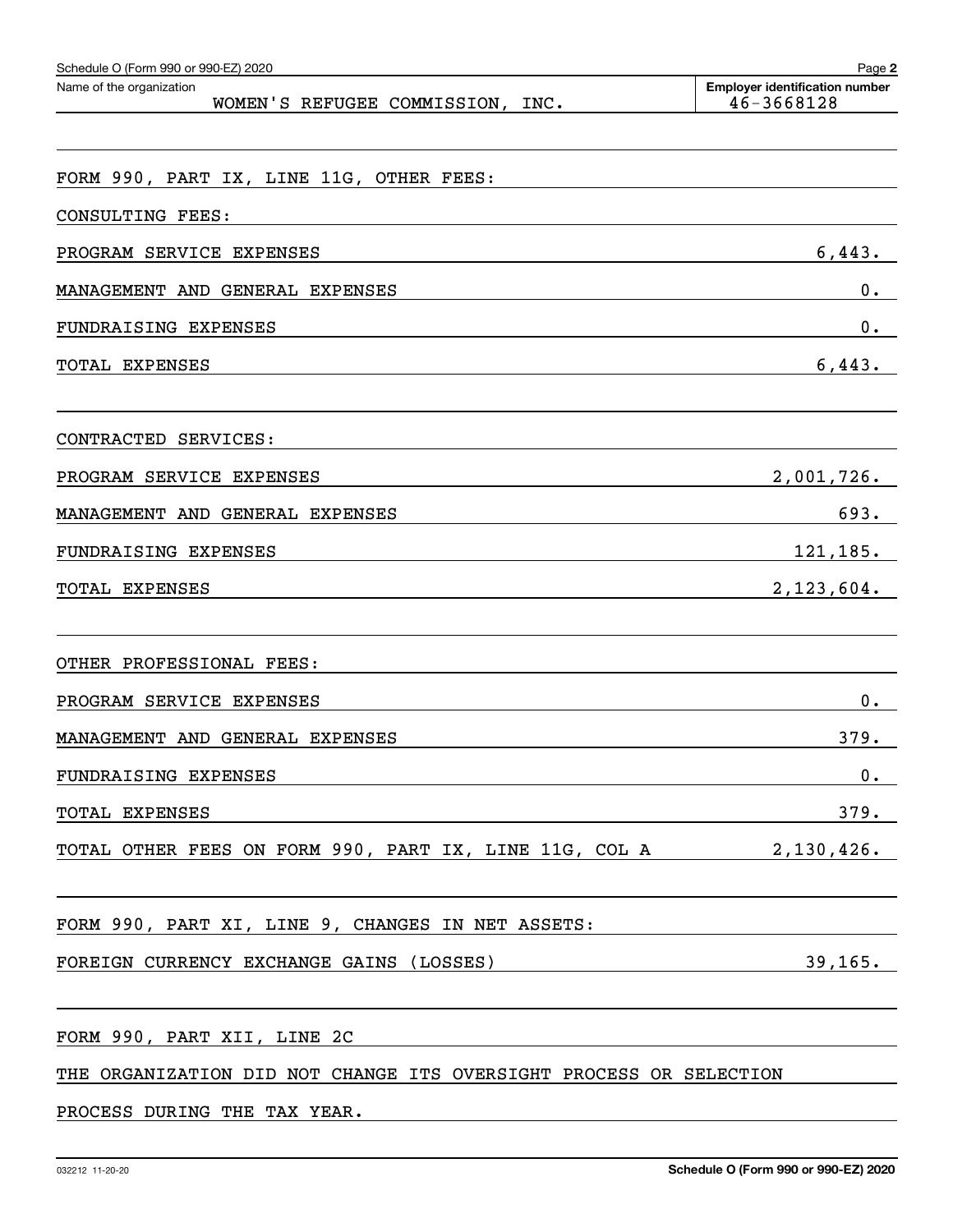Schedule O (Form 990 or 990-EZ) 2020 Page **2**

Name of the organization: WOMEN'S REFUGEE COMMISSION, INC.

**Employer identification number** 46-3668128

FORM 990, PART IX, LINE 11G, OTHER FEES:

| | |
|---|---|
| CONSULTING FEES: | |
| PROGRAM SERVICE EXPENSES | 6,443. |
| MANAGEMENT AND GENERAL EXPENSES | 0. |
| FUNDRAISING EXPENSES | 0. |
| TOTAL EXPENSES | 6,443. |
| | |
| CONTRACTED SERVICES: | |
| PROGRAM SERVICE EXPENSES | 2,001,726. |
| MANAGEMENT AND GENERAL EXPENSES | 693. |
| FUNDRAISING EXPENSES | 121,185. |
| TOTAL EXPENSES | 2,123,604. |
| | |
| OTHER PROFESSIONAL FEES: | |
| PROGRAM SERVICE EXPENSES | 0. |
| MANAGEMENT AND GENERAL EXPENSES | 379. |
| FUNDRAISING EXPENSES | 0. |
| TOTAL EXPENSES | 379. |
| TOTAL OTHER FEES ON FORM 990, PART IX, LINE 11G, COL A | 2,130,426. |

FORM 990, PART XI, LINE 9, CHANGES IN NET ASSETS:

| | |
|---|---|
| FOREIGN CURRENCY EXCHANGE GAINS (LOSSES) | 39,165. |

FORM 990, PART XII, LINE 2C

THE ORGANIZATION DID NOT CHANGE ITS OVERSIGHT PROCESS OR SELECTION PROCESS DURING THE TAX YEAR.

032212 11-20-20 **Schedule O (Form 990 or 990-EZ) 2020**